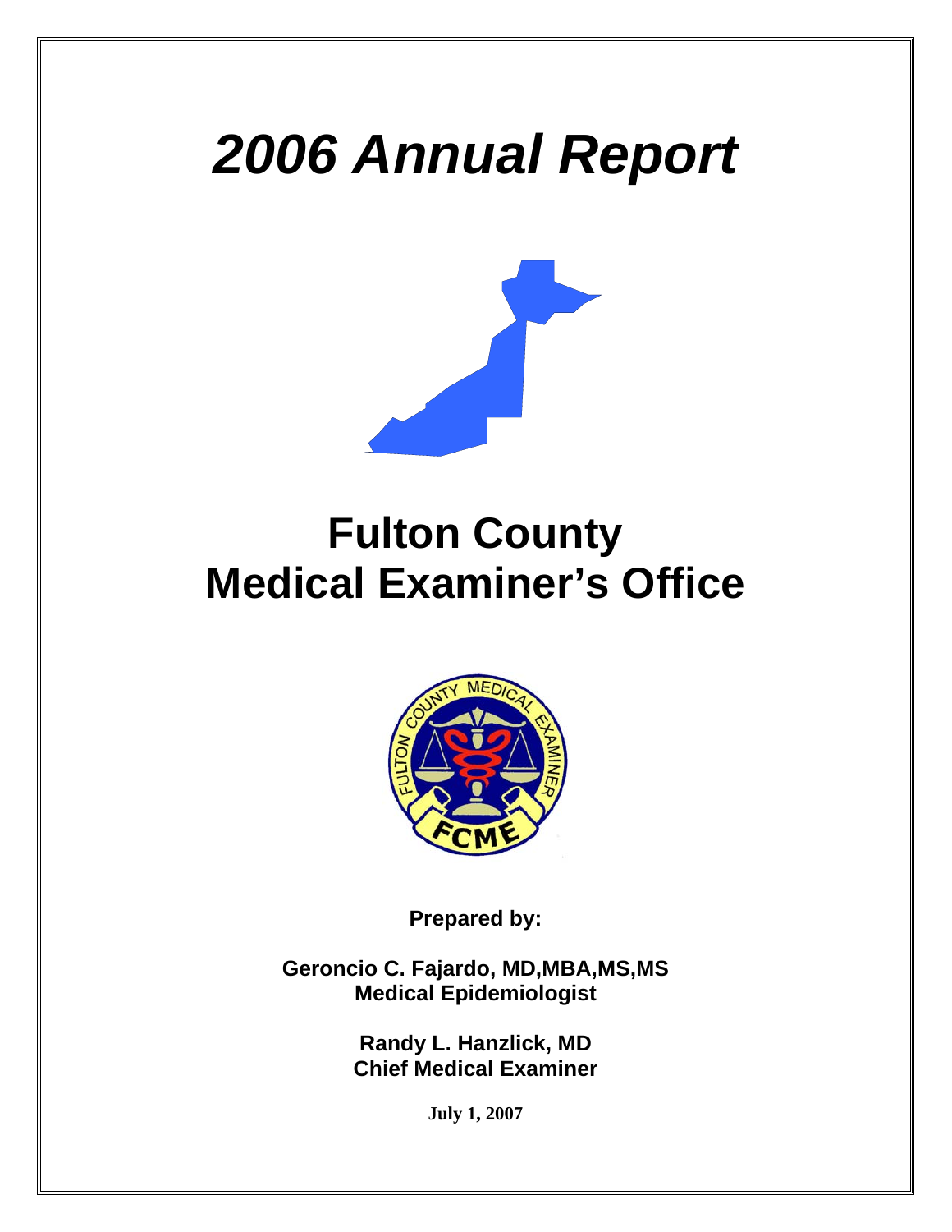# *2006 Annual Report*

# Fulton County Medical Examiner's Office

**Prepared by:**

**Geroncio C. Fajardo, MD,MBA,MS,MS**
**Medical Epidemiologist**

**Randy L. Hanzlick, MD**
**Chief Medical Examiner**

**July 1, 2007**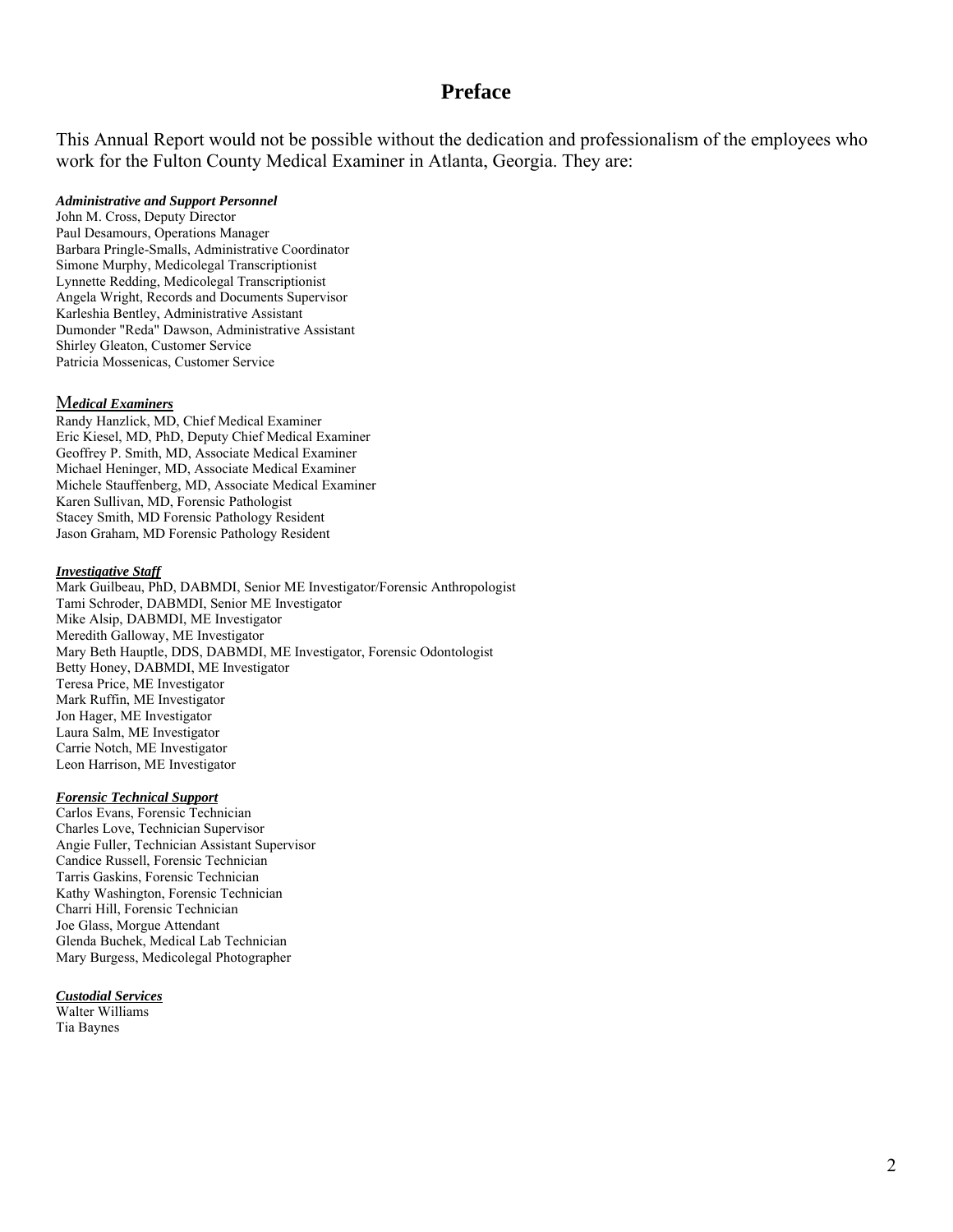# Preface

This Annual Report would not be possible without the dedication and professionalism of the employees who work for the Fulton County Medical Examiner in Atlanta, Georgia. They are:

***Administrative and Support Personnel***

John M. Cross, Deputy Director
Paul Desamours, Operations Manager
Barbara Pringle-Smalls, Administrative Coordinator
Simone Murphy, Medicolegal Transcriptionist
Lynnette Redding, Medicolegal Transcriptionist
Angela Wright, Records and Documents Supervisor
Karleshia Bentley, Administrative Assistant
Dumonder "Reda" Dawson, Administrative Assistant
Shirley Gleaton, Customer Service
Patricia Mossenicas, Customer Service

***Medical Examiners***

Randy Hanzlick, MD, Chief Medical Examiner
Eric Kiesel, MD, PhD, Deputy Chief Medical Examiner
Geoffrey P. Smith, MD, Associate Medical Examiner
Michael Heninger, MD, Associate Medical Examiner
Michele Stauffenberg, MD, Associate Medical Examiner
Karen Sullivan, MD, Forensic Pathologist
Stacey Smith, MD Forensic Pathology Resident
Jason Graham, MD Forensic Pathology Resident

***Investigative Staff***

Mark Guilbeau, PhD, DABMDI, Senior ME Investigator/Forensic Anthropologist
Tami Schroder, DABMDI, Senior ME Investigator
Mike Alsip, DABMDI, ME Investigator
Meredith Galloway, ME Investigator
Mary Beth Hauptle, DDS, DABMDI, ME Investigator, Forensic Odontologist
Betty Honey, DABMDI, ME Investigator
Teresa Price, ME Investigator
Mark Ruffin, ME Investigator
Jon Hager, ME Investigator
Laura Salm, ME Investigator
Carrie Notch, ME Investigator
Leon Harrison, ME Investigator

***Forensic Technical Support***

Carlos Evans, Forensic Technician
Charles Love, Technician Supervisor
Angie Fuller, Technician Assistant Supervisor
Candice Russell, Forensic Technician
Tarris Gaskins, Forensic Technician
Kathy Washington, Forensic Technician
Charri Hill, Forensic Technician
Joe Glass, Morgue Attendant
Glenda Buchek, Medical Lab Technician
Mary Burgess, Medicolegal Photographer

***Custodial Services***

Walter Williams
Tia Baynes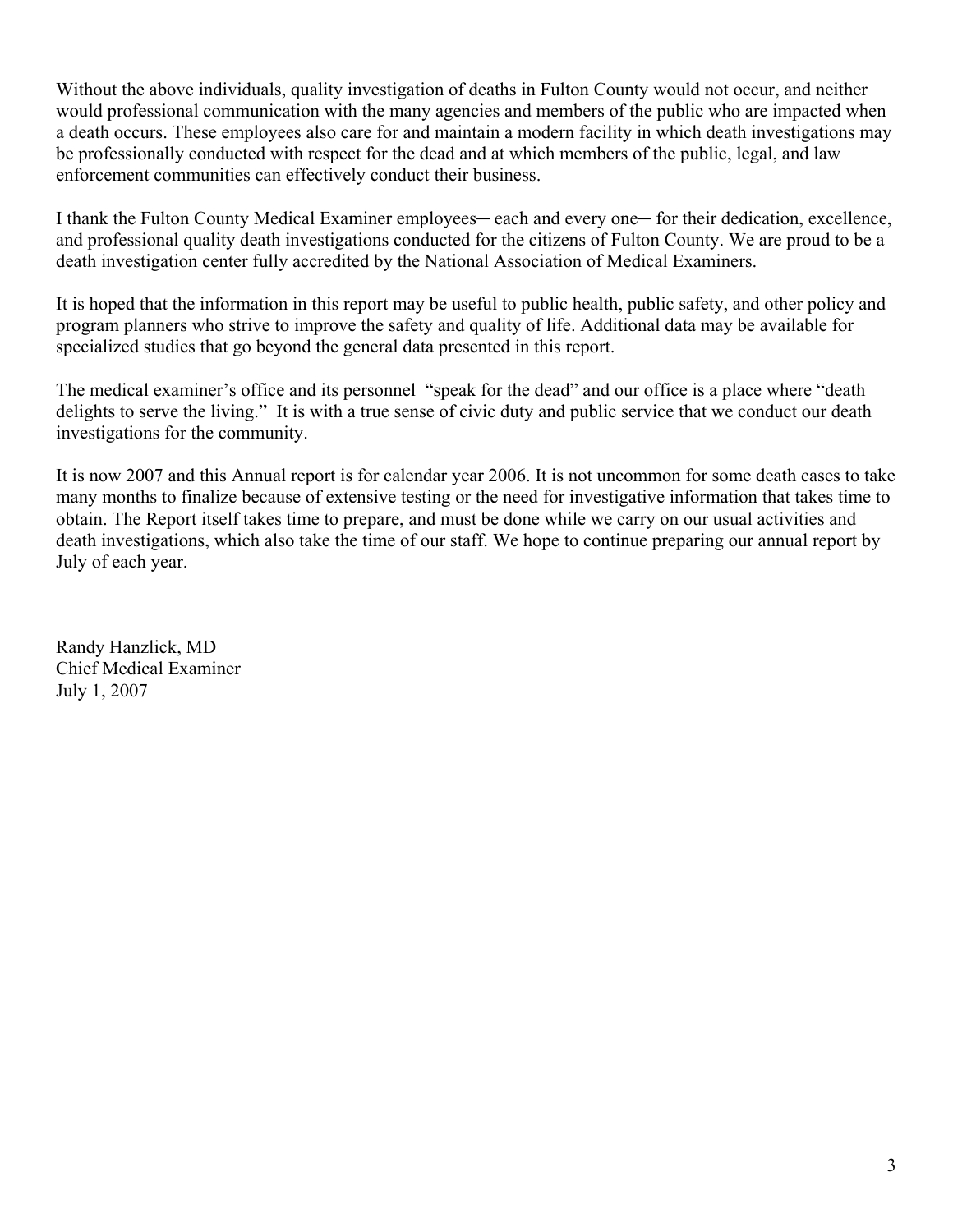Without the above individuals, quality investigation of deaths in Fulton County would not occur, and neither would professional communication with the many agencies and members of the public who are impacted when a death occurs. These employees also care for and maintain a modern facility in which death investigations may be professionally conducted with respect for the dead and at which members of the public, legal, and law enforcement communities can effectively conduct their business.

I thank the Fulton County Medical Examiner employees─ each and every one─ for their dedication, excellence, and professional quality death investigations conducted for the citizens of Fulton County. We are proud to be a death investigation center fully accredited by the National Association of Medical Examiners.

It is hoped that the information in this report may be useful to public health, public safety, and other policy and program planners who strive to improve the safety and quality of life. Additional data may be available for specialized studies that go beyond the general data presented in this report.

The medical examiner's office and its personnel "speak for the dead" and our office is a place where "death delights to serve the living." It is with a true sense of civic duty and public service that we conduct our death investigations for the community.

It is now 2007 and this Annual report is for calendar year 2006. It is not uncommon for some death cases to take many months to finalize because of extensive testing or the need for investigative information that takes time to obtain. The Report itself takes time to prepare, and must be done while we carry on our usual activities and death investigations, which also take the time of our staff. We hope to continue preparing our annual report by July of each year.

Randy Hanzlick, MD
Chief Medical Examiner
July 1, 2007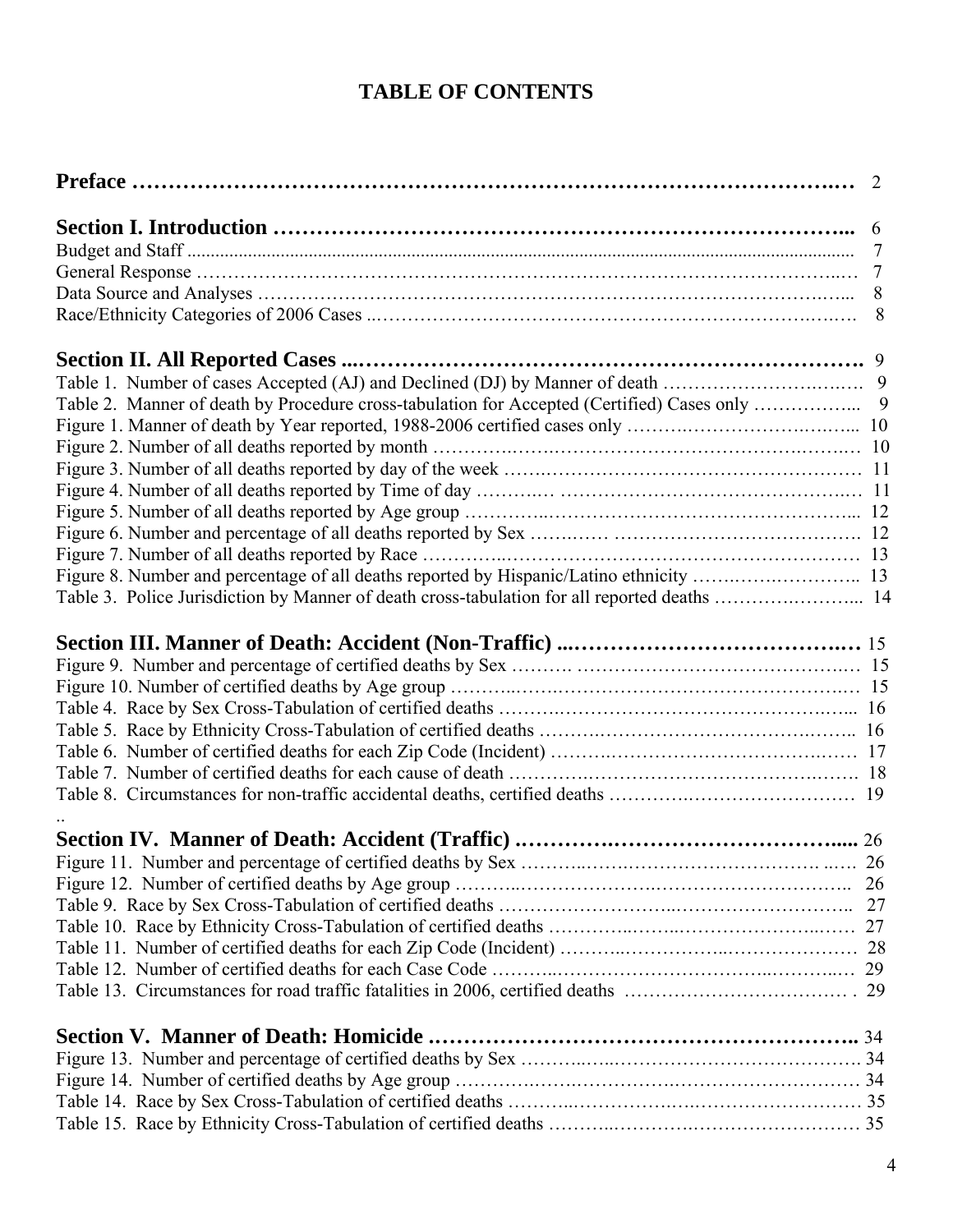# TABLE OF CONTENTS

| | |
|---|---|
| **Preface** | 2 |
| **Section I. Introduction** | 6 |
| Budget and Staff | 7 |
| General Response | 7 |
| Data Source and Analyses | 8 |
| Race/Ethnicity Categories of 2006 Cases | 8 |
| **Section II. All Reported Cases** | 9 |
| Table 1. Number of cases Accepted (AJ) and Declined (DJ) by Manner of death | 9 |
| Table 2. Manner of death by Procedure cross-tabulation for Accepted (Certified) Cases only | 9 |
| Figure 1. Manner of death by Year reported, 1988-2006 certified cases only | 10 |
| Figure 2. Number of all deaths reported by month | 10 |
| Figure 3. Number of all deaths reported by day of the week | 11 |
| Figure 4. Number of all deaths reported by Time of day | 11 |
| Figure 5. Number of all deaths reported by Age group | 12 |
| Figure 6. Number and percentage of all deaths reported by Sex | 12 |
| Figure 7. Number of all deaths reported by Race | 13 |
| Figure 8. Number and percentage of all deaths reported by Hispanic/Latino ethnicity | 13 |
| Table 3. Police Jurisdiction by Manner of death cross-tabulation for all reported deaths | 14 |
| **Section III. Manner of Death: Accident (Non-Traffic)** | 15 |
| Figure 9. Number and percentage of certified deaths by Sex | 15 |
| Figure 10. Number of certified deaths by Age group | 15 |
| Table 4. Race by Sex Cross-Tabulation of certified deaths | 16 |
| Table 5. Race by Ethnicity Cross-Tabulation of certified deaths | 16 |
| Table 6. Number of certified deaths for each Zip Code (Incident) | 17 |
| Table 7. Number of certified deaths for each cause of death | 18 |
| Table 8. Circumstances for non-traffic accidental deaths, certified deaths | 19 |
| **Section IV. Manner of Death: Accident (Traffic)** | 26 |
| Figure 11. Number and percentage of certified deaths by Sex | 26 |
| Figure 12. Number of certified deaths by Age group | 26 |
| Table 9. Race by Sex Cross-Tabulation of certified deaths | 27 |
| Table 10. Race by Ethnicity Cross-Tabulation of certified deaths | 27 |
| Table 11. Number of certified deaths for each Zip Code (Incident) | 28 |
| Table 12. Number of certified deaths for each Case Code | 29 |
| Table 13. Circumstances for road traffic fatalities in 2006, certified deaths | 29 |
| **Section V. Manner of Death: Homicide** | 34 |
| Figure 13. Number and percentage of certified deaths by Sex | 34 |
| Figure 14. Number of certified deaths by Age group | 34 |
| Table 14. Race by Sex Cross-Tabulation of certified deaths | 35 |
| Table 15. Race by Ethnicity Cross-Tabulation of certified deaths | 35 |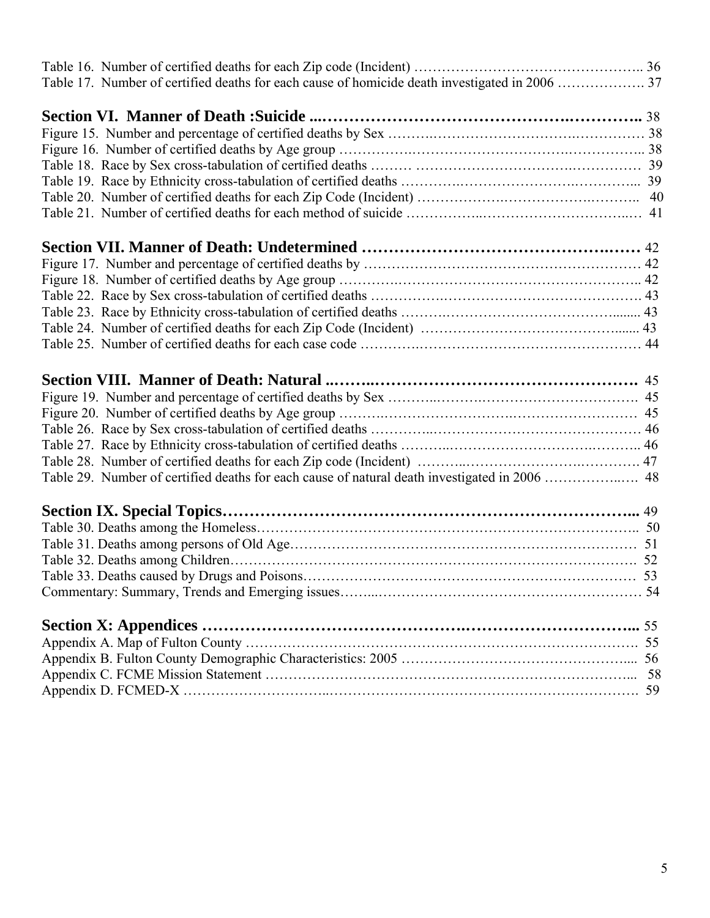Table 16. Number of certified deaths for each Zip code (Incident) ………………………………………….. 36
Table 17. Number of certified deaths for each cause of homicide death investigated in 2006 ………………. 37

**Section VI. Manner of Death :Suicide ...…………………………………….………….. 38**

Figure 15. Number and percentage of certified deaths by Sex ……….…………………………….…………… 38
Figure 16. Number of certified deaths by Age group …………….…………………………….…………….. 38
Table 18. Race by Sex cross-tabulation of certified deaths ……… …………………………….…………… 39
Table 19. Race by Ethnicity cross-tabulation of certified deaths …………..…………………….………….... 39
Table 20. Number of certified deaths for each Zip Code (Incident) ……………….…………………….……….. 40
Table 21. Number of certified deaths for each method of suicide ……………..…………………………..… 41

**Section VII. Manner of Death: Undetermined ……………………………………….…… 42**

Figure 17. Number and percentage of certified deaths by …………………………………………………… 42
Figure 18. Number of certified deaths by Age group ………….……………….………………………….. 42
Table 22. Race by Sex cross-tabulation of certified deaths ………….………………………………………. 43
Table 23. Race by Ethnicity cross-tabulation of certified deaths ……….…………………………….......... 43
Table 24. Number of certified deaths for each Zip Code (Incident) ……………………………………....... 43
Table 25. Number of certified deaths for each case code ………….………………………………………… 44

**Section VIII. Manner of Death: Natural ..……..……………………………………………. 45**

Figure 19. Number and percentage of certified deaths by Sex ………..……….……………………………. 45
Figure 20. Number of certified deaths by Age group ……….……………….………………………….…… 45
Table 26. Race by Sex cross-tabulation of certified deaths …………..……………………………………… 46
Table 27. Race by Ethnicity cross-tabulation of certified deaths ………..……………………….……….. 46
Table 28. Number of certified deaths for each Zip code (Incident) ………..……………………….………. 47
Table 29. Number of certified deaths for each cause of natural death investigated in 2006 ……………..…. 48

**Section IX. Special Topics…………………………………………………………………... 49**

Table 30. Deaths among the Homeless……………………………………………………………………….. 50
Table 31. Deaths among persons of Old Age………………………………………………………………… 51
Table 32. Deaths among Children……………………………………………………………………………. 52
Table 33. Deaths caused by Drugs and Poisons………………………………………………………………… 53
Commentary: Summary, Trends and Emerging issues……...………………………………………………… 54

**Section X: Appendices ……………………………………….……………………………... 55**

Appendix A. Map of Fulton County …………………………………………………………………………. 55
Appendix B. Fulton County Demographic Characteristics: 2005 …………………………………………..... 56
Appendix C. FCME Mission Statement ……………………………………………………………………... 58
Appendix D. FCMED-X …………………………..…………………………………………………………. 59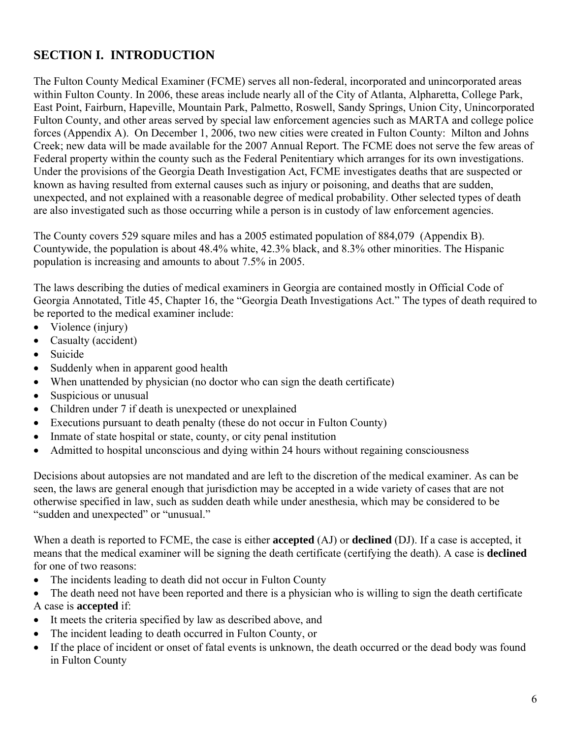## SECTION I. INTRODUCTION

The Fulton County Medical Examiner (FCME) serves all non-federal, incorporated and unincorporated areas within Fulton County. In 2006, these areas include nearly all of the City of Atlanta, Alpharetta, College Park, East Point, Fairburn, Hapeville, Mountain Park, Palmetto, Roswell, Sandy Springs, Union City, Unincorporated Fulton County, and other areas served by special law enforcement agencies such as MARTA and college police forces (Appendix A). On December 1, 2006, two new cities were created in Fulton County: Milton and Johns Creek; new data will be made available for the 2007 Annual Report. The FCME does not serve the few areas of Federal property within the county such as the Federal Penitentiary which arranges for its own investigations. Under the provisions of the Georgia Death Investigation Act, FCME investigates deaths that are suspected or known as having resulted from external causes such as injury or poisoning, and deaths that are sudden, unexpected, and not explained with a reasonable degree of medical probability. Other selected types of death are also investigated such as those occurring while a person is in custody of law enforcement agencies.

The County covers 529 square miles and has a 2005 estimated population of 884,079 (Appendix B). Countywide, the population is about 48.4% white, 42.3% black, and 8.3% other minorities. The Hispanic population is increasing and amounts to about 7.5% in 2005.

The laws describing the duties of medical examiners in Georgia are contained mostly in Official Code of Georgia Annotated, Title 45, Chapter 16, the "Georgia Death Investigations Act." The types of death required to be reported to the medical examiner include:

- Violence (injury)
- Casualty (accident)
- Suicide
- Suddenly when in apparent good health
- When unattended by physician (no doctor who can sign the death certificate)
- Suspicious or unusual
- Children under 7 if death is unexpected or unexplained
- Executions pursuant to death penalty (these do not occur in Fulton County)
- Inmate of state hospital or state, county, or city penal institution
- Admitted to hospital unconscious and dying within 24 hours without regaining consciousness

Decisions about autopsies are not mandated and are left to the discretion of the medical examiner. As can be seen, the laws are general enough that jurisdiction may be accepted in a wide variety of cases that are not otherwise specified in law, such as sudden death while under anesthesia, which may be considered to be "sudden and unexpected" or "unusual."

When a death is reported to FCME, the case is either **accepted** (AJ) or **declined** (DJ). If a case is accepted, it means that the medical examiner will be signing the death certificate (certifying the death). A case is **declined** for one of two reasons:

- The incidents leading to death did not occur in Fulton County
- The death need not have been reported and there is a physician who is willing to sign the death certificate

A case is **accepted** if:

- It meets the criteria specified by law as described above, and
- The incident leading to death occurred in Fulton County, or
- If the place of incident or onset of fatal events is unknown, the death occurred or the dead body was found in Fulton County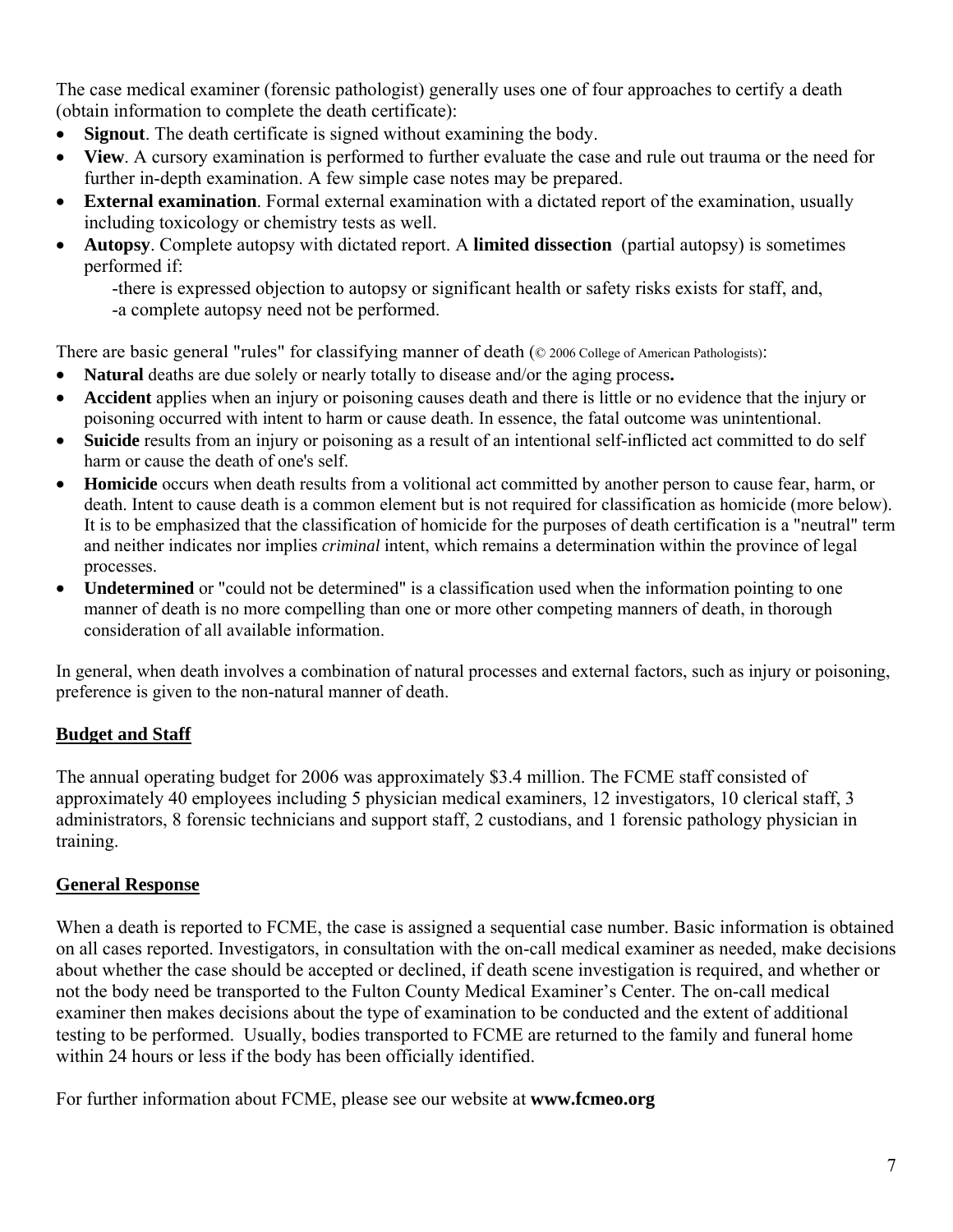The case medical examiner (forensic pathologist) generally uses one of four approaches to certify a death (obtain information to complete the death certificate):

- **Signout**. The death certificate is signed without examining the body.
- **View**. A cursory examination is performed to further evaluate the case and rule out trauma or the need for further in-depth examination. A few simple case notes may be prepared.
- **External examination**. Formal external examination with a dictated report of the examination, usually including toxicology or chemistry tests as well.
- **Autopsy**. Complete autopsy with dictated report. A **limited dissection** (partial autopsy) is sometimes performed if:

  -there is expressed objection to autopsy or significant health or safety risks exists for staff, and,
  -a complete autopsy need not be performed.

There are basic general "rules" for classifying manner of death (© 2006 College of American Pathologists):

- **Natural** deaths are due solely or nearly totally to disease and/or the aging process**.**
- **Accident** applies when an injury or poisoning causes death and there is little or no evidence that the injury or poisoning occurred with intent to harm or cause death. In essence, the fatal outcome was unintentional.
- **Suicide** results from an injury or poisoning as a result of an intentional self-inflicted act committed to do self harm or cause the death of one's self.
- **Homicide** occurs when death results from a volitional act committed by another person to cause fear, harm, or death. Intent to cause death is a common element but is not required for classification as homicide (more below). It is to be emphasized that the classification of homicide for the purposes of death certification is a "neutral" term and neither indicates nor implies *criminal* intent, which remains a determination within the province of legal processes.
- **Undetermined** or "could not be determined" is a classification used when the information pointing to one manner of death is no more compelling than one or more other competing manners of death, in thorough consideration of all available information.

In general, when death involves a combination of natural processes and external factors, such as injury or poisoning, preference is given to the non-natural manner of death.

## Budget and Staff

The annual operating budget for 2006 was approximately $3.4 million. The FCME staff consisted of approximately 40 employees including 5 physician medical examiners, 12 investigators, 10 clerical staff, 3 administrators, 8 forensic technicians and support staff, 2 custodians, and 1 forensic pathology physician in training.

## General Response

When a death is reported to FCME, the case is assigned a sequential case number. Basic information is obtained on all cases reported. Investigators, in consultation with the on-call medical examiner as needed, make decisions about whether the case should be accepted or declined, if death scene investigation is required, and whether or not the body need be transported to the Fulton County Medical Examiner's Center. The on-call medical examiner then makes decisions about the type of examination to be conducted and the extent of additional testing to be performed. Usually, bodies transported to FCME are returned to the family and funeral home within 24 hours or less if the body has been officially identified.

For further information about FCME, please see our website at **www.fcmeo.org**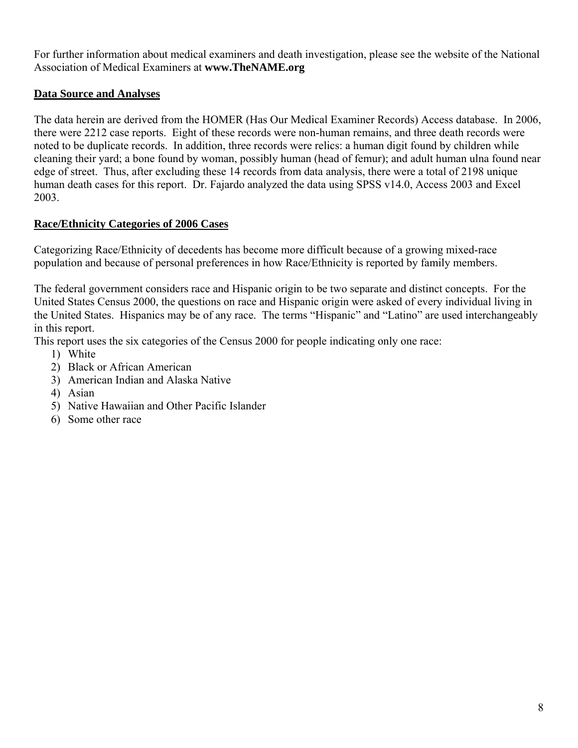For further information about medical examiners and death investigation, please see the website of the National Association of Medical Examiners at **www.TheNAME.org**

## Data Source and Analyses

The data herein are derived from the HOMER (Has Our Medical Examiner Records) Access database. In 2006, there were 2212 case reports. Eight of these records were non-human remains, and three death records were noted to be duplicate records. In addition, three records were relics: a human digit found by children while cleaning their yard; a bone found by woman, possibly human (head of femur); and adult human ulna found near edge of street. Thus, after excluding these 14 records from data analysis, there were a total of 2198 unique human death cases for this report. Dr. Fajardo analyzed the data using SPSS v14.0, Access 2003 and Excel 2003.

## Race/Ethnicity Categories of 2006 Cases

Categorizing Race/Ethnicity of decedents has become more difficult because of a growing mixed-race population and because of personal preferences in how Race/Ethnicity is reported by family members.

The federal government considers race and Hispanic origin to be two separate and distinct concepts. For the United States Census 2000, the questions on race and Hispanic origin were asked of every individual living in the United States. Hispanics may be of any race. The terms "Hispanic" and "Latino" are used interchangeably in this report.

This report uses the six categories of the Census 2000 for people indicating only one race:

1) White
2) Black or African American
3) American Indian and Alaska Native
4) Asian
5) Native Hawaiian and Other Pacific Islander
6) Some other race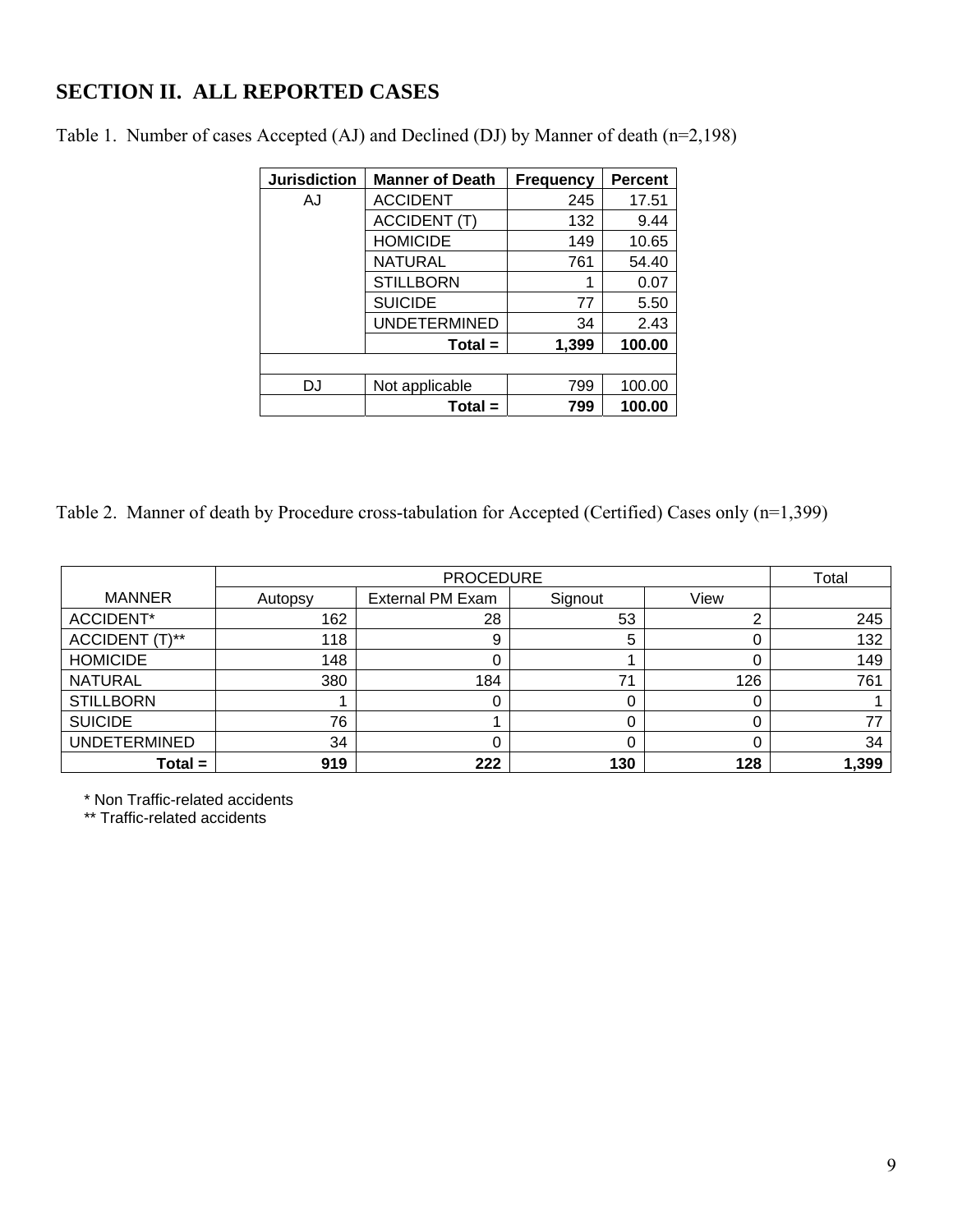## SECTION II. ALL REPORTED CASES

Table 1. Number of cases Accepted (AJ) and Declined (DJ) by Manner of death (n=2,198)

| Jurisdiction | Manner of Death | Frequency | Percent |
|---|---|---|---|
| AJ | ACCIDENT | 245 | 17.51 |
| | ACCIDENT (T) | 132 | 9.44 |
| | HOMICIDE | 149 | 10.65 |
| | NATURAL | 761 | 54.40 |
| | STILLBORN | 1 | 0.07 |
| | SUICIDE | 77 | 5.50 |
| | UNDETERMINED | 34 | 2.43 |
| | **Total =** | **1,399** | **100.00** |
| | | | |
| DJ | Not applicable | 799 | 100.00 |
| | **Total =** | **799** | **100.00** |

Table 2. Manner of death by Procedure cross-tabulation for Accepted (Certified) Cases only (n=1,399)

| | PROCEDURE | | | | Total |
|---|---|---|---|---|---|
| MANNER | Autopsy | External PM Exam | Signout | View | |
| ACCIDENT* | 162 | 28 | 53 | 2 | 245 |
| ACCIDENT (T)** | 118 | 9 | 5 | 0 | 132 |
| HOMICIDE | 148 | 0 | 1 | 0 | 149 |
| NATURAL | 380 | 184 | 71 | 126 | 761 |
| STILLBORN | 1 | 0 | 0 | 0 | 1 |
| SUICIDE | 76 | 1 | 0 | 0 | 77 |
| UNDETERMINED | 34 | 0 | 0 | 0 | 34 |
| **Total =** | **919** | **222** | **130** | **128** | **1,399** |

* Non Traffic-related accidents
** Traffic-related accidents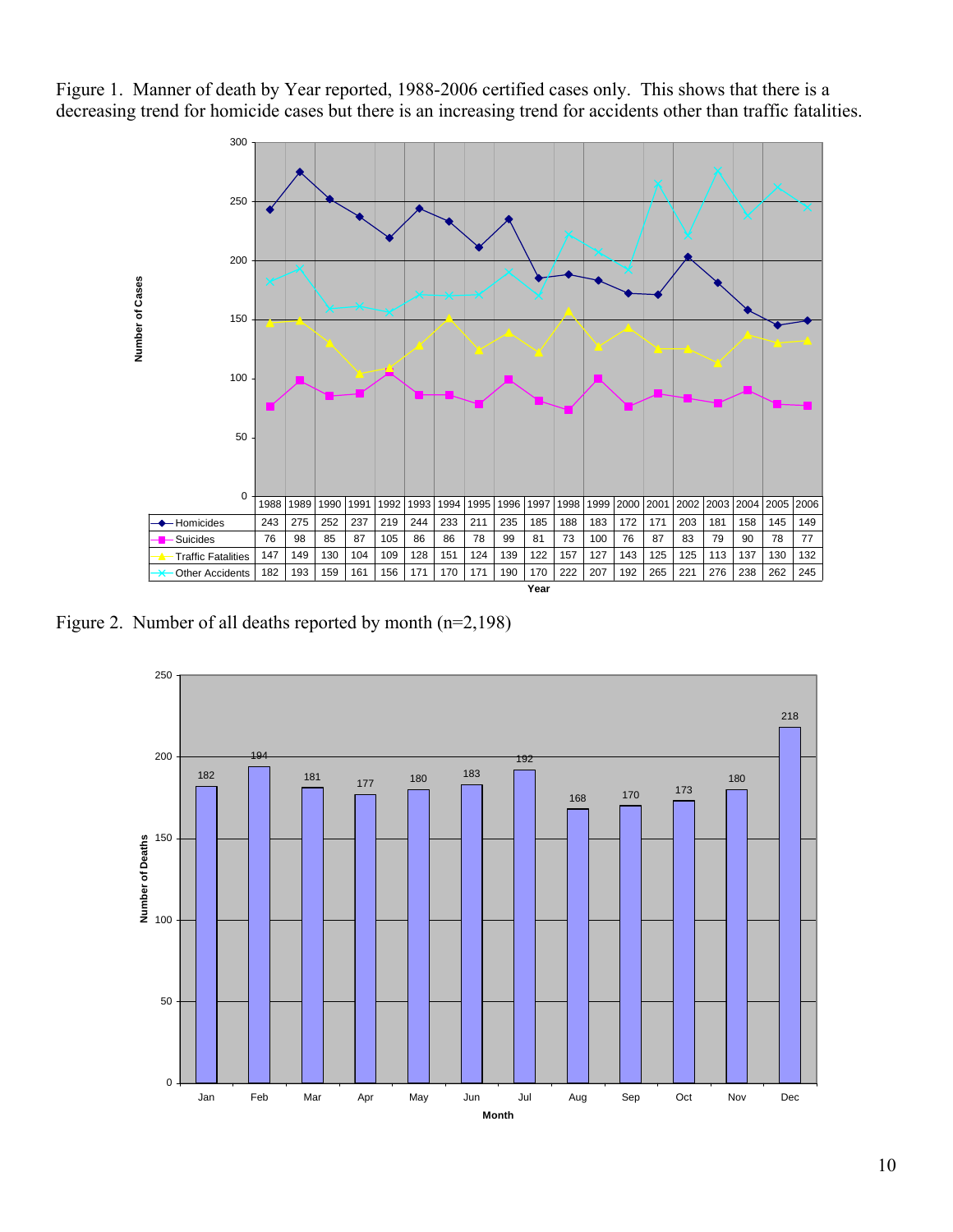Figure 1. Manner of death by Year reported, 1988-2006 certified cases only. This shows that there is a decreasing trend for homicide cases but there is an increasing trend for accidents other than traffic fatalities.

| | 1988 | 1989 | 1990 | 1991 | 1992 | 1993 | 1994 | 1995 | 1996 | 1997 | 1998 | 1999 | 2000 | 2001 | 2002 | 2003 | 2004 | 2005 | 2006 |
|---|---|---|---|---|---|---|---|---|---|---|---|---|---|---|---|---|---|---|---|
| Homicides | 243 | 275 | 252 | 237 | 219 | 244 | 233 | 211 | 235 | 185 | 188 | 183 | 172 | 171 | 203 | 181 | 158 | 145 | 149 |
| Suicides | 76 | 98 | 85 | 87 | 105 | 86 | 86 | 78 | 99 | 81 | 73 | 100 | 76 | 87 | 83 | 79 | 90 | 78 | 77 |
| Traffic Fatalities | 147 | 149 | 130 | 104 | 109 | 128 | 151 | 124 | 139 | 122 | 157 | 127 | 143 | 125 | 125 | 113 | 137 | 130 | 132 |
| Other Accidents | 182 | 193 | 159 | 161 | 156 | 171 | 170 | 171 | 190 | 170 | 222 | 207 | 192 | 265 | 221 | 276 | 238 | 262 | 245 |

Figure 2. Number of all deaths reported by month (n=2,198)

| Month | Jan | Feb | Mar | Apr | May | Jun | Jul | Aug | Sep | Oct | Nov | Dec |
|---|---|---|---|---|---|---|---|---|---|---|---|---|
| Number of Deaths | 182 | 194 | 181 | 177 | 180 | 183 | 192 | 168 | 170 | 173 | 180 | 218 |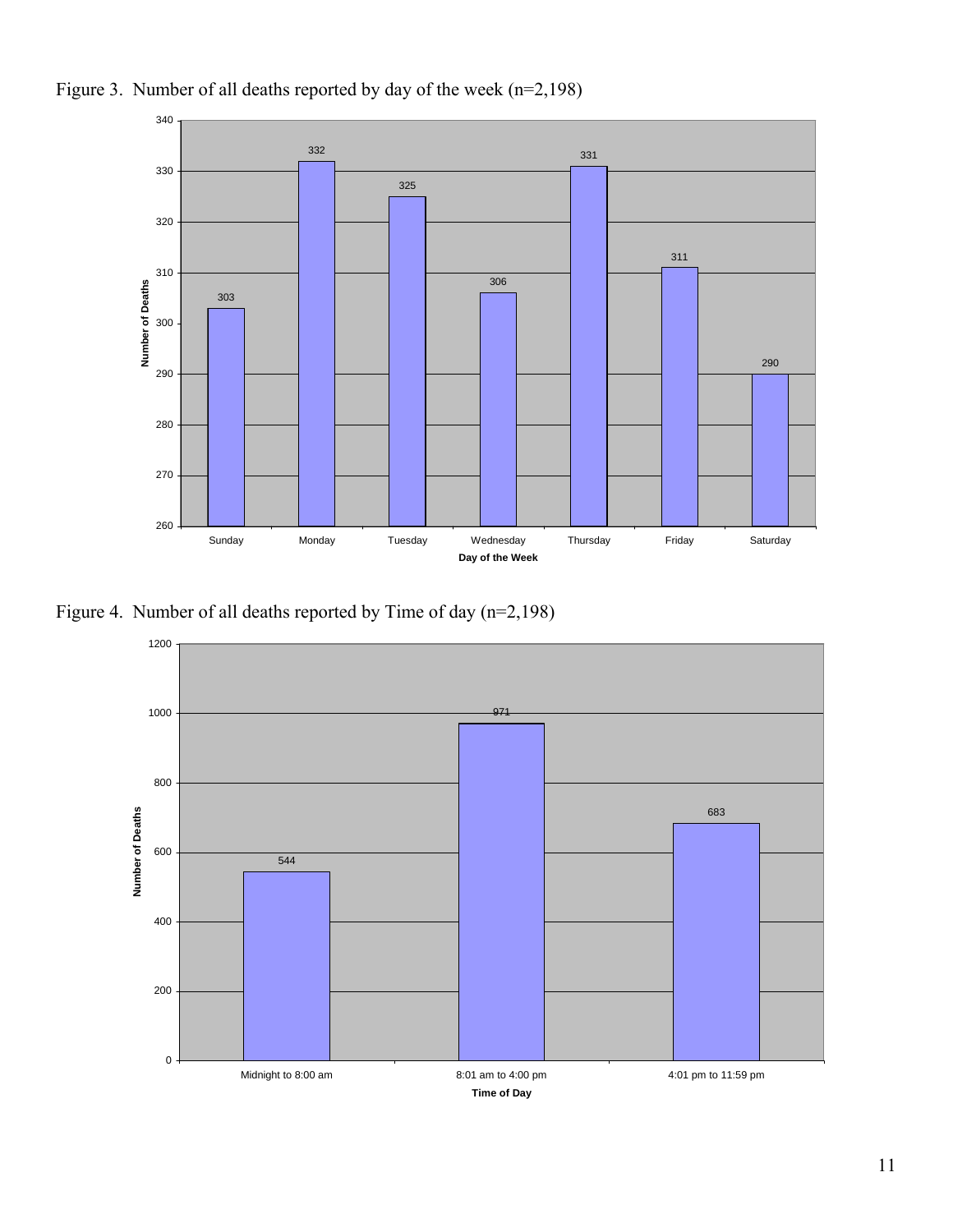Figure 3. Number of all deaths reported by day of the week (n=2,198)

| Day of the Week | Number of Deaths |
| --- | --- |
| Sunday | 303 |
| Monday | 332 |
| Tuesday | 325 |
| Wednesday | 306 |
| Thursday | 331 |
| Friday | 311 |
| Saturday | 290 |

Figure 4. Number of all deaths reported by Time of day (n=2,198)

| Time of Day | Number of Deaths |
| --- | --- |
| Midnight to 8:00 am | 544 |
| 8:01 am to 4:00 pm | 971 |
| 4:01 pm to 11:59 pm | 683 |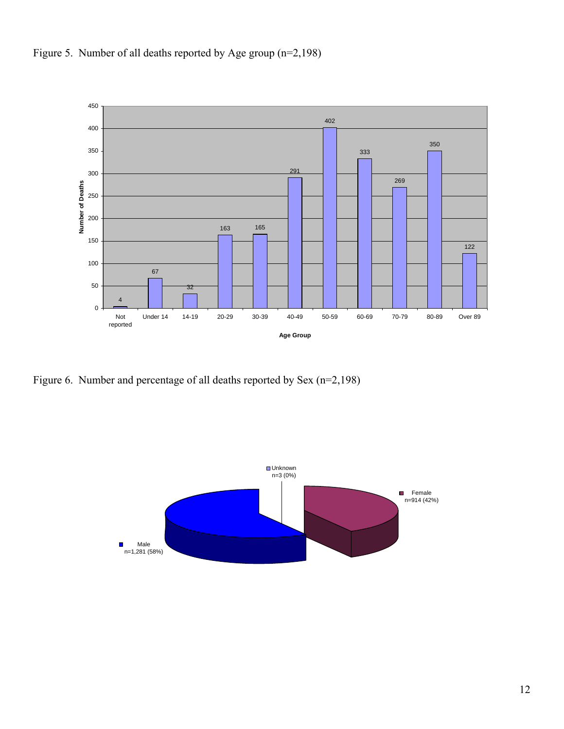Figure 5. Number of all deaths reported by Age group (n=2,198)

| Age Group | Number of Deaths |
|---|---|
| Not reported | 4 |
| Under 14 | 67 |
| 14-19 | 32 |
| 20-29 | 163 |
| 30-39 | 165 |
| 40-49 | 291 |
| 50-59 | 402 |
| 60-69 | 333 |
| 70-79 | 269 |
| 80-89 | 350 |
| Over 89 | 122 |

Figure 6. Number and percentage of all deaths reported by Sex (n=2,198)

| Sex | n (%) |
|---|---|
| Male | n=1,281 (58%) |
| Female | n=914 (42%) |
| Unknown | n=3 (0%) |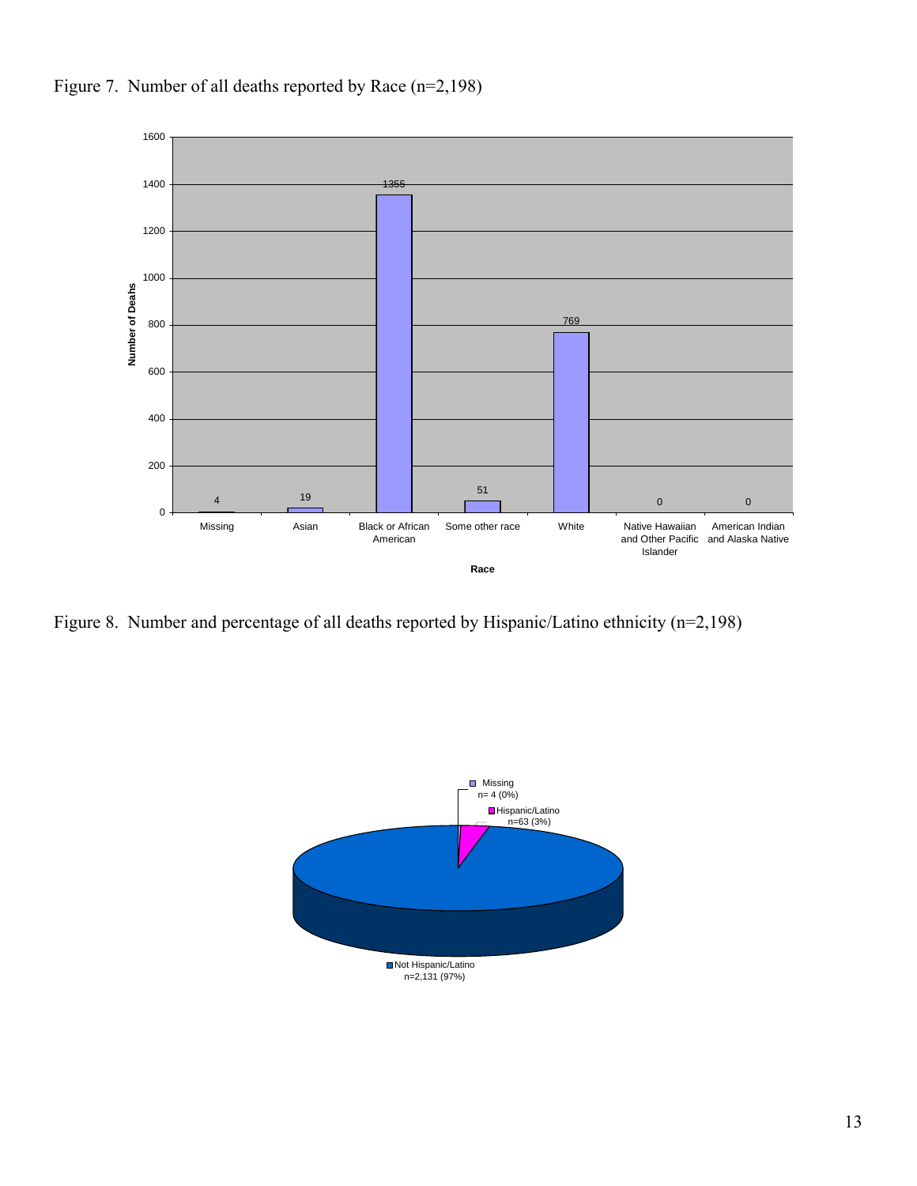Figure 7. Number of all deaths reported by Race (n=2,198)

| Race | Number of Deaths |
|---|---|
| Missing | 4 |
| Asian | 19 |
| Black or African American | 1355 |
| Some other race | 51 |
| White | 769 |
| Native Hawaiian and Other Pacific Islander | 0 |
| American Indian and Alaska Native | 0 |

Figure 8. Number and percentage of all deaths reported by Hispanic/Latino ethnicity (n=2,198)

| Ethnicity | n (%) |
|---|---|
| Missing | n= 4 (0%) |
| Hispanic/Latino | n=63 (3%) |
| Not Hispanic/Latino | n=2,131 (97%) |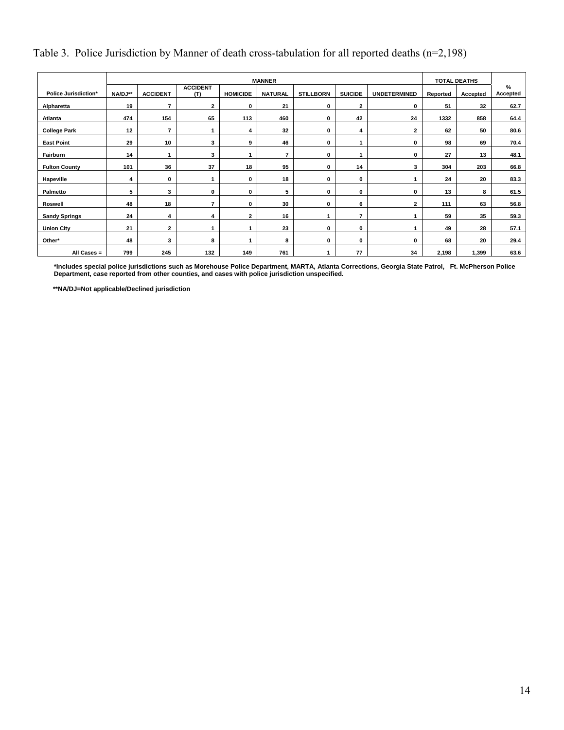Table 3. Police Jurisdiction by Manner of death cross-tabulation for all reported deaths (n=2,198)

| | MANNER | | | | | | | | TOTAL DEATHS | | |
|---|---|---|---|---|---|---|---|---|---|---|---|
| Police Jurisdiction* | NA/DJ** | ACCIDENT | ACCIDENT (T) | HOMICIDE | NATURAL | STILLBORN | SUICIDE | UNDETERMINED | Reported | Accepted | % Accepted |
| Alpharetta | 19 | 7 | 2 | 0 | 21 | 0 | 2 | 0 | 51 | 32 | 62.7 |
| Atlanta | 474 | 154 | 65 | 113 | 460 | 0 | 42 | 24 | 1332 | 858 | 64.4 |
| College Park | 12 | 7 | 1 | 4 | 32 | 0 | 4 | 2 | 62 | 50 | 80.6 |
| East Point | 29 | 10 | 3 | 9 | 46 | 0 | 1 | 0 | 98 | 69 | 70.4 |
| Fairburn | 14 | 1 | 3 | 1 | 7 | 0 | 1 | 0 | 27 | 13 | 48.1 |
| Fulton County | 101 | 36 | 37 | 18 | 95 | 0 | 14 | 3 | 304 | 203 | 66.8 |
| Hapeville | 4 | 0 | 1 | 0 | 18 | 0 | 0 | 1 | 24 | 20 | 83.3 |
| Palmetto | 5 | 3 | 0 | 0 | 5 | 0 | 0 | 0 | 13 | 8 | 61.5 |
| Roswell | 48 | 18 | 7 | 0 | 30 | 0 | 6 | 2 | 111 | 63 | 56.8 |
| Sandy Springs | 24 | 4 | 4 | 2 | 16 | 1 | 7 | 1 | 59 | 35 | 59.3 |
| Union City | 21 | 2 | 1 | 1 | 23 | 0 | 0 | 1 | 49 | 28 | 57.1 |
| Other* | 48 | 3 | 8 | 1 | 8 | 0 | 0 | 0 | 68 | 20 | 29.4 |
| All Cases = | 799 | 245 | 132 | 149 | 761 | 1 | 77 | 34 | 2,198 | 1,399 | 63.6 |

*Includes special police jurisdictions such as Morehouse Police Department, MARTA, Atlanta Corrections, Georgia State Patrol, Ft. McPherson Police Department, case reported from other counties, and cases with police jurisdiction unspecified.

**NA/DJ=Not applicable/Declined jurisdiction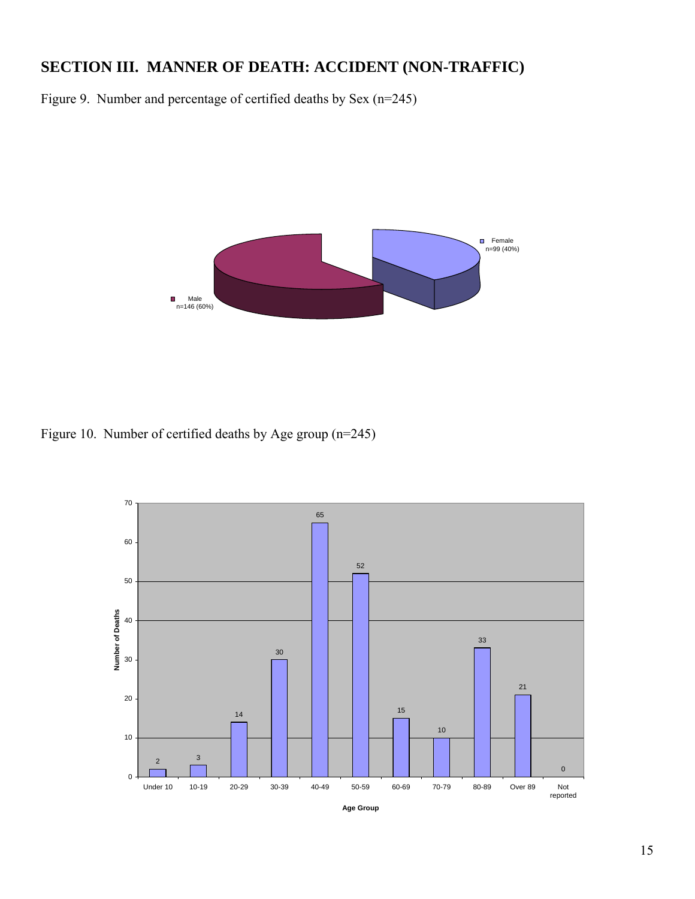# SECTION III. MANNER OF DEATH: ACCIDENT (NON-TRAFFIC)

Figure 9. Number and percentage of certified deaths by Sex (n=245)

Female
n=99 (40%)

Male
n=146 (60%)

Figure 10. Number of certified deaths by Age group (n=245)

| Age Group | Number of Deaths |
|---|---|
| Under 10 | 2 |
| 10-19 | 3 |
| 20-29 | 14 |
| 30-39 | 30 |
| 40-49 | 65 |
| 50-59 | 52 |
| 60-69 | 15 |
| 70-79 | 10 |
| 80-89 | 33 |
| Over 89 | 21 |
| Not reported | 0 |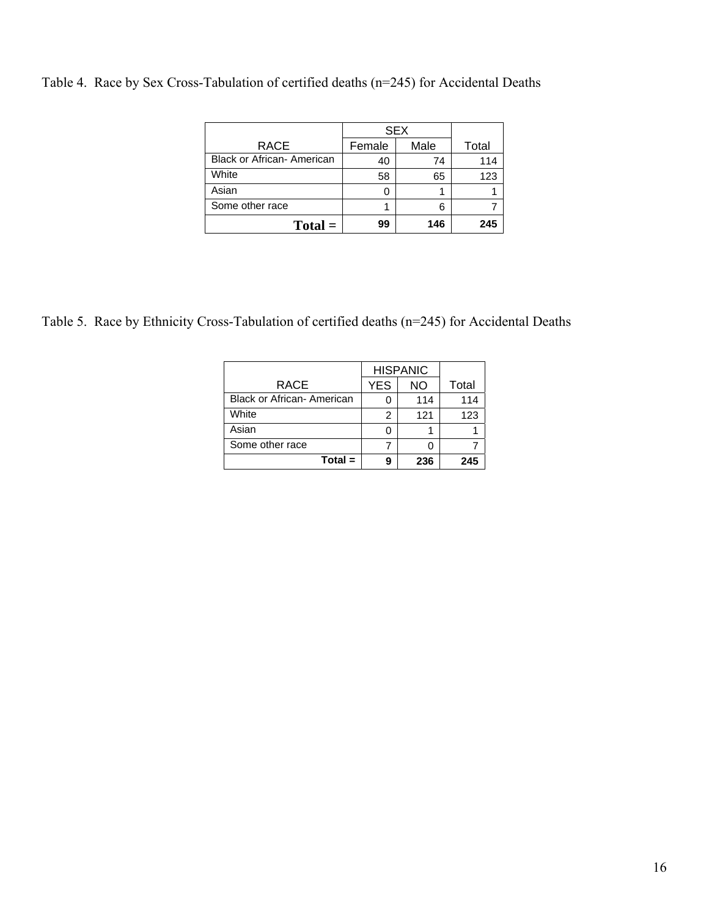Table 4. Race by Sex Cross-Tabulation of certified deaths (n=245) for Accidental Deaths

| RACE | SEX | | Total |
|---|---|---|---|
| | Female | Male | |
| Black or African- American | 40 | 74 | 114 |
| White | 58 | 65 | 123 |
| Asian | 0 | 1 | 1 |
| Some other race | 1 | 6 | 7 |
| **Total =** | **99** | **146** | **245** |

Table 5. Race by Ethnicity Cross-Tabulation of certified deaths (n=245) for Accidental Deaths

| RACE | HISPANIC | | Total |
|---|---|---|---|
| | YES | NO | |
| Black or African- American | 0 | 114 | 114 |
| White | 2 | 121 | 123 |
| Asian | 0 | 1 | 1 |
| Some other race | 7 | 0 | 7 |
| **Total =** | **9** | **236** | **245** |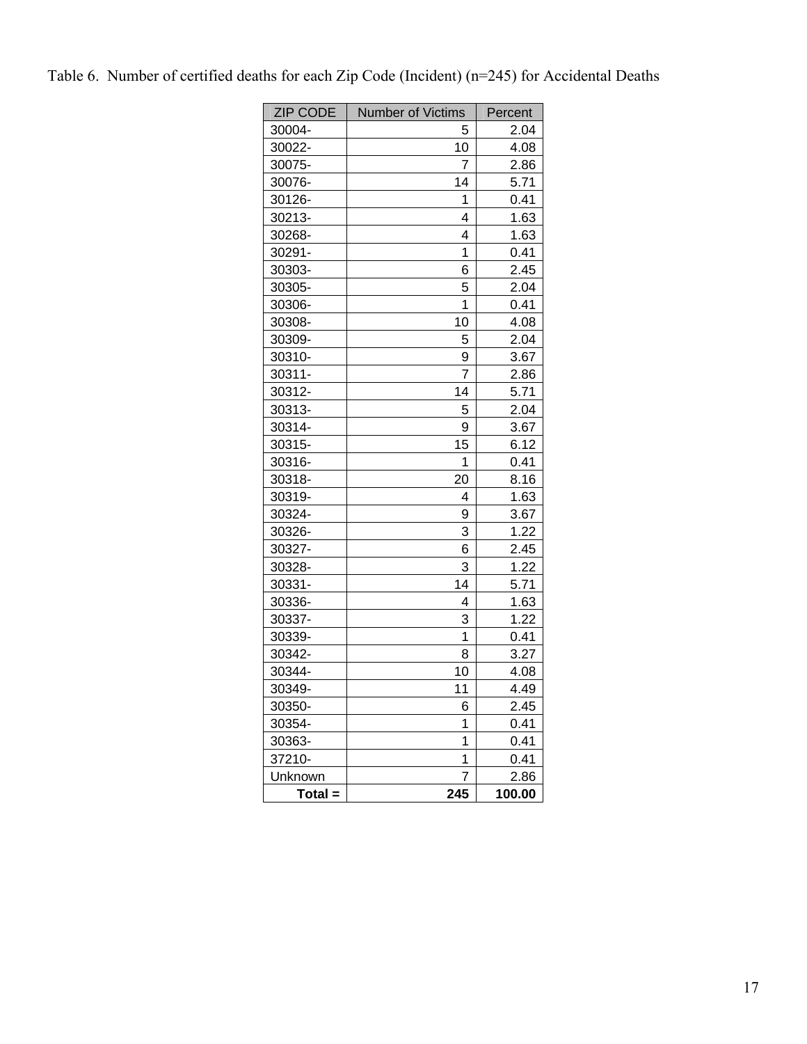Table 6. Number of certified deaths for each Zip Code (Incident) (n=245) for Accidental Deaths

| ZIP CODE | Number of Victims | Percent |
|---|---|---|
| 30004- | 5 | 2.04 |
| 30022- | 10 | 4.08 |
| 30075- | 7 | 2.86 |
| 30076- | 14 | 5.71 |
| 30126- | 1 | 0.41 |
| 30213- | 4 | 1.63 |
| 30268- | 4 | 1.63 |
| 30291- | 1 | 0.41 |
| 30303- | 6 | 2.45 |
| 30305- | 5 | 2.04 |
| 30306- | 1 | 0.41 |
| 30308- | 10 | 4.08 |
| 30309- | 5 | 2.04 |
| 30310- | 9 | 3.67 |
| 30311- | 7 | 2.86 |
| 30312- | 14 | 5.71 |
| 30313- | 5 | 2.04 |
| 30314- | 9 | 3.67 |
| 30315- | 15 | 6.12 |
| 30316- | 1 | 0.41 |
| 30318- | 20 | 8.16 |
| 30319- | 4 | 1.63 |
| 30324- | 9 | 3.67 |
| 30326- | 3 | 1.22 |
| 30327- | 6 | 2.45 |
| 30328- | 3 | 1.22 |
| 30331- | 14 | 5.71 |
| 30336- | 4 | 1.63 |
| 30337- | 3 | 1.22 |
| 30339- | 1 | 0.41 |
| 30342- | 8 | 3.27 |
| 30344- | 10 | 4.08 |
| 30349- | 11 | 4.49 |
| 30350- | 6 | 2.45 |
| 30354- | 1 | 0.41 |
| 30363- | 1 | 0.41 |
| 37210- | 1 | 0.41 |
| Unknown | 7 | 2.86 |
| **Total =** | **245** | **100.00** |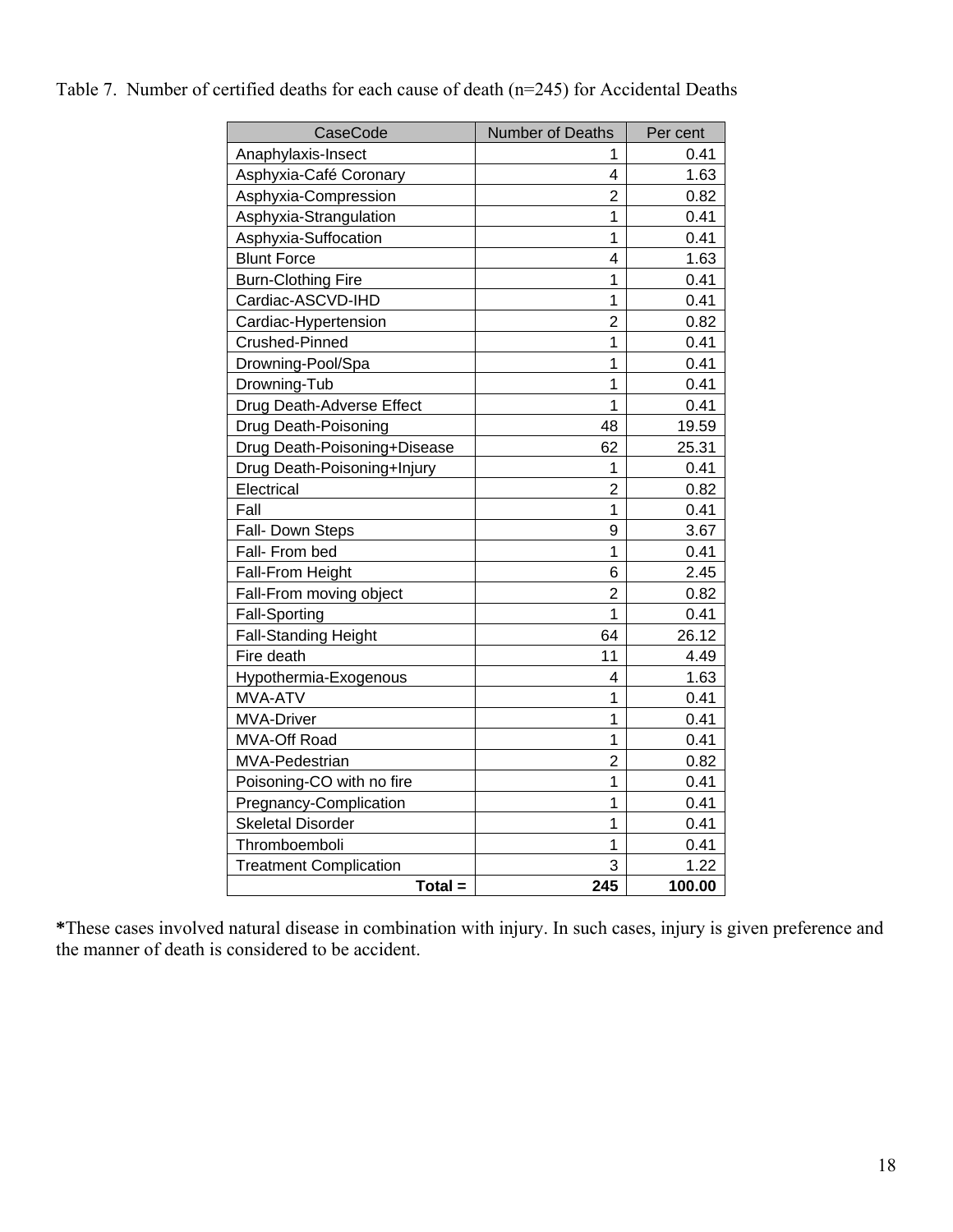Table 7. Number of certified deaths for each cause of death (n=245) for Accidental Deaths

| CaseCode | Number of Deaths | Per cent |
|---|---|---|
| Anaphylaxis-Insect | 1 | 0.41 |
| Asphyxia-Café Coronary | 4 | 1.63 |
| Asphyxia-Compression | 2 | 0.82 |
| Asphyxia-Strangulation | 1 | 0.41 |
| Asphyxia-Suffocation | 1 | 0.41 |
| Blunt Force | 4 | 1.63 |
| Burn-Clothing Fire | 1 | 0.41 |
| Cardiac-ASCVD-IHD | 1 | 0.41 |
| Cardiac-Hypertension | 2 | 0.82 |
| Crushed-Pinned | 1 | 0.41 |
| Drowning-Pool/Spa | 1 | 0.41 |
| Drowning-Tub | 1 | 0.41 |
| Drug Death-Adverse Effect | 1 | 0.41 |
| Drug Death-Poisoning | 48 | 19.59 |
| Drug Death-Poisoning+Disease | 62 | 25.31 |
| Drug Death-Poisoning+Injury | 1 | 0.41 |
| Electrical | 2 | 0.82 |
| Fall | 1 | 0.41 |
| Fall- Down Steps | 9 | 3.67 |
| Fall- From bed | 1 | 0.41 |
| Fall-From Height | 6 | 2.45 |
| Fall-From moving object | 2 | 0.82 |
| Fall-Sporting | 1 | 0.41 |
| Fall-Standing Height | 64 | 26.12 |
| Fire death | 11 | 4.49 |
| Hypothermia-Exogenous | 4 | 1.63 |
| MVA-ATV | 1 | 0.41 |
| MVA-Driver | 1 | 0.41 |
| MVA-Off Road | 1 | 0.41 |
| MVA-Pedestrian | 2 | 0.82 |
| Poisoning-CO with no fire | 1 | 0.41 |
| Pregnancy-Complication | 1 | 0.41 |
| Skeletal Disorder | 1 | 0.41 |
| Thromboemboli | 1 | 0.41 |
| Treatment Complication | 3 | 1.22 |
| **Total =** | **245** | **100.00** |

**\***These cases involved natural disease in combination with injury. In such cases, injury is given preference and the manner of death is considered to be accident.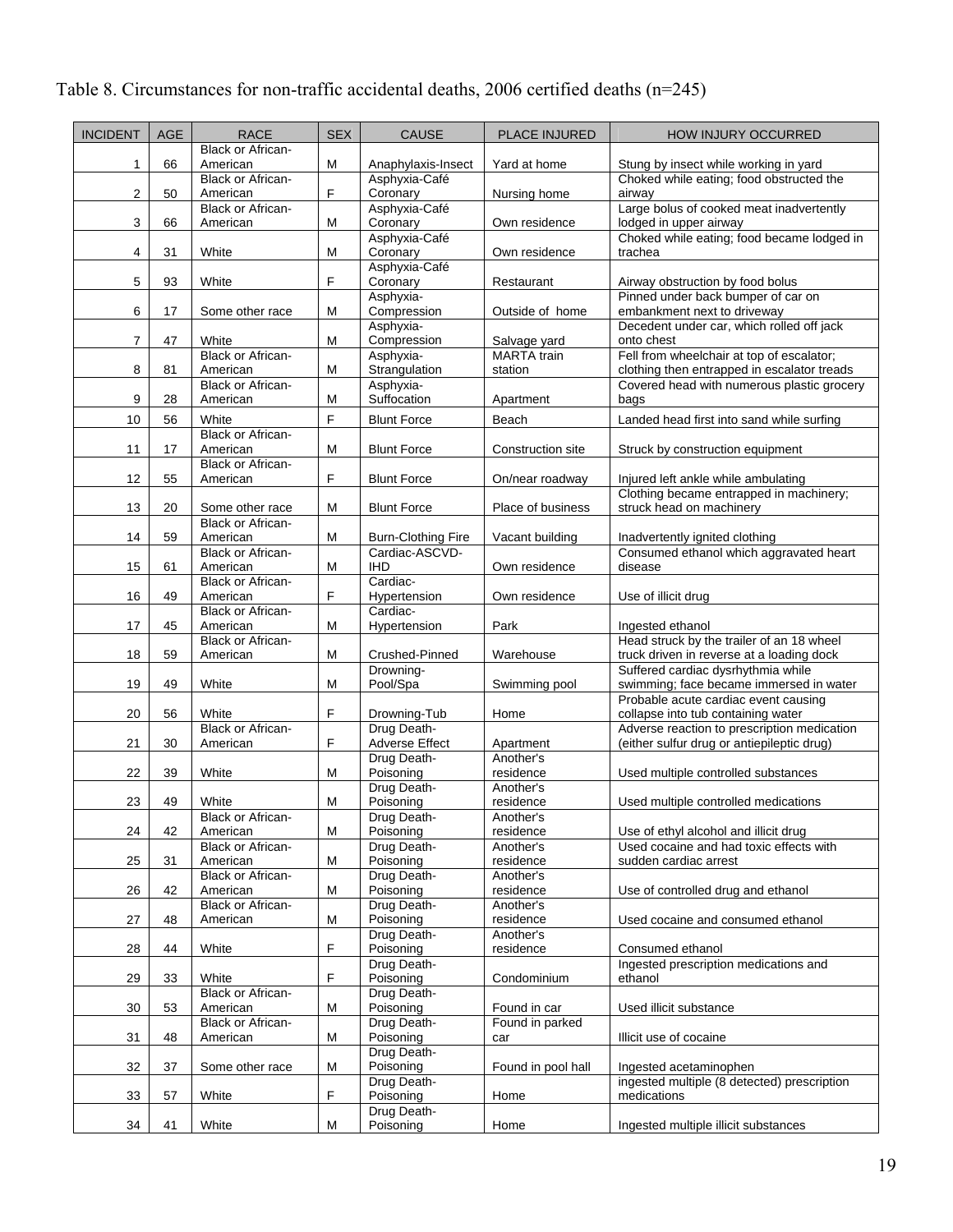Table 8. Circumstances for non-traffic accidental deaths, 2006 certified deaths (n=245)

| INCIDENT | AGE | RACE | SEX | CAUSE | PLACE INJURED | HOW INJURY OCCURRED |
|---|---|---|---|---|---|---|
| 1 | 66 | Black or African-American | M | Anaphylaxis-Insect | Yard at home | Stung by insect while working in yard |
| 2 | 50 | Black or African-American | F | Asphyxia-Café Coronary | Nursing home | Choked while eating; food obstructed the airway |
| 3 | 66 | Black or African-American | M | Asphyxia-Café Coronary | Own residence | Large bolus of cooked meat inadvertently lodged in upper airway |
| 4 | 31 | White | M | Asphyxia-Café Coronary | Own residence | Choked while eating; food became lodged in trachea |
| 5 | 93 | White | F | Asphyxia-Café Coronary | Restaurant | Airway obstruction by food bolus |
| 6 | 17 | Some other race | M | Asphyxia-Compression | Outside of home | Pinned under back bumper of car on embankment next to driveway |
| 7 | 47 | White | M | Asphyxia-Compression | Salvage yard | Decedent under car, which rolled off jack onto chest |
| 8 | 81 | Black or African-American | M | Asphyxia-Strangulation | MARTA train station | Fell from wheelchair at top of escalator; clothing then entrapped in escalator treads |
| 9 | 28 | Black or African-American | M | Asphyxia-Suffocation | Apartment | Covered head with numerous plastic grocery bags |
| 10 | 56 | White | F | Blunt Force | Beach | Landed head first into sand while surfing |
| 11 | 17 | Black or African-American | M | Blunt Force | Construction site | Struck by construction equipment |
| 12 | 55 | Black or African-American | F | Blunt Force | On/near roadway | Injured left ankle while ambulating |
| 13 | 20 | Some other race | M | Blunt Force | Place of business | Clothing became entrapped in machinery; struck head on machinery |
| 14 | 59 | Black or African-American | M | Burn-Clothing Fire | Vacant building | Inadvertently ignited clothing |
| 15 | 61 | Black or African-American | M | Cardiac-ASCVD-IHD | Own residence | Consumed ethanol which aggravated heart disease |
| 16 | 49 | Black or African-American | F | Cardiac-Hypertension | Own residence | Use of illicit drug |
| 17 | 45 | Black or African-American | M | Cardiac-Hypertension | Park | Ingested ethanol |
| 18 | 59 | Black or African-American | M | Crushed-Pinned | Warehouse | Head struck by the trailer of an 18 wheel truck driven in reverse at a loading dock |
| 19 | 49 | White | M | Drowning-Pool/Spa | Swimming pool | Suffered cardiac dysrhythmia while swimming; face became immersed in water |
| 20 | 56 | White | F | Drowning-Tub | Home | Probable acute cardiac event causing collapse into tub containing water |
| 21 | 30 | Black or African-American | F | Drug Death-Adverse Effect | Apartment | Adverse reaction to prescription medication (either sulfur drug or antiepileptic drug) |
| 22 | 39 | White | M | Drug Death-Poisoning | Another's residence | Used multiple controlled substances |
| 23 | 49 | White | M | Drug Death-Poisoning | Another's residence | Used multiple controlled medications |
| 24 | 42 | Black or African-American | M | Drug Death-Poisoning | Another's residence | Use of ethyl alcohol and illicit drug |
| 25 | 31 | Black or African-American | M | Drug Death-Poisoning | Another's residence | Used cocaine and had toxic effects with sudden cardiac arrest |
| 26 | 42 | Black or African-American | M | Drug Death-Poisoning | Another's residence | Use of controlled drug and ethanol |
| 27 | 48 | Black or African-American | M | Drug Death-Poisoning | Another's residence | Used cocaine and consumed ethanol |
| 28 | 44 | White | F | Drug Death-Poisoning | Another's residence | Consumed ethanol |
| 29 | 33 | White | F | Drug Death-Poisoning | Condominium | Ingested prescription medications and ethanol |
| 30 | 53 | Black or African-American | M | Drug Death-Poisoning | Found in car | Used illicit substance |
| 31 | 48 | Black or African-American | M | Drug Death-Poisoning | Found in parked car | Illicit use of cocaine |
| 32 | 37 | Some other race | M | Drug Death-Poisoning | Found in pool hall | Ingested acetaminophen |
| 33 | 57 | White | F | Drug Death-Poisoning | Home | ingested multiple (8 detected) prescription medications |
| 34 | 41 | White | M | Drug Death-Poisoning | Home | Ingested multiple illicit substances |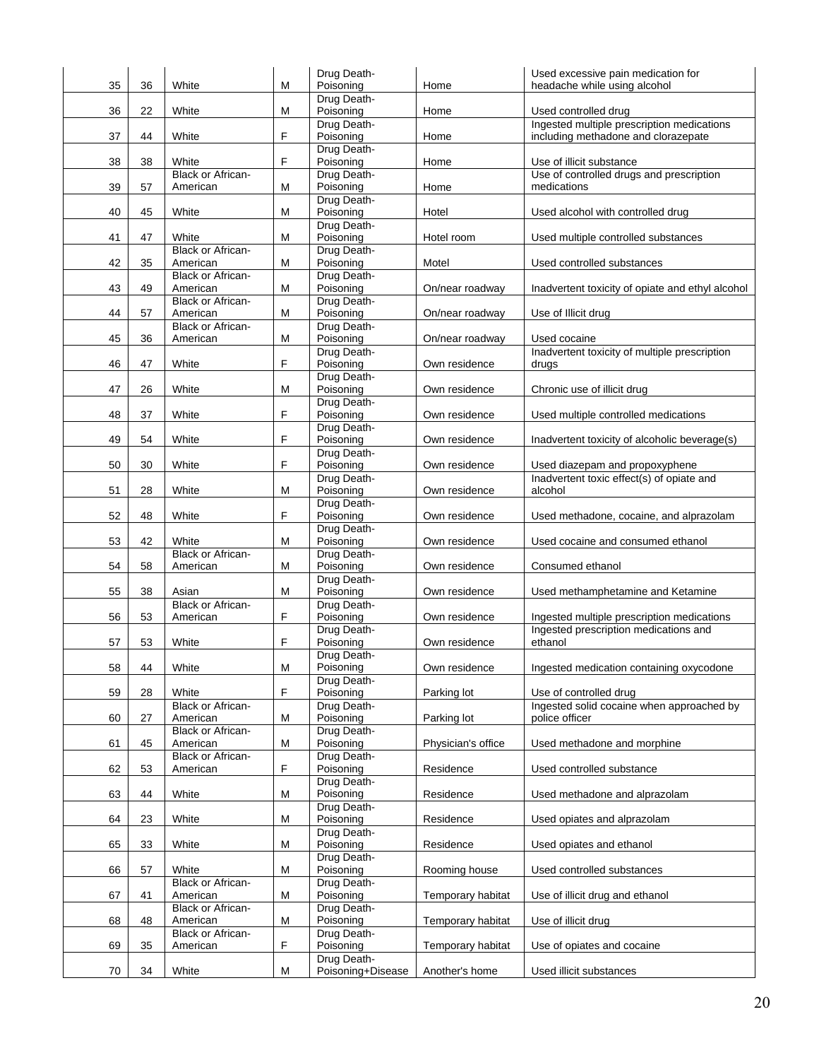| 35 | 36 | White | M | Drug Death-Poisoning | Home | Used excessive pain medication for headache while using alcohol |
|---|---|---|---|---|---|---|
| 36 | 22 | White | M | Drug Death-Poisoning | Home | Used controlled drug |
| 37 | 44 | White | F | Drug Death-Poisoning | Home | Ingested multiple prescription medications including methadone and clorazepate |
| 38 | 38 | White | F | Drug Death-Poisoning | Home | Use of illicit substance |
| 39 | 57 | Black or African-American | M | Drug Death-Poisoning | Home | Use of controlled drugs and prescription medications |
| 40 | 45 | White | M | Drug Death-Poisoning | Hotel | Used alcohol with controlled drug |
| 41 | 47 | White | M | Drug Death-Poisoning | Hotel room | Used multiple controlled substances |
| 42 | 35 | Black or African-American | M | Drug Death-Poisoning | Motel | Used controlled substances |
| 43 | 49 | Black or African-American | M | Drug Death-Poisoning | On/near roadway | Inadvertent toxicity of opiate and ethyl alcohol |
| 44 | 57 | Black or African-American | M | Drug Death-Poisoning | On/near roadway | Use of Illicit drug |
| 45 | 36 | Black or African-American | M | Drug Death-Poisoning | On/near roadway | Used cocaine |
| 46 | 47 | White | F | Drug Death-Poisoning | Own residence | Inadvertent toxicity of multiple prescription drugs |
| 47 | 26 | White | M | Drug Death-Poisoning | Own residence | Chronic use of illicit drug |
| 48 | 37 | White | F | Drug Death-Poisoning | Own residence | Used multiple controlled medications |
| 49 | 54 | White | F | Drug Death-Poisoning | Own residence | Inadvertent toxicity of alcoholic beverage(s) |
| 50 | 30 | White | F | Drug Death-Poisoning | Own residence | Used diazepam and propoxyphene |
| 51 | 28 | White | M | Drug Death-Poisoning | Own residence | Inadvertent toxic effect(s) of opiate and alcohol |
| 52 | 48 | White | F | Drug Death-Poisoning | Own residence | Used methadone, cocaine, and alprazolam |
| 53 | 42 | White | M | Drug Death-Poisoning | Own residence | Used cocaine and consumed ethanol |
| 54 | 58 | Black or African-American | M | Drug Death-Poisoning | Own residence | Consumed ethanol |
| 55 | 38 | Asian | M | Drug Death-Poisoning | Own residence | Used methamphetamine and Ketamine |
| 56 | 53 | Black or African-American | F | Drug Death-Poisoning | Own residence | Ingested multiple prescription medications |
| 57 | 53 | White | F | Drug Death-Poisoning | Own residence | Ingested prescription medications and ethanol |
| 58 | 44 | White | M | Drug Death-Poisoning | Own residence | Ingested medication containing oxycodone |
| 59 | 28 | White | F | Drug Death-Poisoning | Parking lot | Use of controlled drug |
| 60 | 27 | Black or African-American | M | Drug Death-Poisoning | Parking lot | Ingested solid cocaine when approached by police officer |
| 61 | 45 | Black or African-American | M | Drug Death-Poisoning | Physician's office | Used methadone and morphine |
| 62 | 53 | Black or African-American | F | Drug Death-Poisoning | Residence | Used controlled substance |
| 63 | 44 | White | M | Drug Death-Poisoning | Residence | Used methadone and alprazolam |
| 64 | 23 | White | M | Drug Death-Poisoning | Residence | Used opiates and alprazolam |
| 65 | 33 | White | M | Drug Death-Poisoning | Residence | Used opiates and ethanol |
| 66 | 57 | White | M | Drug Death-Poisoning | Rooming house | Used controlled substances |
| 67 | 41 | Black or African-American | M | Drug Death-Poisoning | Temporary habitat | Use of illicit drug and ethanol |
| 68 | 48 | Black or African-American | M | Drug Death-Poisoning | Temporary habitat | Use of illicit drug |
| 69 | 35 | Black or African-American | F | Drug Death-Poisoning | Temporary habitat | Use of opiates and cocaine |
| 70 | 34 | White | M | Drug Death-Poisoning+Disease | Another's home | Used illicit substances |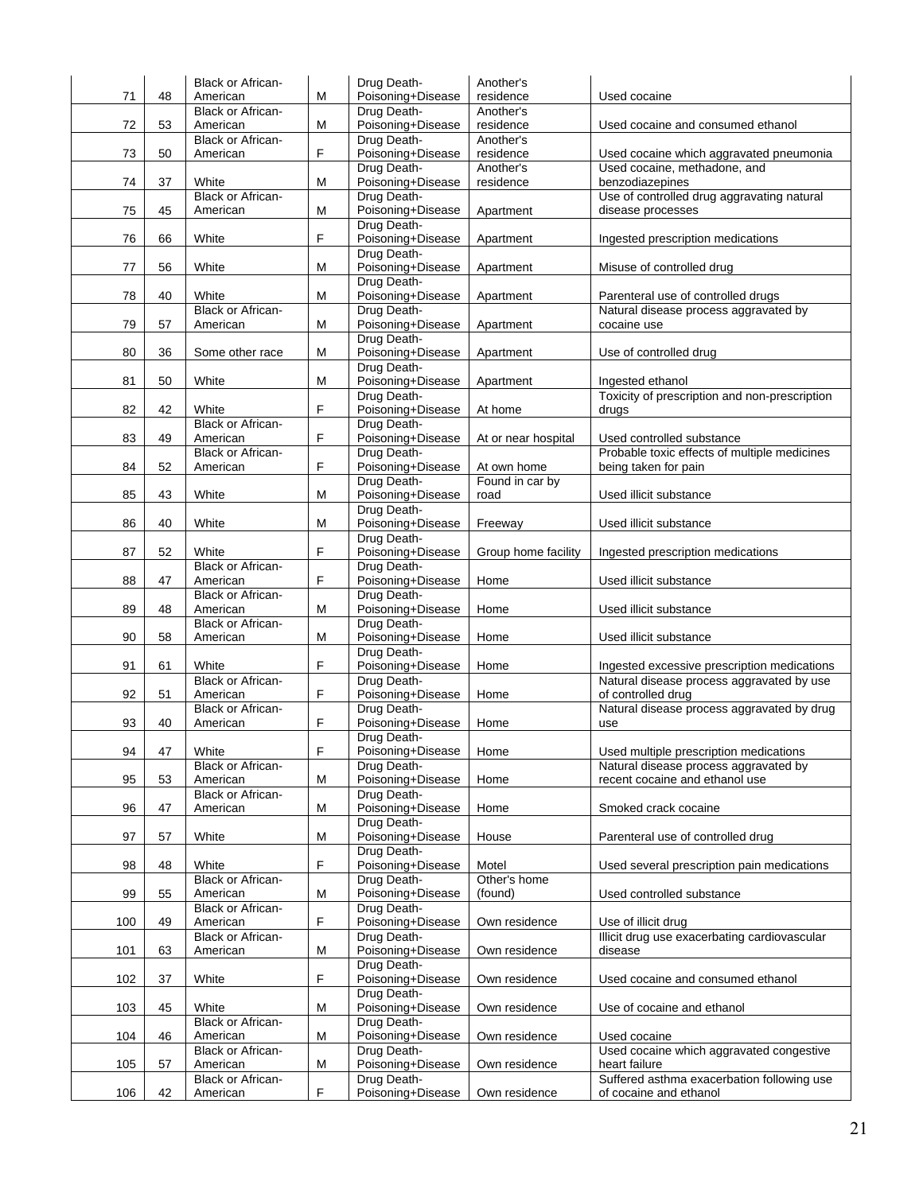| 71 | 48 | Black or African-American | M | Drug Death-Poisoning+Disease | Another's residence | Used cocaine |
|---|---|---|---|---|---|---|
| 72 | 53 | Black or African-American | M | Drug Death-Poisoning+Disease | Another's residence | Used cocaine and consumed ethanol |
| 73 | 50 | Black or African-American | F | Drug Death-Poisoning+Disease | Another's residence | Used cocaine which aggravated pneumonia |
| 74 | 37 | White | M | Drug Death-Poisoning+Disease | Another's residence | Used cocaine, methadone, and benzodiazepines |
| 75 | 45 | Black or African-American | M | Drug Death-Poisoning+Disease | Apartment | Use of controlled drug aggravating natural disease processes |
| 76 | 66 | White | F | Drug Death-Poisoning+Disease | Apartment | Ingested prescription medications |
| 77 | 56 | White | M | Drug Death-Poisoning+Disease | Apartment | Misuse of controlled drug |
| 78 | 40 | White | M | Drug Death-Poisoning+Disease | Apartment | Parenteral use of controlled drugs |
| 79 | 57 | Black or African-American | M | Drug Death-Poisoning+Disease | Apartment | Natural disease process aggravated by cocaine use |
| 80 | 36 | Some other race | M | Drug Death-Poisoning+Disease | Apartment | Use of controlled drug |
| 81 | 50 | White | M | Drug Death-Poisoning+Disease | Apartment | Ingested ethanol |
| 82 | 42 | White | F | Drug Death-Poisoning+Disease | At home | Toxicity of prescription and non-prescription drugs |
| 83 | 49 | Black or African-American | F | Drug Death-Poisoning+Disease | At or near hospital | Used controlled substance |
| 84 | 52 | Black or African-American | F | Drug Death-Poisoning+Disease | At own home | Probable toxic effects of multiple medicines being taken for pain |
| 85 | 43 | White | M | Drug Death-Poisoning+Disease | Found in car by road | Used illicit substance |
| 86 | 40 | White | M | Drug Death-Poisoning+Disease | Freeway | Used illicit substance |
| 87 | 52 | White | F | Drug Death-Poisoning+Disease | Group home facility | Ingested prescription medications |
| 88 | 47 | Black or African-American | F | Drug Death-Poisoning+Disease | Home | Used illicit substance |
| 89 | 48 | Black or African-American | M | Drug Death-Poisoning+Disease | Home | Used illicit substance |
| 90 | 58 | Black or African-American | M | Drug Death-Poisoning+Disease | Home | Used illicit substance |
| 91 | 61 | White | F | Drug Death-Poisoning+Disease | Home | Ingested excessive prescription medications |
| 92 | 51 | Black or African-American | F | Drug Death-Poisoning+Disease | Home | Natural disease process aggravated by use of controlled drug |
| 93 | 40 | Black or African-American | F | Drug Death-Poisoning+Disease | Home | Natural disease process aggravated by drug use |
| 94 | 47 | White | F | Drug Death-Poisoning+Disease | Home | Used multiple prescription medications |
| 95 | 53 | Black or African-American | M | Drug Death-Poisoning+Disease | Home | Natural disease process aggravated by recent cocaine and ethanol use |
| 96 | 47 | Black or African-American | M | Drug Death-Poisoning+Disease | Home | Smoked crack cocaine |
| 97 | 57 | White | M | Drug Death-Poisoning+Disease | House | Parenteral use of controlled drug |
| 98 | 48 | White | F | Drug Death-Poisoning+Disease | Motel | Used several prescription pain medications |
| 99 | 55 | Black or African-American | M | Drug Death-Poisoning+Disease | Other's home (found) | Used controlled substance |
| 100 | 49 | Black or African-American | F | Drug Death-Poisoning+Disease | Own residence | Use of illicit drug |
| 101 | 63 | Black or African-American | M | Drug Death-Poisoning+Disease | Own residence | Illicit drug use exacerbating cardiovascular disease |
| 102 | 37 | White | F | Drug Death-Poisoning+Disease | Own residence | Used cocaine and consumed ethanol |
| 103 | 45 | White | M | Drug Death-Poisoning+Disease | Own residence | Use of cocaine and ethanol |
| 104 | 46 | Black or African-American | M | Drug Death-Poisoning+Disease | Own residence | Used cocaine |
| 105 | 57 | Black or African-American | M | Drug Death-Poisoning+Disease | Own residence | Used cocaine which aggravated congestive heart failure |
| 106 | 42 | Black or African-American | F | Drug Death-Poisoning+Disease | Own residence | Suffered asthma exacerbation following use of cocaine and ethanol |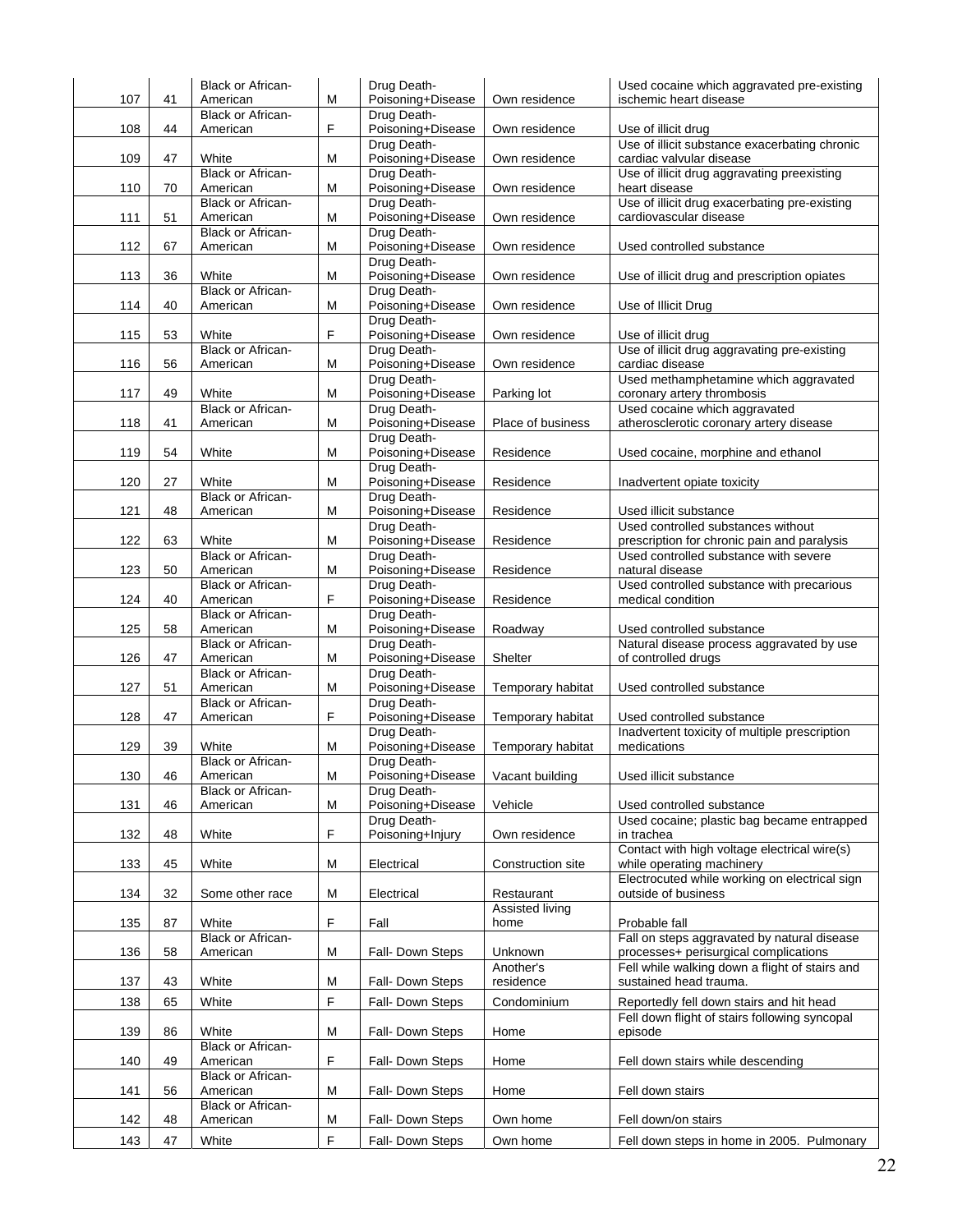| | | | | | | |
|---|---|---|---|---|---|---|
| 107 | 41 | Black or African-American | M | Drug Death-Poisoning+Disease | Own residence | Used cocaine which aggravated pre-existing ischemic heart disease |
| 108 | 44 | Black or African-American | F | Drug Death-Poisoning+Disease | Own residence | Use of illicit drug |
| 109 | 47 | White | M | Drug Death-Poisoning+Disease | Own residence | Use of illicit substance exacerbating chronic cardiac valvular disease |
| 110 | 70 | Black or African-American | M | Drug Death-Poisoning+Disease | Own residence | Use of illicit drug aggravating preexisting heart disease |
| 111 | 51 | Black or African-American | M | Drug Death-Poisoning+Disease | Own residence | Use of illicit drug exacerbating pre-existing cardiovascular disease |
| 112 | 67 | Black or African-American | M | Drug Death-Poisoning+Disease | Own residence | Used controlled substance |
| 113 | 36 | White | M | Drug Death-Poisoning+Disease | Own residence | Use of illicit drug and prescription opiates |
| 114 | 40 | Black or African-American | M | Drug Death-Poisoning+Disease | Own residence | Use of Illicit Drug |
| 115 | 53 | White | F | Drug Death-Poisoning+Disease | Own residence | Use of illicit drug |
| 116 | 56 | Black or African-American | M | Drug Death-Poisoning+Disease | Own residence | Use of illicit drug aggravating pre-existing cardiac disease |
| 117 | 49 | White | M | Drug Death-Poisoning+Disease | Parking lot | Used methamphetamine which aggravated coronary artery thrombosis |
| 118 | 41 | Black or African-American | M | Drug Death-Poisoning+Disease | Place of business | Used cocaine which aggravated atherosclerotic coronary artery disease |
| 119 | 54 | White | M | Drug Death-Poisoning+Disease | Residence | Used cocaine, morphine and ethanol |
| 120 | 27 | White | M | Drug Death-Poisoning+Disease | Residence | Inadvertent opiate toxicity |
| 121 | 48 | Black or African-American | M | Drug Death-Poisoning+Disease | Residence | Used illicit substance |
| 122 | 63 | White | M | Drug Death-Poisoning+Disease | Residence | Used controlled substances without prescription for chronic pain and paralysis |
| 123 | 50 | Black or African-American | M | Drug Death-Poisoning+Disease | Residence | Used controlled substance with severe natural disease |
| 124 | 40 | Black or African-American | F | Drug Death-Poisoning+Disease | Residence | Used controlled substance with precarious medical condition |
| 125 | 58 | Black or African-American | M | Drug Death-Poisoning+Disease | Roadway | Used controlled substance |
| 126 | 47 | Black or African-American | M | Drug Death-Poisoning+Disease | Shelter | Natural disease process aggravated by use of controlled drugs |
| 127 | 51 | Black or African-American | M | Drug Death-Poisoning+Disease | Temporary habitat | Used controlled substance |
| 128 | 47 | Black or African-American | F | Drug Death-Poisoning+Disease | Temporary habitat | Used controlled substance |
| 129 | 39 | White | M | Drug Death-Poisoning+Disease | Temporary habitat | Inadvertent toxicity of multiple prescription medications |
| 130 | 46 | Black or African-American | M | Drug Death-Poisoning+Disease | Vacant building | Used illicit substance |
| 131 | 46 | Black or African-American | M | Drug Death-Poisoning+Disease | Vehicle | Used controlled substance |
| 132 | 48 | White | F | Drug Death-Poisoning+Injury | Own residence | Used cocaine; plastic bag became entrapped in trachea |
| 133 | 45 | White | M | Electrical | Construction site | Contact with high voltage electrical wire(s) while operating machinery |
| 134 | 32 | Some other race | M | Electrical | Restaurant | Electrocuted while working on electrical sign outside of business |
| 135 | 87 | White | F | Fall | Assisted living home | Probable fall |
| 136 | 58 | Black or African-American | M | Fall- Down Steps | Unknown | Fall on steps aggravated by natural disease processes+ perisurgical complications |
| 137 | 43 | White | M | Fall- Down Steps | Another's residence | Fell while walking down a flight of stairs and sustained head trauma. |
| 138 | 65 | White | F | Fall- Down Steps | Condominium | Reportedly fell down stairs and hit head |
| 139 | 86 | White | M | Fall- Down Steps | Home | Fell down flight of stairs following syncopal episode |
| 140 | 49 | Black or African-American | F | Fall- Down Steps | Home | Fell down stairs while descending |
| 141 | 56 | Black or African-American | M | Fall- Down Steps | Home | Fell down stairs |
| 142 | 48 | Black or African-American | M | Fall- Down Steps | Own home | Fell down/on stairs |
| 143 | 47 | White | F | Fall- Down Steps | Own home | Fell down steps in home in 2005. Pulmonary |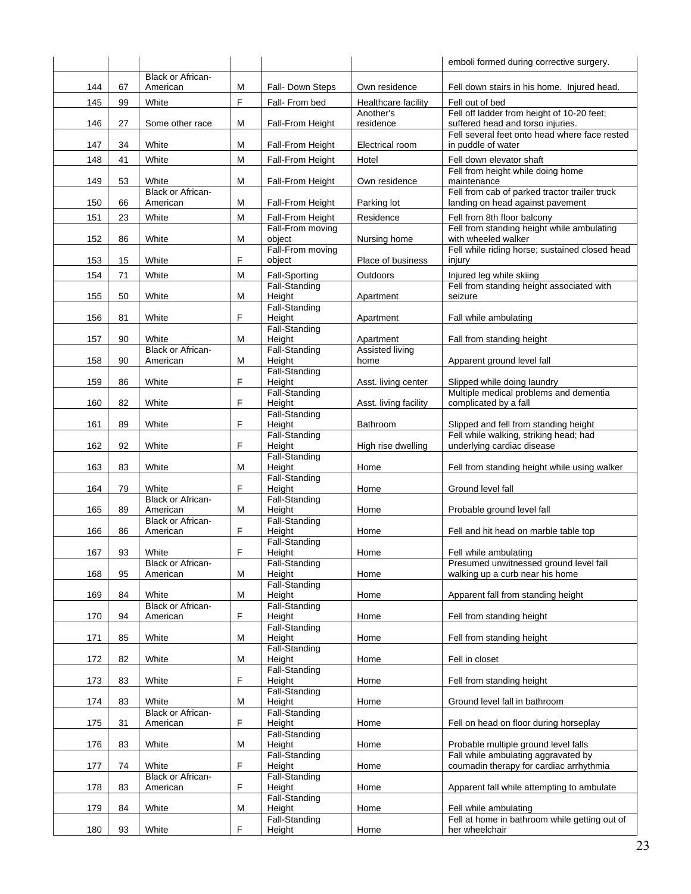| | | | | | | |
|---|---|---|---|---|---|---|
| | | | | | | emboli formed during corrective surgery. |
| 144 | 67 | Black or African-American | M | Fall- Down Steps | Own residence | Fell down stairs in his home. Injured head. |
| 145 | 99 | White | F | Fall- From bed | Healthcare facility | Fell out of bed |
| 146 | 27 | Some other race | M | Fall-From Height | Another's residence | Fell off ladder from height of 10-20 feet; suffered head and torso injuries. |
| 147 | 34 | White | M | Fall-From Height | Electrical room | Fell several feet onto head where face rested in puddle of water |
| 148 | 41 | White | M | Fall-From Height | Hotel | Fell down elevator shaft |
| 149 | 53 | White | M | Fall-From Height | Own residence | Fell from height while doing home maintenance |
| 150 | 66 | Black or African-American | M | Fall-From Height | Parking lot | Fell from cab of parked tractor trailer truck landing on head against pavement |
| 151 | 23 | White | M | Fall-From Height | Residence | Fell from 8th floor balcony |
| 152 | 86 | White | M | Fall-From moving object | Nursing home | Fell from standing height while ambulating with wheeled walker |
| 153 | 15 | White | F | Fall-From moving object | Place of business | Fell while riding horse; sustained closed head injury |
| 154 | 71 | White | M | Fall-Sporting | Outdoors | Injured leg while skiing |
| 155 | 50 | White | M | Fall-Standing Height | Apartment | Fell from standing height associated with seizure |
| 156 | 81 | White | F | Fall-Standing Height | Apartment | Fall while ambulating |
| 157 | 90 | White | M | Fall-Standing Height | Apartment | Fall from standing height |
| 158 | 90 | Black or African-American | M | Fall-Standing Height | Assisted living home | Apparent ground level fall |
| 159 | 86 | White | F | Fall-Standing Height | Asst. living center | Slipped while doing laundry |
| 160 | 82 | White | F | Fall-Standing Height | Asst. living facility | Multiple medical problems and dementia complicated by a fall |
| 161 | 89 | White | F | Fall-Standing Height | Bathroom | Slipped and fell from standing height |
| 162 | 92 | White | F | Fall-Standing Height | High rise dwelling | Fell while walking, striking head; had underlying cardiac disease |
| 163 | 83 | White | M | Fall-Standing Height | Home | Fell from standing height while using walker |
| 164 | 79 | White | F | Fall-Standing Height | Home | Ground level fall |
| 165 | 89 | Black or African-American | M | Fall-Standing Height | Home | Probable ground level fall |
| 166 | 86 | Black or African-American | F | Fall-Standing Height | Home | Fell and hit head on marble table top |
| 167 | 93 | White | F | Fall-Standing Height | Home | Fell while ambulating |
| 168 | 95 | Black or African-American | M | Fall-Standing Height | Home | Presumed unwitnessed ground level fall walking up a curb near his home |
| 169 | 84 | White | M | Fall-Standing Height | Home | Apparent fall from standing height |
| 170 | 94 | Black or African-American | F | Fall-Standing Height | Home | Fell from standing height |
| 171 | 85 | White | M | Fall-Standing Height | Home | Fell from standing height |
| 172 | 82 | White | M | Fall-Standing Height | Home | Fell in closet |
| 173 | 83 | White | F | Fall-Standing Height | Home | Fell from standing height |
| 174 | 83 | White | M | Fall-Standing Height | Home | Ground level fall in bathroom |
| 175 | 31 | Black or African-American | F | Fall-Standing Height | Home | Fell on head on floor during horseplay |
| 176 | 83 | White | M | Fall-Standing Height | Home | Probable multiple ground level falls |
| 177 | 74 | White | F | Fall-Standing Height | Home | Fall while ambulating aggravated by coumadin therapy for cardiac arrhythmia |
| 178 | 83 | Black or African-American | F | Fall-Standing Height | Home | Apparent fall while attempting to ambulate |
| 179 | 84 | White | M | Fall-Standing Height | Home | Fell while ambulating |
| 180 | 93 | White | F | Fall-Standing Height | Home | Fell at home in bathroom while getting out of her wheelchair |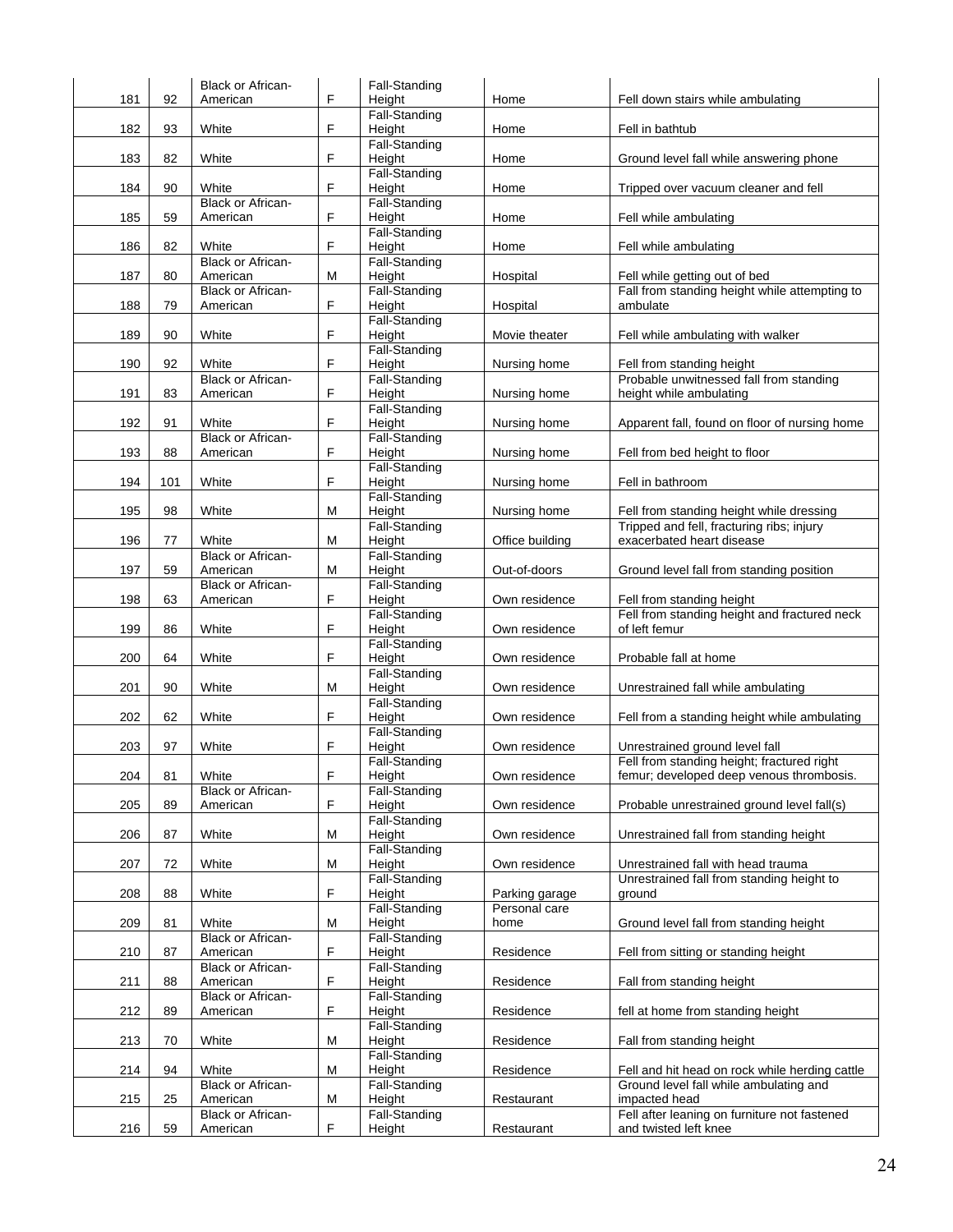| | | | | | | |
|---|---|---|---|---|---|---|
| 181 | 92 | Black or African-American | F | Fall-Standing Height | Home | Fell down stairs while ambulating |
| 182 | 93 | White | F | Fall-Standing Height | Home | Fell in bathtub |
| 183 | 82 | White | F | Fall-Standing Height | Home | Ground level fall while answering phone |
| 184 | 90 | White | F | Fall-Standing Height | Home | Tripped over vacuum cleaner and fell |
| 185 | 59 | Black or African-American | F | Fall-Standing Height | Home | Fell while ambulating |
| 186 | 82 | White | F | Fall-Standing Height | Home | Fell while ambulating |
| 187 | 80 | Black or African-American | M | Fall-Standing Height | Hospital | Fell while getting out of bed |
| 188 | 79 | Black or African-American | F | Fall-Standing Height | Hospital | Fall from standing height while attempting to ambulate |
| 189 | 90 | White | F | Fall-Standing Height | Movie theater | Fell while ambulating with walker |
| 190 | 92 | White | F | Fall-Standing Height | Nursing home | Fell from standing height |
| 191 | 83 | Black or African-American | F | Fall-Standing Height | Nursing home | Probable unwitnessed fall from standing height while ambulating |
| 192 | 91 | White | F | Fall-Standing Height | Nursing home | Apparent fall, found on floor of nursing home |
| 193 | 88 | Black or African-American | F | Fall-Standing Height | Nursing home | Fell from bed height to floor |
| 194 | 101 | White | F | Fall-Standing Height | Nursing home | Fell in bathroom |
| 195 | 98 | White | M | Fall-Standing Height | Nursing home | Fell from standing height while dressing |
| 196 | 77 | White | M | Fall-Standing Height | Office building | Tripped and fell, fracturing ribs; injury exacerbated heart disease |
| 197 | 59 | Black or African-American | M | Fall-Standing Height | Out-of-doors | Ground level fall from standing position |
| 198 | 63 | Black or African-American | F | Fall-Standing Height | Own residence | Fell from standing height |
| 199 | 86 | White | F | Fall-Standing Height | Own residence | Fell from standing height and fractured neck of left femur |
| 200 | 64 | White | F | Fall-Standing Height | Own residence | Probable fall at home |
| 201 | 90 | White | M | Fall-Standing Height | Own residence | Unrestrained fall while ambulating |
| 202 | 62 | White | F | Fall-Standing Height | Own residence | Fell from a standing height while ambulating |
| 203 | 97 | White | F | Fall-Standing Height | Own residence | Unrestrained ground level fall |
| 204 | 81 | White | F | Fall-Standing Height | Own residence | Fell from standing height; fractured right femur; developed deep venous thrombosis. |
| 205 | 89 | Black or African-American | F | Fall-Standing Height | Own residence | Probable unrestrained ground level fall(s) |
| 206 | 87 | White | M | Fall-Standing Height | Own residence | Unrestrained fall from standing height |
| 207 | 72 | White | M | Fall-Standing Height | Own residence | Unrestrained fall with head trauma |
| 208 | 88 | White | F | Fall-Standing Height | Parking garage | Unrestrained fall from standing height to ground |
| 209 | 81 | White | M | Fall-Standing Height | Personal care home | Ground level fall from standing height |
| 210 | 87 | Black or African-American | F | Fall-Standing Height | Residence | Fell from sitting or standing height |
| 211 | 88 | Black or African-American | F | Fall-Standing Height | Residence | Fall from standing height |
| 212 | 89 | Black or African-American | F | Fall-Standing Height | Residence | fell at home from standing height |
| 213 | 70 | White | M | Fall-Standing Height | Residence | Fall from standing height |
| 214 | 94 | White | M | Fall-Standing Height | Residence | Fell and hit head on rock while herding cattle |
| 215 | 25 | Black or African-American | M | Fall-Standing Height | Restaurant | Ground level fall while ambulating and impacted head |
| 216 | 59 | Black or African-American | F | Fall-Standing Height | Restaurant | Fell after leaning on furniture not fastened and twisted left knee |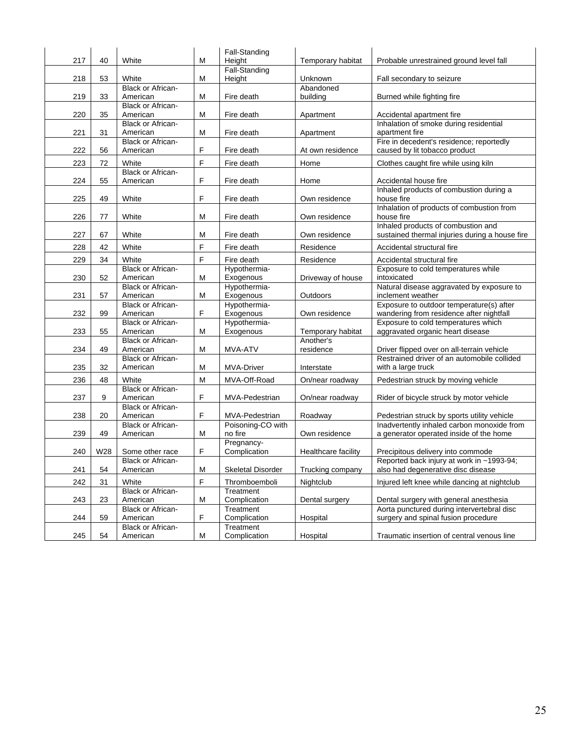| | | | | | | |
|---|---|---|---|---|---|---|
| 217 | 40 | White | M | Fall-Standing Height | Temporary habitat | Probable unrestrained ground level fall |
| 218 | 53 | White | M | Fall-Standing Height | Unknown | Fall secondary to seizure |
| 219 | 33 | Black or African-American | M | Fire death | Abandoned building | Burned while fighting fire |
| 220 | 35 | Black or African-American | M | Fire death | Apartment | Accidental apartment fire |
| 221 | 31 | Black or African-American | M | Fire death | Apartment | Inhalation of smoke during residential apartment fire |
| 222 | 56 | Black or African-American | F | Fire death | At own residence | Fire in decedent's residence; reportedly caused by lit tobacco product |
| 223 | 72 | White | F | Fire death | Home | Clothes caught fire while using kiln |
| 224 | 55 | Black or African-American | F | Fire death | Home | Accidental house fire |
| 225 | 49 | White | F | Fire death | Own residence | Inhaled products of combustion during a house fire |
| 226 | 77 | White | M | Fire death | Own residence | Inhalation of products of combustion from house fire |
| 227 | 67 | White | M | Fire death | Own residence | Inhaled products of combustion and sustained thermal injuries during a house fire |
| 228 | 42 | White | F | Fire death | Residence | Accidental structural fire |
| 229 | 34 | White | F | Fire death | Residence | Accidental structural fire |
| 230 | 52 | Black or African-American | M | Hypothermia-Exogenous | Driveway of house | Exposure to cold temperatures while intoxicated |
| 231 | 57 | Black or African-American | M | Hypothermia-Exogenous | Outdoors | Natural disease aggravated by exposure to inclement weather |
| 232 | 99 | Black or African-American | F | Hypothermia-Exogenous | Own residence | Exposure to outdoor temperature(s) after wandering from residence after nightfall |
| 233 | 55 | Black or African-American | M | Hypothermia-Exogenous | Temporary habitat | Exposure to cold temperatures which aggravated organic heart disease |
| 234 | 49 | Black or African-American | M | MVA-ATV | Another's residence | Driver flipped over on all-terrain vehicle |
| 235 | 32 | Black or African-American | M | MVA-Driver | Interstate | Restrained driver of an automobile collided with a large truck |
| 236 | 48 | White | M | MVA-Off-Road | On/near roadway | Pedestrian struck by moving vehicle |
| 237 | 9 | Black or African-American | F | MVA-Pedestrian | On/near roadway | Rider of bicycle struck by motor vehicle |
| 238 | 20 | Black or African-American | F | MVA-Pedestrian | Roadway | Pedestrian struck by sports utility vehicle |
| 239 | 49 | Black or African-American | M | Poisoning-CO with no fire | Own residence | Inadvertently inhaled carbon monoxide from a generator operated inside of the home |
| 240 | W28 | Some other race | F | Pregnancy-Complication | Healthcare facility | Precipitous delivery into commode |
| 241 | 54 | Black or African-American | M | Skeletal Disorder | Trucking company | Reported back injury at work in ~1993-94; also had degenerative disc disease |
| 242 | 31 | White | F | Thromboemboli | Nightclub | Injured left knee while dancing at nightclub |
| 243 | 23 | Black or African-American | M | Treatment Complication | Dental surgery | Dental surgery with general anesthesia |
| 244 | 59 | Black or African-American | F | Treatment Complication | Hospital | Aorta punctured during intervertebral disc surgery and spinal fusion procedure |
| 245 | 54 | Black or African-American | M | Treatment Complication | Hospital | Traumatic insertion of central venous line |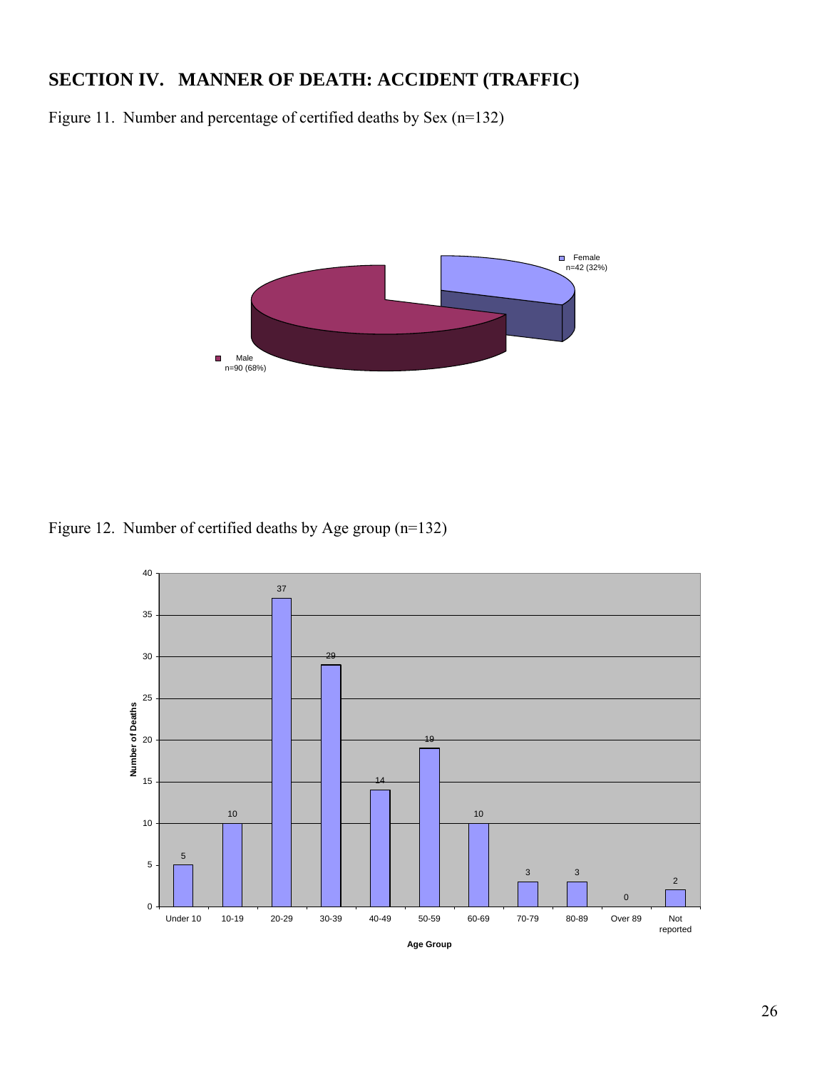## SECTION IV. MANNER OF DEATH: ACCIDENT (TRAFFIC)

Figure 11. Number and percentage of certified deaths by Sex (n=132)

| Sex | Number | Percentage |
|---|---|---|
| Female | 42 | 32% |
| Male | 90 | 68% |

Figure 12. Number of certified deaths by Age group (n=132)

| Age Group | Number of Deaths |
|---|---|
| Under 10 | 5 |
| 10-19 | 10 |
| 20-29 | 37 |
| 30-39 | 29 |
| 40-49 | 14 |
| 50-59 | 19 |
| 60-69 | 10 |
| 70-79 | 3 |
| 80-89 | 3 |
| Over 89 | 0 |
| Not reported | 2 |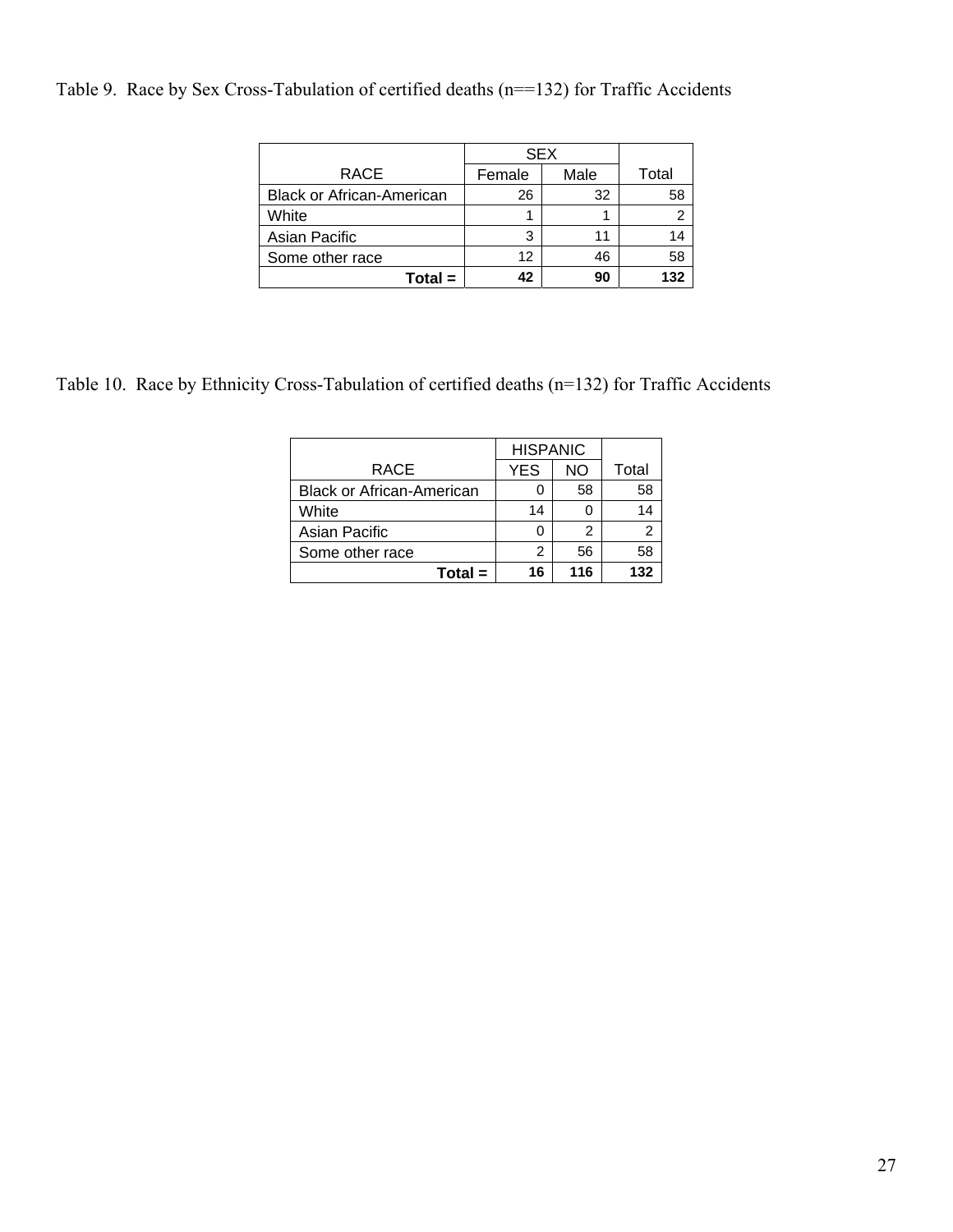Table 9. Race by Sex Cross-Tabulation of certified deaths (n==132) for Traffic Accidents

| RACE | SEX | | Total |
|---|---|---|---|
| | Female | Male | |
| Black or African-American | 26 | 32 | 58 |
| White | 1 | 1 | 2 |
| Asian Pacific | 3 | 11 | 14 |
| Some other race | 12 | 46 | 58 |
| **Total =** | **42** | **90** | **132** |

Table 10. Race by Ethnicity Cross-Tabulation of certified deaths (n=132) for Traffic Accidents

| RACE | HISPANIC | | Total |
|---|---|---|---|
| | YES | NO | |
| Black or African-American | 0 | 58 | 58 |
| White | 14 | 0 | 14 |
| Asian Pacific | 0 | 2 | 2 |
| Some other race | 2 | 56 | 58 |
| **Total =** | **16** | **116** | **132** |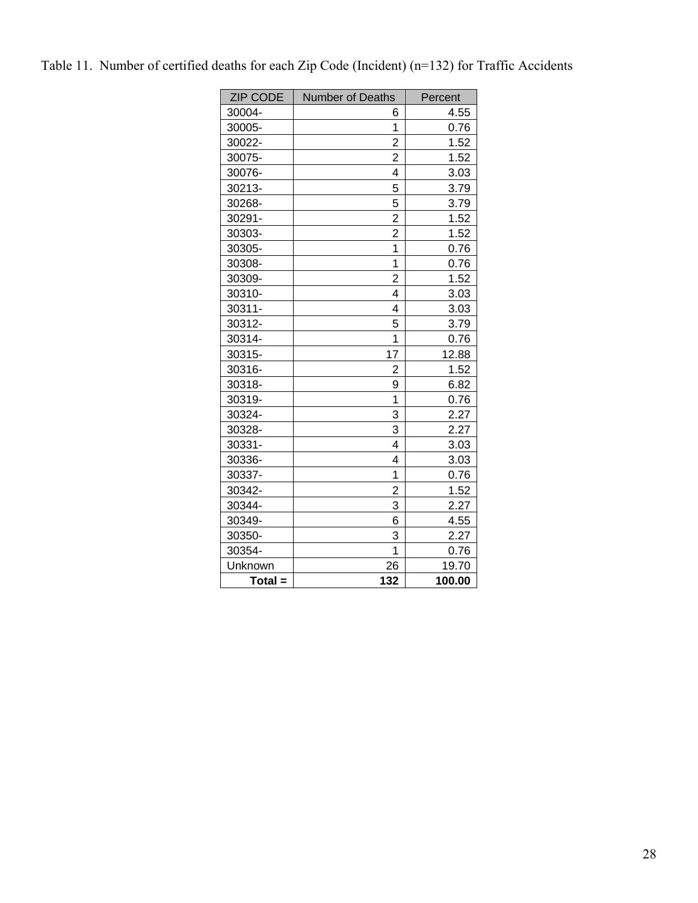Table 11. Number of certified deaths for each Zip Code (Incident) (n=132) for Traffic Accidents

| ZIP CODE | Number of Deaths | Percent |
|---|---|---|
| 30004- | 6 | 4.55 |
| 30005- | 1 | 0.76 |
| 30022- | 2 | 1.52 |
| 30075- | 2 | 1.52 |
| 30076- | 4 | 3.03 |
| 30213- | 5 | 3.79 |
| 30268- | 5 | 3.79 |
| 30291- | 2 | 1.52 |
| 30303- | 2 | 1.52 |
| 30305- | 1 | 0.76 |
| 30308- | 1 | 0.76 |
| 30309- | 2 | 1.52 |
| 30310- | 4 | 3.03 |
| 30311- | 4 | 3.03 |
| 30312- | 5 | 3.79 |
| 30314- | 1 | 0.76 |
| 30315- | 17 | 12.88 |
| 30316- | 2 | 1.52 |
| 30318- | 9 | 6.82 |
| 30319- | 1 | 0.76 |
| 30324- | 3 | 2.27 |
| 30328- | 3 | 2.27 |
| 30331- | 4 | 3.03 |
| 30336- | 4 | 3.03 |
| 30337- | 1 | 0.76 |
| 30342- | 2 | 1.52 |
| 30344- | 3 | 2.27 |
| 30349- | 6 | 4.55 |
| 30350- | 3 | 2.27 |
| 30354- | 1 | 0.76 |
| Unknown | 26 | 19.70 |
| **Total =** | **132** | **100.00** |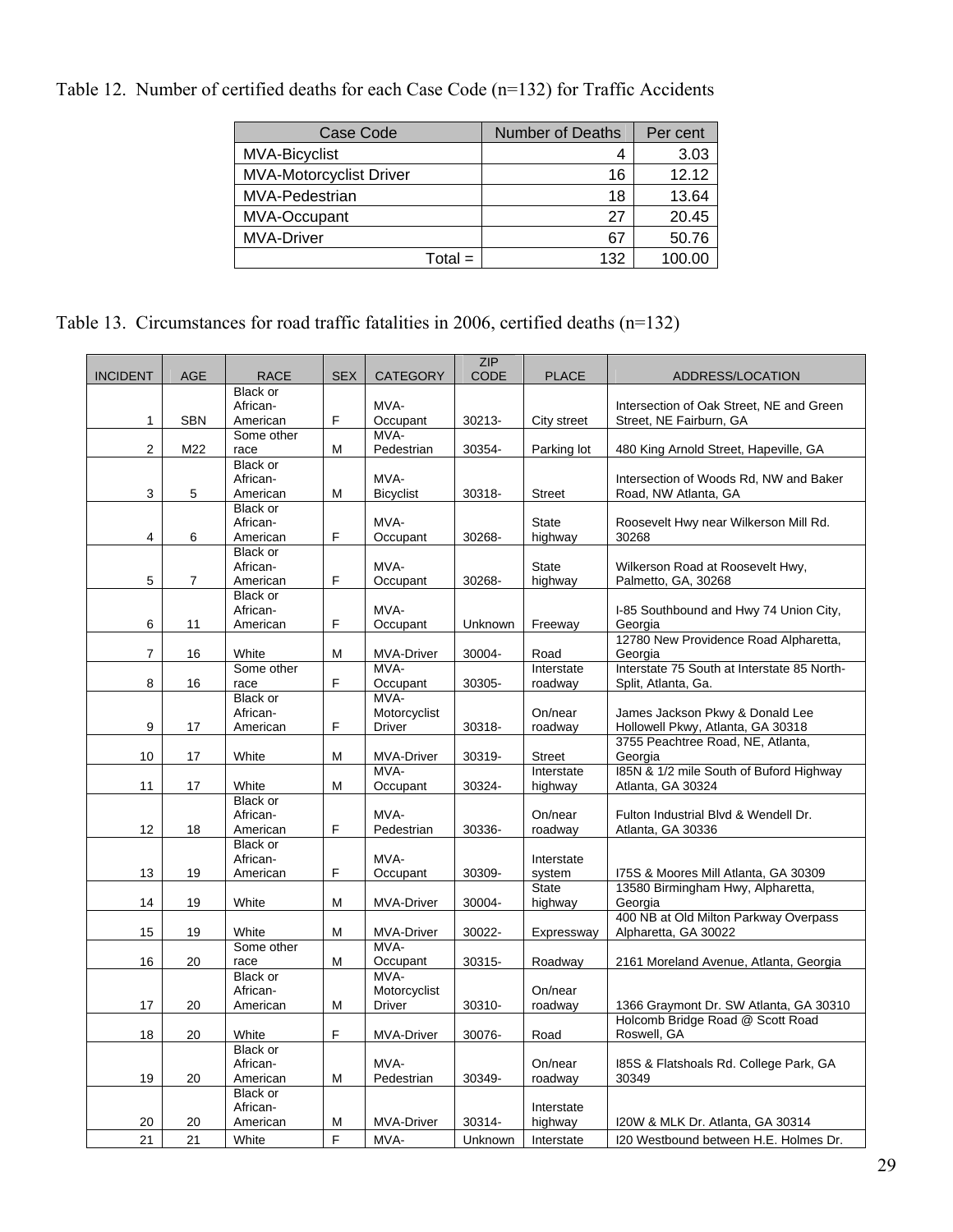Table 12. Number of certified deaths for each Case Code (n=132) for Traffic Accidents

| Case Code | Number of Deaths | Per cent |
|---|---|---|
| MVA-Bicyclist | 4 | 3.03 |
| MVA-Motorcyclist Driver | 16 | 12.12 |
| MVA-Pedestrian | 18 | 13.64 |
| MVA-Occupant | 27 | 20.45 |
| MVA-Driver | 67 | 50.76 |
| Total = | 132 | 100.00 |

Table 13. Circumstances for road traffic fatalities in 2006, certified deaths (n=132)

| INCIDENT | AGE | RACE | SEX | CATEGORY | ZIP CODE | PLACE | ADDRESS/LOCATION |
|---|---|---|---|---|---|---|---|
| 1 | SBN | Black or African-American | F | MVA-Occupant | 30213- | City street | Intersection of Oak Street, NE and Green Street, NE Fairburn, GA |
| 2 | M22 | Some other race | M | MVA-Pedestrian | 30354- | Parking lot | 480 King Arnold Street, Hapeville, GA |
| 3 | 5 | Black or African-American | M | MVA-Bicyclist | 30318- | Street | Intersection of Woods Rd, NW and Baker Road, NW Atlanta, GA |
| 4 | 6 | Black or African-American | F | MVA-Occupant | 30268- | State highway | Roosevelt Hwy near Wilkerson Mill Rd. 30268 |
| 5 | 7 | Black or African-American | F | MVA-Occupant | 30268- | State highway | Wilkerson Road at Roosevelt Hwy, Palmetto, GA, 30268 |
| 6 | 11 | Black or African-American | F | MVA-Occupant | Unknown | Freeway | I-85 Southbound and Hwy 74 Union City, Georgia |
| 7 | 16 | White | M | MVA-Driver | 30004- | Road | 12780 New Providence Road Alpharetta, Georgia |
| 8 | 16 | Some other race | F | MVA-Occupant | 30305- | Interstate roadway | Interstate 75 South at Interstate 85 North-Split, Atlanta, Ga. |
| 9 | 17 | Black or African-American | F | MVA-Motorcyclist Driver | 30318- | On/near roadway | James Jackson Pkwy & Donald Lee Hollowell Pkwy, Atlanta, GA 30318 |
| 10 | 17 | White | M | MVA-Driver | 30319- | Street | 3755 Peachtree Road, NE, Atlanta, Georgia |
| 11 | 17 | White | M | MVA-Occupant | 30324- | Interstate highway | I85N & 1/2 mile South of Buford Highway Atlanta, GA 30324 |
| 12 | 18 | Black or African-American | F | MVA-Pedestrian | 30336- | On/near roadway | Fulton Industrial Blvd & Wendell Dr. Atlanta, GA 30336 |
| 13 | 19 | Black or African-American | F | MVA-Occupant | 30309- | Interstate system | I75S & Moores Mill Atlanta, GA 30309 |
| 14 | 19 | White | M | MVA-Driver | 30004- | State highway | 13580 Birmingham Hwy, Alpharetta, Georgia |
| 15 | 19 | White | M | MVA-Driver | 30022- | Expressway | 400 NB at Old Milton Parkway Overpass Alpharetta, GA 30022 |
| 16 | 20 | Some other race | M | MVA-Occupant | 30315- | Roadway | 2161 Moreland Avenue, Atlanta, Georgia |
| 17 | 20 | Black or African-American | M | MVA-Motorcyclist Driver | 30310- | On/near roadway | 1366 Graymont Dr. SW Atlanta, GA 30310 |
| 18 | 20 | White | F | MVA-Driver | 30076- | Road | Holcomb Bridge Road @ Scott Road Roswell, GA |
| 19 | 20 | Black or African-American | M | MVA-Pedestrian | 30349- | On/near roadway | I85S & Flatshoals Rd. College Park, GA 30349 |
| 20 | 20 | Black or African-American | M | MVA-Driver | 30314- | Interstate highway | I20W & MLK Dr. Atlanta, GA 30314 |
| 21 | 21 | White | F | MVA- | Unknown | Interstate | I20 Westbound between H.E. Holmes Dr. |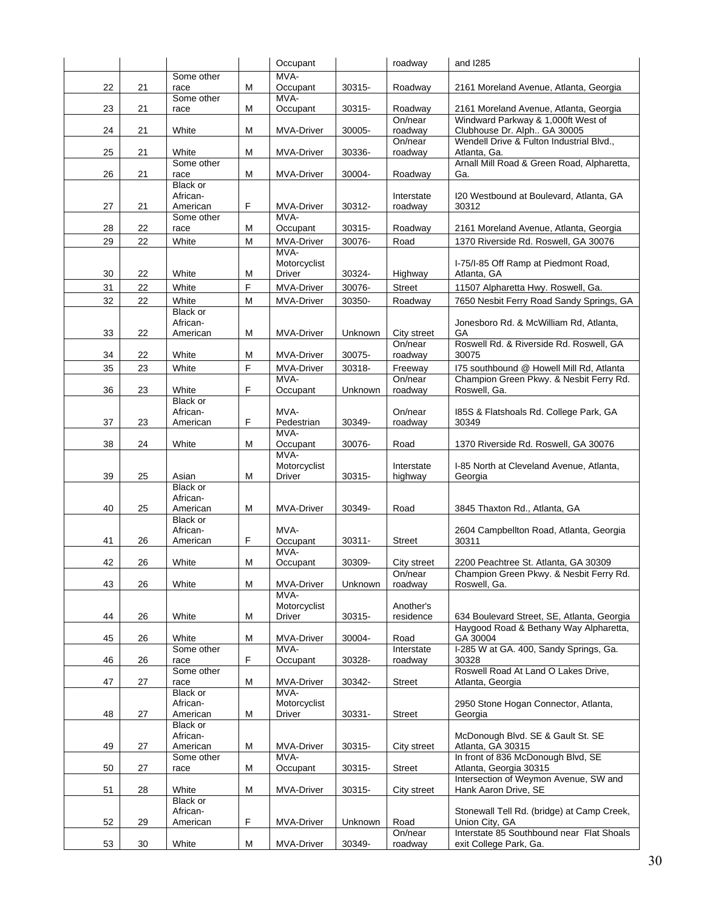| | | | | Occupant | | roadway | and I285 |
|---|---|---|---|---|---|---|---|
| 22 | 21 | Some other race | M | MVA-Occupant | 30315- | Roadway | 2161 Moreland Avenue, Atlanta, Georgia |
| 23 | 21 | Some other race | M | MVA-Occupant | 30315- | Roadway | 2161 Moreland Avenue, Atlanta, Georgia |
| 24 | 21 | White | M | MVA-Driver | 30005- | On/near roadway | Windward Parkway & 1,000ft West of Clubhouse Dr. Alph.. GA 30005 |
| 25 | 21 | White | M | MVA-Driver | 30336- | On/near roadway | Wendell Drive & Fulton Industrial Blvd., Atlanta, Ga. |
| 26 | 21 | Some other race | M | MVA-Driver | 30004- | Roadway | Arnall Mill Road & Green Road, Alpharetta, Ga. |
| 27 | 21 | Black or African-American | F | MVA-Driver | 30312- | Interstate roadway | I20 Westbound at Boulevard, Atlanta, GA 30312 |
| 28 | 22 | Some other race | M | MVA-Occupant | 30315- | Roadway | 2161 Moreland Avenue, Atlanta, Georgia |
| 29 | 22 | White | M | MVA-Driver | 30076- | Road | 1370 Riverside Rd. Roswell, GA 30076 |
| 30 | 22 | White | M | MVA-Motorcyclist Driver | 30324- | Highway | I-75/I-85 Off Ramp at Piedmont Road, Atlanta, GA |
| 31 | 22 | White | F | MVA-Driver | 30076- | Street | 11507 Alpharetta Hwy. Roswell, Ga. |
| 32 | 22 | White | M | MVA-Driver | 30350- | Roadway | 7650 Nesbit Ferry Road Sandy Springs, GA |
| 33 | 22 | Black or African-American | M | MVA-Driver | Unknown | City street | Jonesboro Rd. & McWilliam Rd, Atlanta, GA |
| 34 | 22 | White | M | MVA-Driver | 30075- | On/near roadway | Roswell Rd. & Riverside Rd. Roswell, GA 30075 |
| 35 | 23 | White | F | MVA-Driver | 30318- | Freeway | I75 southbound @ Howell Mill Rd, Atlanta |
| 36 | 23 | White | F | MVA-Occupant | Unknown | On/near roadway | Champion Green Pkwy. & Nesbit Ferry Rd. Roswell, Ga. |
| 37 | 23 | Black or African-American | F | MVA-Pedestrian | 30349- | On/near roadway | I85S & Flatshoals Rd. College Park, GA 30349 |
| 38 | 24 | White | M | MVA-Occupant | 30076- | Road | 1370 Riverside Rd. Roswell, GA 30076 |
| 39 | 25 | Asian | M | MVA-Motorcyclist Driver | 30315- | Interstate highway | I-85 North at Cleveland Avenue, Atlanta, Georgia |
| 40 | 25 | Black or African-American | M | MVA-Driver | 30349- | Road | 3845 Thaxton Rd., Atlanta, GA |
| 41 | 26 | Black or African-American | F | MVA-Occupant | 30311- | Street | 2604 Campbellton Road, Atlanta, Georgia 30311 |
| 42 | 26 | White | M | MVA-Occupant | 30309- | City street | 2200 Peachtree St. Atlanta, GA 30309 |
| 43 | 26 | White | M | MVA-Driver | Unknown | On/near roadway | Champion Green Pkwy. & Nesbit Ferry Rd. Roswell, Ga. |
| 44 | 26 | White | M | MVA-Motorcyclist Driver | 30315- | Another's residence | 634 Boulevard Street, SE, Atlanta, Georgia |
| 45 | 26 | White | M | MVA-Driver | 30004- | Road | Haygood Road & Bethany Way Alpharetta, GA 30004 |
| 46 | 26 | Some other race | F | MVA-Occupant | 30328- | Interstate roadway | I-285 W at GA. 400, Sandy Springs, Ga. 30328 |
| 47 | 27 | Some other race | M | MVA-Driver | 30342- | Street | Roswell Road At Land O Lakes Drive, Atlanta, Georgia |
| 48 | 27 | Black or African-American | M | MVA-Motorcyclist Driver | 30331- | Street | 2950 Stone Hogan Connector, Atlanta, Georgia |
| 49 | 27 | Black or African-American | M | MVA-Driver | 30315- | City street | McDonough Blvd. SE & Gault St. SE Atlanta, GA 30315 |
| 50 | 27 | Some other race | M | MVA-Occupant | 30315- | Street | In front of 836 McDonough Blvd, SE Atlanta, Georgia 30315 |
| 51 | 28 | White | M | MVA-Driver | 30315- | City street | Intersection of Weymon Avenue, SW and Hank Aaron Drive, SE |
| 52 | 29 | Black or African-American | F | MVA-Driver | Unknown | Road | Stonewall Tell Rd. (bridge) at Camp Creek, Union City, GA |
| 53 | 30 | White | M | MVA-Driver | 30349- | On/near roadway | Interstate 85 Southbound near Flat Shoals exit College Park, Ga. |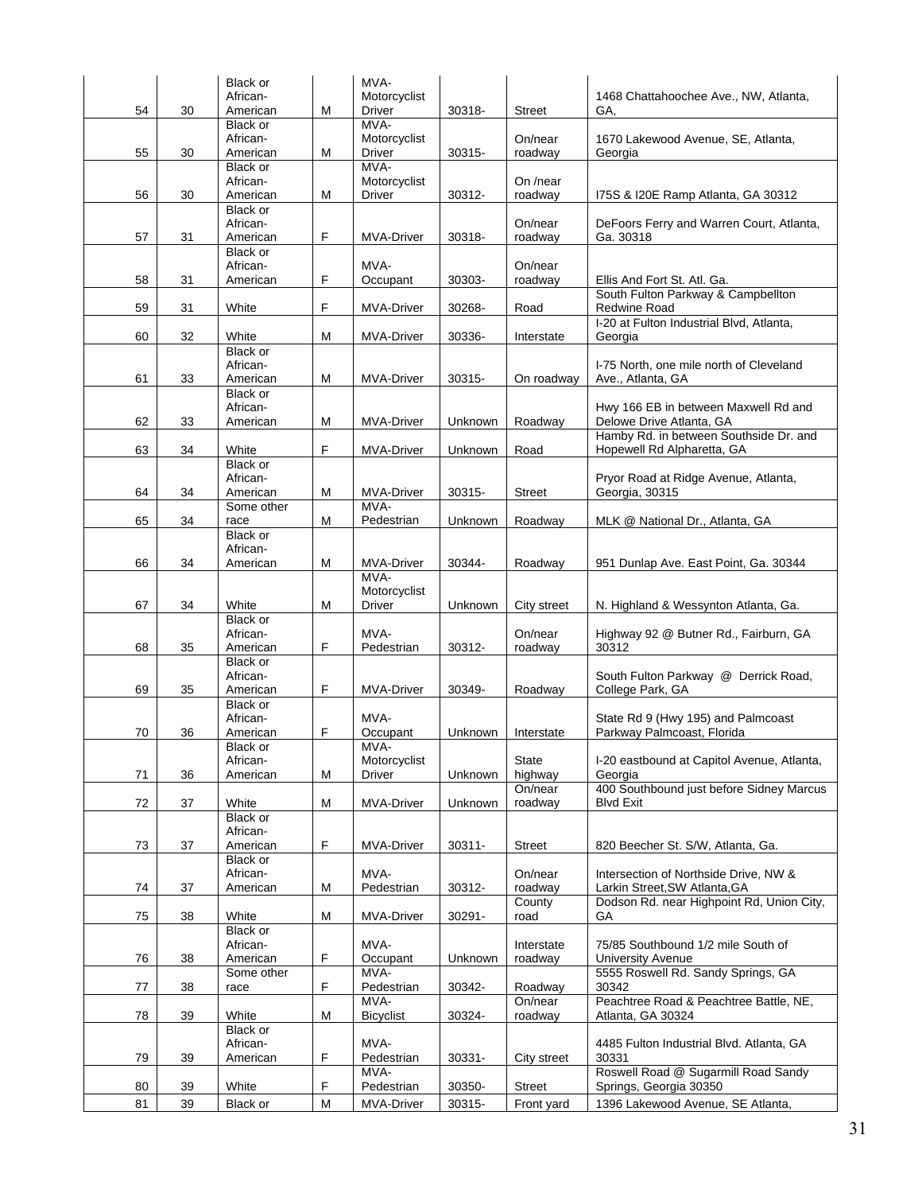| 54 | 30 | Black or African-American | M | MVA-Motorcyclist Driver | 30318- | Street | 1468 Chattahoochee Ave., NW, Atlanta, GA, |
|---|---|---|---|---|---|---|---|
| 55 | 30 | Black or African-American | M | MVA-Motorcyclist Driver | 30315- | On/near roadway | 1670 Lakewood Avenue, SE, Atlanta, Georgia |
| 56 | 30 | Black or African-American | M | MVA-Motorcyclist Driver | 30312- | On /near roadway | I75S & I20E Ramp Atlanta, GA 30312 |
| 57 | 31 | Black or African-American | F | MVA-Driver | 30318- | On/near roadway | DeFoors Ferry and Warren Court, Atlanta, Ga. 30318 |
| 58 | 31 | Black or African-American | F | MVA-Occupant | 30303- | On/near roadway | Ellis And Fort St. Atl. Ga. |
| 59 | 31 | White | F | MVA-Driver | 30268- | Road | South Fulton Parkway & Campbellton Redwine Road |
| 60 | 32 | White | M | MVA-Driver | 30336- | Interstate | I-20 at Fulton Industrial Blvd, Atlanta, Georgia |
| 61 | 33 | Black or African-American | M | MVA-Driver | 30315- | On roadway | I-75 North, one mile north of Cleveland Ave., Atlanta, GA |
| 62 | 33 | Black or African-American | M | MVA-Driver | Unknown | Roadway | Hwy 166 EB in between Maxwell Rd and Delowe Drive Atlanta, GA |
| 63 | 34 | White | F | MVA-Driver | Unknown | Road | Hamby Rd. in between Southside Dr. and Hopewell Rd Alpharetta, GA |
| 64 | 34 | Black or African-American | M | MVA-Driver | 30315- | Street | Pryor Road at Ridge Avenue, Atlanta, Georgia, 30315 |
| 65 | 34 | Some other race | M | MVA-Pedestrian | Unknown | Roadway | MLK @ National Dr., Atlanta, GA |
| 66 | 34 | Black or African-American | M | MVA-Driver | 30344- | Roadway | 951 Dunlap Ave. East Point, Ga. 30344 |
| 67 | 34 | White | M | MVA-Motorcyclist Driver | Unknown | City street | N. Highland & Wessynton Atlanta, Ga. |
| 68 | 35 | Black or African-American | F | MVA-Pedestrian | 30312- | On/near roadway | Highway 92 @ Butner Rd., Fairburn, GA 30312 |
| 69 | 35 | Black or African-American | F | MVA-Driver | 30349- | Roadway | South Fulton Parkway @ Derrick Road, College Park, GA |
| 70 | 36 | Black or African-American | F | MVA-Occupant | Unknown | Interstate | State Rd 9 (Hwy 195) and Palmcoast Parkway Palmcoast, Florida |
| 71 | 36 | Black or African-American | M | MVA-Motorcyclist Driver | Unknown | State highway | I-20 eastbound at Capitol Avenue, Atlanta, Georgia |
| 72 | 37 | White | M | MVA-Driver | Unknown | On/near roadway | 400 Southbound just before Sidney Marcus Blvd Exit |
| 73 | 37 | Black or African-American | F | MVA-Driver | 30311- | Street | 820 Beecher St. S/W, Atlanta, Ga. |
| 74 | 37 | Black or African-American | M | MVA-Pedestrian | 30312- | On/near roadway | Intersection of Northside Drive, NW & Larkin Street,SW Atlanta,GA |
| 75 | 38 | White | M | MVA-Driver | 30291- | County road | Dodson Rd. near Highpoint Rd, Union City, GA |
| 76 | 38 | Black or African-American | F | MVA-Occupant | Unknown | Interstate roadway | 75/85 Southbound 1/2 mile South of University Avenue |
| 77 | 38 | Some other race | F | MVA-Pedestrian | 30342- | Roadway | 5555 Roswell Rd. Sandy Springs, GA 30342 |
| 78 | 39 | White | M | MVA-Bicyclist | 30324- | On/near roadway | Peachtree Road & Peachtree Battle, NE, Atlanta, GA 30324 |
| 79 | 39 | Black or African-American | F | MVA-Pedestrian | 30331- | City street | 4485 Fulton Industrial Blvd. Atlanta, GA 30331 |
| 80 | 39 | White | F | MVA-Pedestrian | 30350- | Street | Roswell Road @ Sugarmill Road Sandy Springs, Georgia 30350 |
| 81 | 39 | Black or | M | MVA-Driver | 30315- | Front yard | 1396 Lakewood Avenue, SE Atlanta, |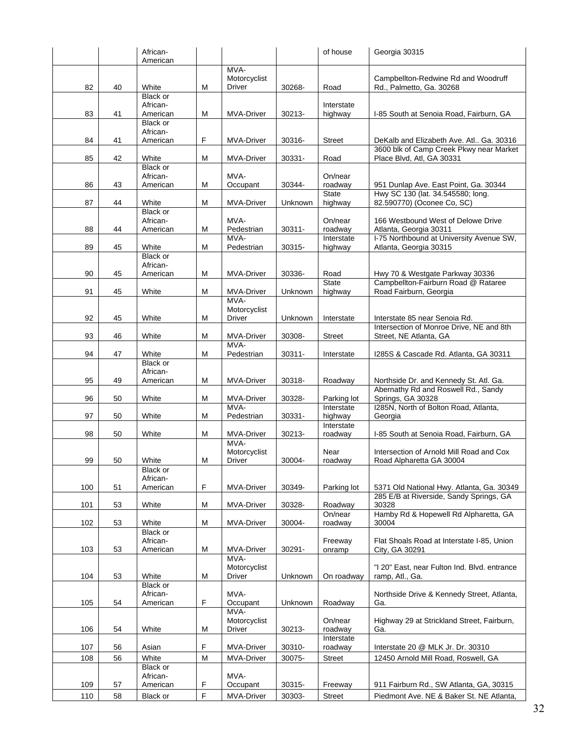| | | African-American | | | | of house | Georgia 30315 |
|---|---|---|---|---|---|---|---|
| 82 | 40 | White | M | MVA-Motorcyclist Driver | 30268- | Road | Campbellton-Redwine Rd and Woodruff Rd., Palmetto, Ga. 30268 |
| 83 | 41 | Black or African-American | M | MVA-Driver | 30213- | Interstate highway | I-85 South at Senoia Road, Fairburn, GA |
| 84 | 41 | Black or African-American | F | MVA-Driver | 30316- | Street | DeKalb and Elizabeth Ave. Atl.. Ga. 30316 |
| 85 | 42 | White | M | MVA-Driver | 30331- | Road | 3600 blk of Camp Creek Pkwy near Market Place Blvd, Atl, GA 30331 |
| 86 | 43 | Black or African-American | M | MVA-Occupant | 30344- | On/near roadway | 951 Dunlap Ave. East Point, Ga. 30344 |
| 87 | 44 | White | M | MVA-Driver | Unknown | State highway | Hwy SC 130 (lat. 34.545580; long. 82.590770) (Oconee Co, SC) |
| 88 | 44 | Black or African-American | M | MVA-Pedestrian | 30311- | On/near roadway | 166 Westbound West of Delowe Drive Atlanta, Georgia 30311 |
| 89 | 45 | White | M | MVA-Pedestrian | 30315- | Interstate highway | I-75 Northbound at University Avenue SW, Atlanta, Georgia 30315 |
| 90 | 45 | Black or African-American | M | MVA-Driver | 30336- | Road | Hwy 70 & Westgate Parkway 30336 |
| 91 | 45 | White | M | MVA-Driver | Unknown | State highway | Campbellton-Fairburn Road @ Rataree Road Fairburn, Georgia |
| 92 | 45 | White | M | MVA-Motorcyclist Driver | Unknown | Interstate | Interstate 85 near Senoia Rd. |
| 93 | 46 | White | M | MVA-Driver | 30308- | Street | Intersection of Monroe Drive, NE and 8th Street, NE Atlanta, GA |
| 94 | 47 | White | M | MVA-Pedestrian | 30311- | Interstate | I285S & Cascade Rd. Atlanta, GA 30311 |
| 95 | 49 | Black or African-American | M | MVA-Driver | 30318- | Roadway | Northside Dr. and Kennedy St. Atl. Ga. |
| 96 | 50 | White | M | MVA-Driver | 30328- | Parking lot | Abernathy Rd and Roswell Rd., Sandy Springs, GA 30328 |
| 97 | 50 | White | M | MVA-Pedestrian | 30331- | Interstate highway | I285N, North of Bolton Road, Atlanta, Georgia |
| 98 | 50 | White | M | MVA-Driver | 30213- | Interstate roadway | I-85 South at Senoia Road, Fairburn, GA |
| 99 | 50 | White | M | MVA-Motorcyclist Driver | 30004- | Near roadway | Intersection of Arnold Mill Road and Cox Road Alpharetta GA 30004 |
| 100 | 51 | Black or African-American | F | MVA-Driver | 30349- | Parking lot | 5371 Old National Hwy. Atlanta, Ga. 30349 |
| 101 | 53 | White | M | MVA-Driver | 30328- | Roadway | 285 E/B at Riverside, Sandy Springs, GA 30328 |
| 102 | 53 | White | M | MVA-Driver | 30004- | On/near roadway | Hamby Rd & Hopewell Rd Alpharetta, GA 30004 |
| 103 | 53 | Black or African-American | M | MVA-Driver | 30291- | Freeway onramp | Flat Shoals Road at Interstate I-85, Union City, GA 30291 |
| 104 | 53 | White | M | MVA-Motorcyclist Driver | Unknown | On roadway | "I 20" East, near Fulton Ind. Blvd. entrance ramp, Atl., Ga. |
| 105 | 54 | Black or African-American | F | MVA-Occupant | Unknown | Roadway | Northside Drive & Kennedy Street, Atlanta, Ga. |
| 106 | 54 | White | M | MVA-Motorcyclist Driver | 30213- | On/near roadway | Highway 29 at Strickland Street, Fairburn, Ga. |
| 107 | 56 | Asian | F | MVA-Driver | 30310- | Interstate roadway | Interstate 20 @ MLK Jr. Dr. 30310 |
| 108 | 56 | White | M | MVA-Driver | 30075- | Street | 12450 Arnold Mill Road, Roswell, GA |
| 109 | 57 | Black or African-American | F | MVA-Occupant | 30315- | Freeway | 911 Fairburn Rd., SW Atlanta, GA, 30315 |
| 110 | 58 | Black or | F | MVA-Driver | 30303- | Street | Piedmont Ave. NE & Baker St. NE Atlanta, |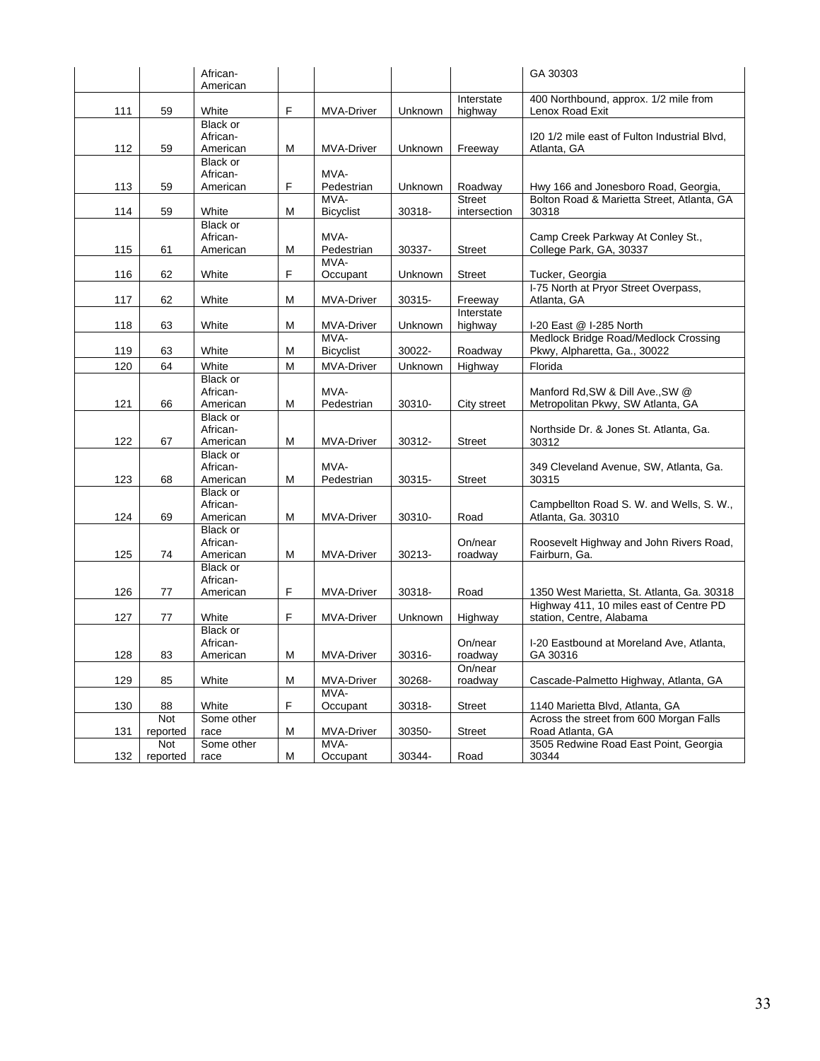| | | African-American | | | | | GA 30303 |
|---|---|---|---|---|---|---|---|
| 111 | 59 | White | F | MVA-Driver | Unknown | Interstate highway | 400 Northbound, approx. 1/2 mile from Lenox Road Exit |
| 112 | 59 | Black or African-American | M | MVA-Driver | Unknown | Freeway | I20 1/2 mile east of Fulton Industrial Blvd, Atlanta, GA |
| 113 | 59 | Black or African-American | F | MVA-Pedestrian | Unknown | Roadway | Hwy 166 and Jonesboro Road, Georgia, |
| 114 | 59 | White | M | MVA-Bicyclist | 30318- | Street intersection | Bolton Road & Marietta Street, Atlanta, GA 30318 |
| 115 | 61 | Black or African-American | M | MVA-Pedestrian | 30337- | Street | Camp Creek Parkway At Conley St., College Park, GA, 30337 |
| 116 | 62 | White | F | MVA-Occupant | Unknown | Street | Tucker, Georgia |
| 117 | 62 | White | M | MVA-Driver | 30315- | Freeway | I-75 North at Pryor Street Overpass, Atlanta, GA |
| 118 | 63 | White | M | MVA-Driver | Unknown | Interstate highway | I-20 East @ I-285 North |
| 119 | 63 | White | M | MVA-Bicyclist | 30022- | Roadway | Medlock Bridge Road/Medlock Crossing Pkwy, Alpharetta, Ga., 30022 |
| 120 | 64 | White | M | MVA-Driver | Unknown | Highway | Florida |
| 121 | 66 | Black or African-American | M | MVA-Pedestrian | 30310- | City street | Manford Rd,SW & Dill Ave.,SW @ Metropolitan Pkwy, SW Atlanta, GA |
| 122 | 67 | Black or African-American | M | MVA-Driver | 30312- | Street | Northside Dr. & Jones St. Atlanta, Ga. 30312 |
| 123 | 68 | Black or African-American | M | MVA-Pedestrian | 30315- | Street | 349 Cleveland Avenue, SW, Atlanta, Ga. 30315 |
| 124 | 69 | Black or African-American | M | MVA-Driver | 30310- | Road | Campbellton Road S. W. and Wells, S. W., Atlanta, Ga. 30310 |
| 125 | 74 | Black or African-American | M | MVA-Driver | 30213- | On/near roadway | Roosevelt Highway and John Rivers Road, Fairburn, Ga. |
| 126 | 77 | Black or African-American | F | MVA-Driver | 30318- | Road | 1350 West Marietta, St. Atlanta, Ga. 30318 |
| 127 | 77 | White | F | MVA-Driver | Unknown | Highway | Highway 411, 10 miles east of Centre PD station, Centre, Alabama |
| 128 | 83 | Black or African-American | M | MVA-Driver | 30316- | On/near roadway | I-20 Eastbound at Moreland Ave, Atlanta, GA 30316 |
| 129 | 85 | White | M | MVA-Driver | 30268- | On/near roadway | Cascade-Palmetto Highway, Atlanta, GA |
| 130 | 88 | White | F | MVA-Occupant | 30318- | Street | 1140 Marietta Blvd, Atlanta, GA |
| 131 | Not reported | Some other race | M | MVA-Driver | 30350- | Street | Across the street from 600 Morgan Falls Road Atlanta, GA |
| 132 | Not reported | Some other race | M | MVA-Occupant | 30344- | Road | 3505 Redwine Road East Point, Georgia 30344 |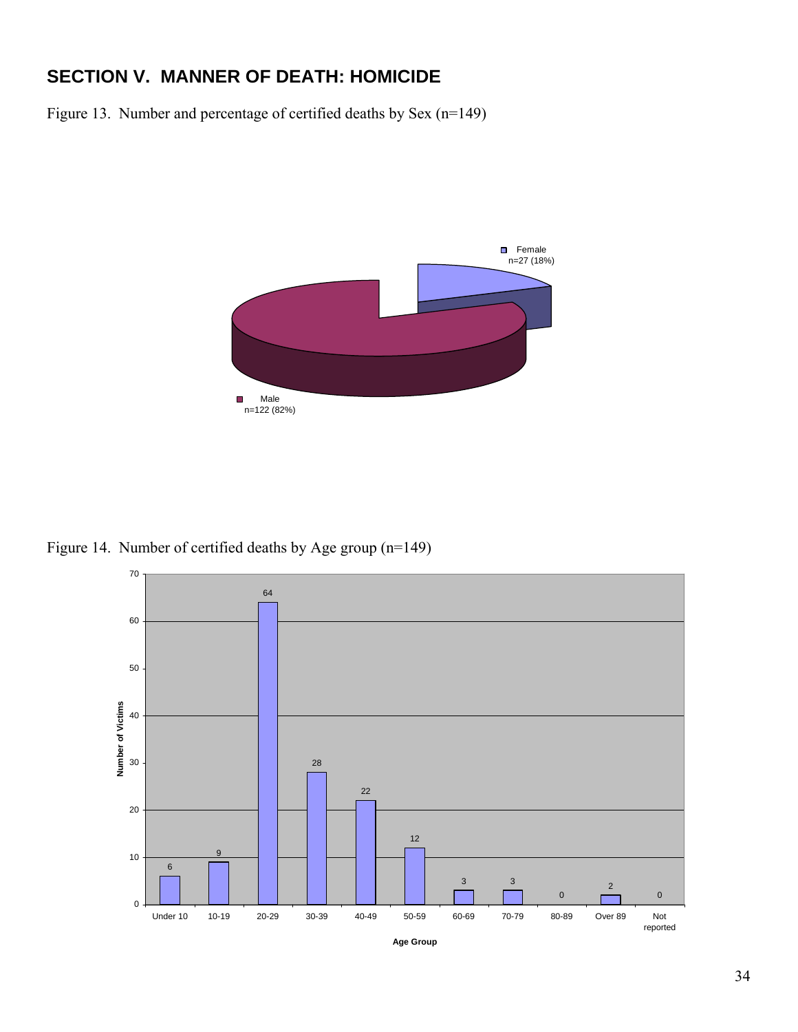## SECTION V. MANNER OF DEATH: HOMICIDE

Figure 13. Number and percentage of certified deaths by Sex (n=149)

Female
n=27 (18%)

Male
n=122 (82%)

Figure 14. Number of certified deaths by Age group (n=149)

| Age Group | Number of Victims |
|---|---|
| Under 10 | 6 |
| 10-19 | 9 |
| 20-29 | 64 |
| 30-39 | 28 |
| 40-49 | 22 |
| 50-59 | 12 |
| 60-69 | 3 |
| 70-79 | 3 |
| 80-89 | 0 |
| Over 89 | 2 |
| Not reported | 0 |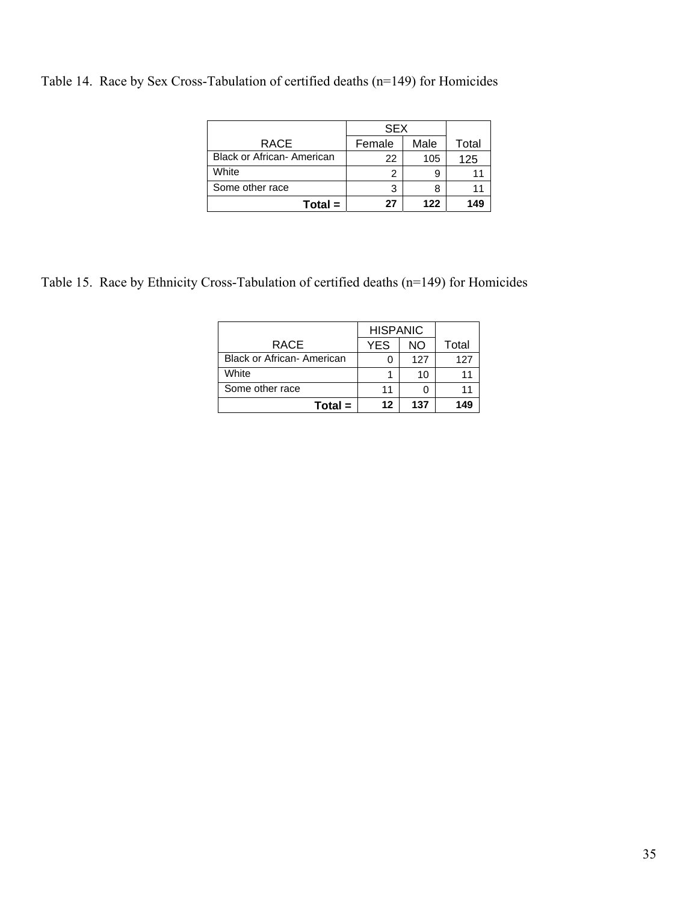Table 14. Race by Sex Cross-Tabulation of certified deaths (n=149) for Homicides

| RACE | SEX | | Total |
|---|---|---|---|
| | Female | Male | |
| Black or African- American | 22 | 105 | 125 |
| White | 2 | 9 | 11 |
| Some other race | 3 | 8 | 11 |
| **Total =** | **27** | **122** | **149** |

Table 15. Race by Ethnicity Cross-Tabulation of certified deaths (n=149) for Homicides

| RACE | HISPANIC | | Total |
|---|---|---|---|
| | YES | NO | |
| Black or African- American | 0 | 127 | 127 |
| White | 1 | 10 | 11 |
| Some other race | 11 | 0 | 11 |
| **Total =** | **12** | **137** | **149** |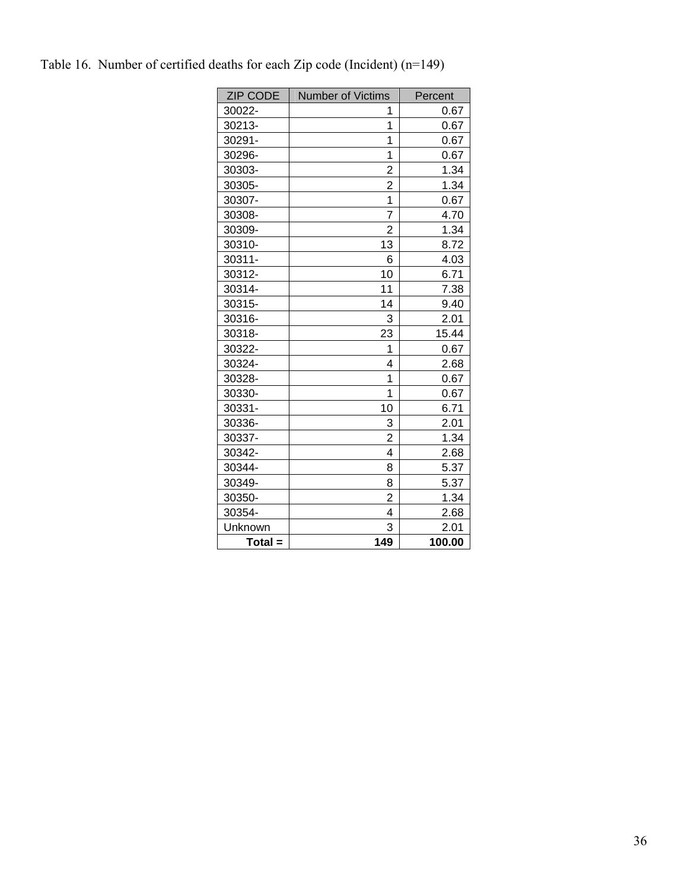Table 16. Number of certified deaths for each Zip code (Incident) (n=149)

| ZIP CODE | Number of Victims | Percent |
|---|---|---|
| 30022- | 1 | 0.67 |
| 30213- | 1 | 0.67 |
| 30291- | 1 | 0.67 |
| 30296- | 1 | 0.67 |
| 30303- | 2 | 1.34 |
| 30305- | 2 | 1.34 |
| 30307- | 1 | 0.67 |
| 30308- | 7 | 4.70 |
| 30309- | 2 | 1.34 |
| 30310- | 13 | 8.72 |
| 30311- | 6 | 4.03 |
| 30312- | 10 | 6.71 |
| 30314- | 11 | 7.38 |
| 30315- | 14 | 9.40 |
| 30316- | 3 | 2.01 |
| 30318- | 23 | 15.44 |
| 30322- | 1 | 0.67 |
| 30324- | 4 | 2.68 |
| 30328- | 1 | 0.67 |
| 30330- | 1 | 0.67 |
| 30331- | 10 | 6.71 |
| 30336- | 3 | 2.01 |
| 30337- | 2 | 1.34 |
| 30342- | 4 | 2.68 |
| 30344- | 8 | 5.37 |
| 30349- | 8 | 5.37 |
| 30350- | 2 | 1.34 |
| 30354- | 4 | 2.68 |
| Unknown | 3 | 2.01 |
| **Total =** | **149** | **100.00** |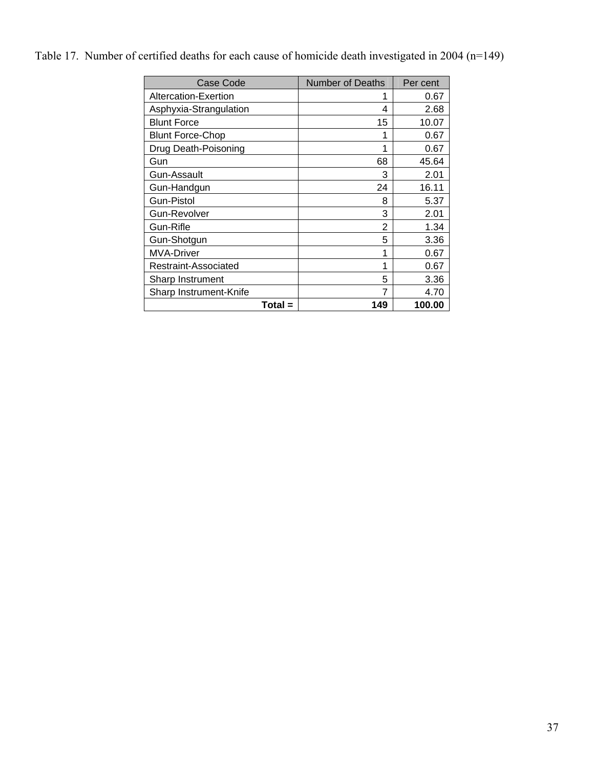Table 17. Number of certified deaths for each cause of homicide death investigated in 2004 (n=149)

| Case Code | Number of Deaths | Per cent |
|---|---|---|
| Altercation-Exertion | 1 | 0.67 |
| Asphyxia-Strangulation | 4 | 2.68 |
| Blunt Force | 15 | 10.07 |
| Blunt Force-Chop | 1 | 0.67 |
| Drug Death-Poisoning | 1 | 0.67 |
| Gun | 68 | 45.64 |
| Gun-Assault | 3 | 2.01 |
| Gun-Handgun | 24 | 16.11 |
| Gun-Pistol | 8 | 5.37 |
| Gun-Revolver | 3 | 2.01 |
| Gun-Rifle | 2 | 1.34 |
| Gun-Shotgun | 5 | 3.36 |
| MVA-Driver | 1 | 0.67 |
| Restraint-Associated | 1 | 0.67 |
| Sharp Instrument | 5 | 3.36 |
| Sharp Instrument-Knife | 7 | 4.70 |
| **Total =** | **149** | **100.00** |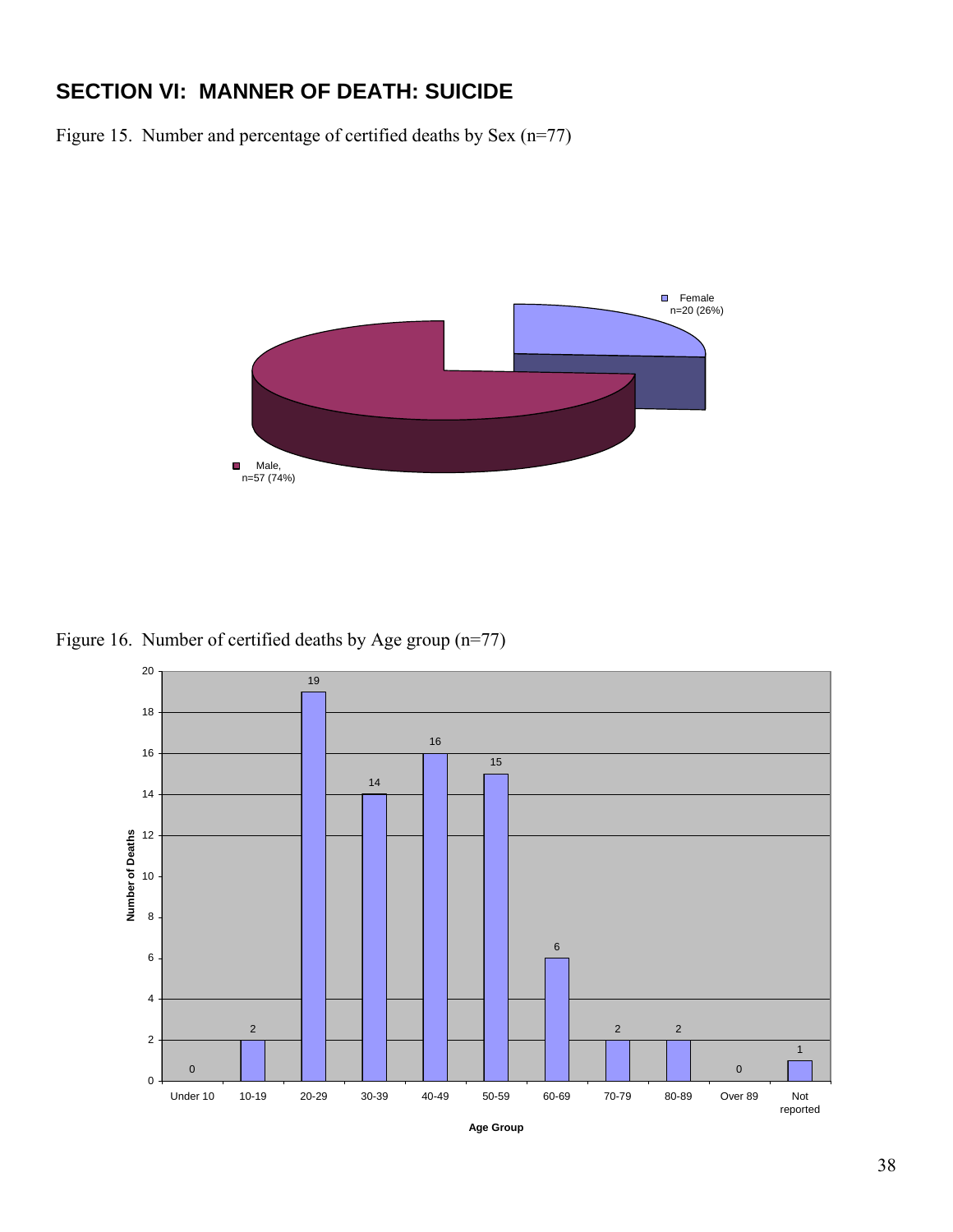## SECTION VI: MANNER OF DEATH: SUICIDE

Figure 15. Number and percentage of certified deaths by Sex (n=77)

Female
n=20 (26%)

Male,
n=57 (74%)

Figure 16. Number of certified deaths by Age group (n=77)

| Age Group | Number of Deaths |
|---|---|
| Under 10 | 0 |
| 10-19 | 2 |
| 20-29 | 19 |
| 30-39 | 14 |
| 40-49 | 16 |
| 50-59 | 15 |
| 60-69 | 6 |
| 70-79 | 2 |
| 80-89 | 2 |
| Over 89 | 0 |
| Not reported | 1 |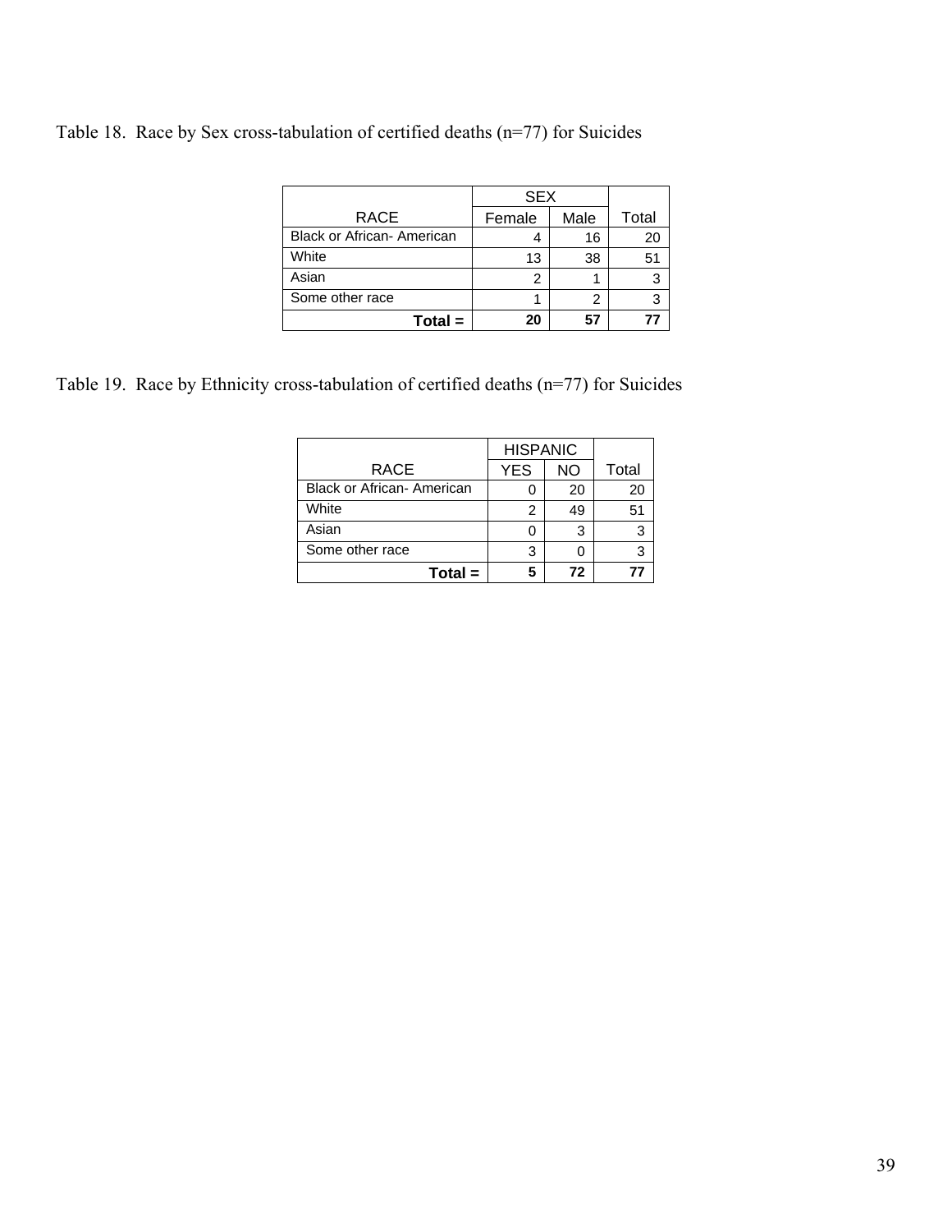Table 18. Race by Sex cross-tabulation of certified deaths (n=77) for Suicides

| RACE | SEX | | Total |
|---|---|---|---|
| | Female | Male | |
| Black or African- American | 4 | 16 | 20 |
| White | 13 | 38 | 51 |
| Asian | 2 | 1 | 3 |
| Some other race | 1 | 2 | 3 |
| **Total =** | **20** | **57** | **77** |

Table 19. Race by Ethnicity cross-tabulation of certified deaths (n=77) for Suicides

| RACE | HISPANIC | | Total |
|---|---|---|---|
| | YES | NO | |
| Black or African- American | 0 | 20 | 20 |
| White | 2 | 49 | 51 |
| Asian | 0 | 3 | 3 |
| Some other race | 3 | 0 | 3 |
| **Total =** | **5** | **72** | **77** |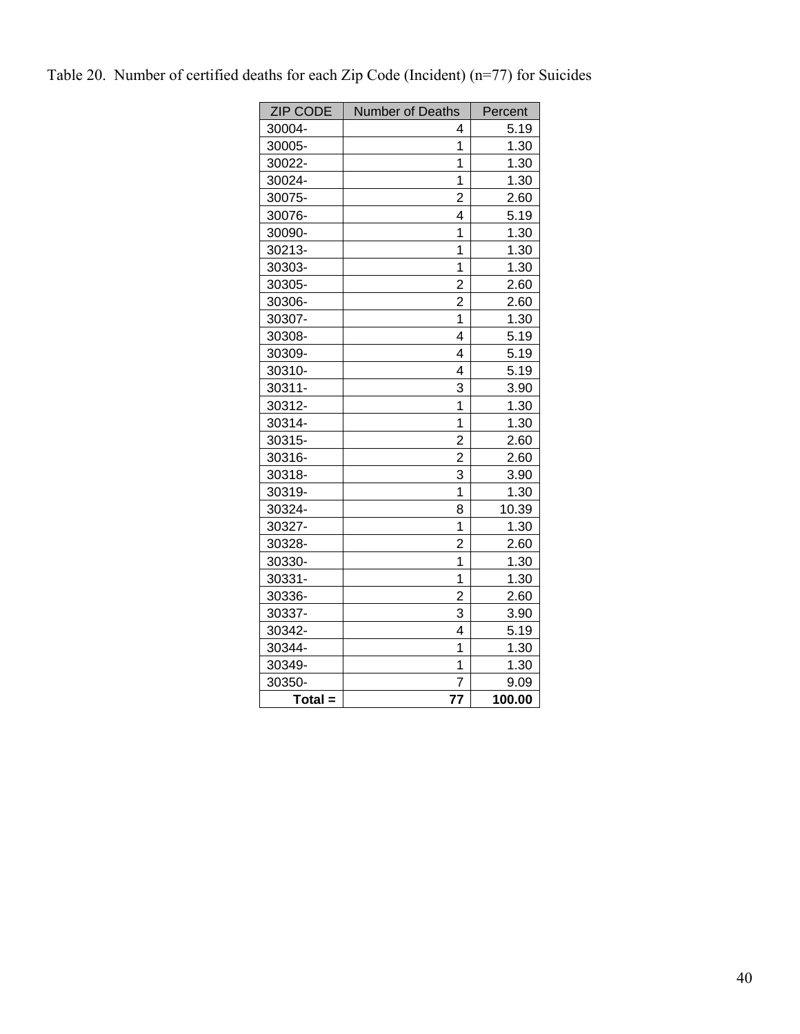Table 20. Number of certified deaths for each Zip Code (Incident) (n=77) for Suicides

| ZIP CODE | Number of Deaths | Percent |
|---|---|---|
| 30004- | 4 | 5.19 |
| 30005- | 1 | 1.30 |
| 30022- | 1 | 1.30 |
| 30024- | 1 | 1.30 |
| 30075- | 2 | 2.60 |
| 30076- | 4 | 5.19 |
| 30090- | 1 | 1.30 |
| 30213- | 1 | 1.30 |
| 30303- | 1 | 1.30 |
| 30305- | 2 | 2.60 |
| 30306- | 2 | 2.60 |
| 30307- | 1 | 1.30 |
| 30308- | 4 | 5.19 |
| 30309- | 4 | 5.19 |
| 30310- | 4 | 5.19 |
| 30311- | 3 | 3.90 |
| 30312- | 1 | 1.30 |
| 30314- | 1 | 1.30 |
| 30315- | 2 | 2.60 |
| 30316- | 2 | 2.60 |
| 30318- | 3 | 3.90 |
| 30319- | 1 | 1.30 |
| 30324- | 8 | 10.39 |
| 30327- | 1 | 1.30 |
| 30328- | 2 | 2.60 |
| 30330- | 1 | 1.30 |
| 30331- | 1 | 1.30 |
| 30336- | 2 | 2.60 |
| 30337- | 3 | 3.90 |
| 30342- | 4 | 5.19 |
| 30344- | 1 | 1.30 |
| 30349- | 1 | 1.30 |
| 30350- | 7 | 9.09 |
| **Total =** | **77** | **100.00** |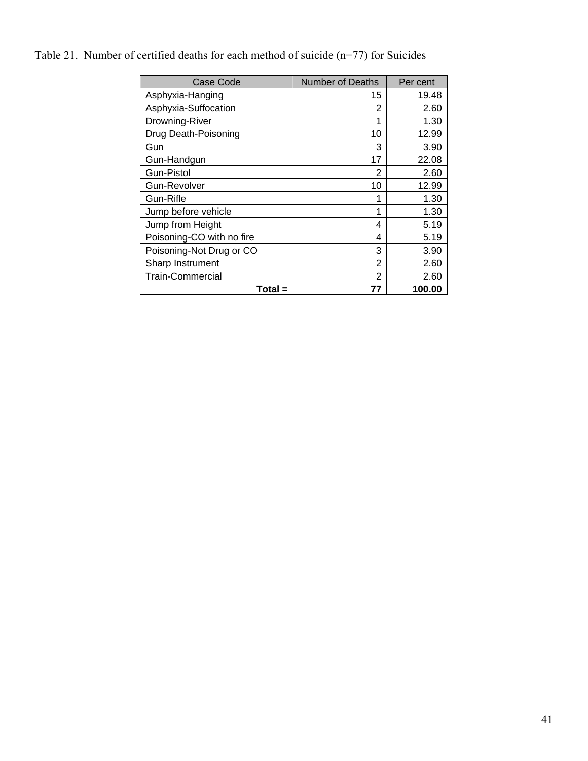Table 21. Number of certified deaths for each method of suicide (n=77) for Suicides

| Case Code | Number of Deaths | Per cent |
|---|---|---|
| Asphyxia-Hanging | 15 | 19.48 |
| Asphyxia-Suffocation | 2 | 2.60 |
| Drowning-River | 1 | 1.30 |
| Drug Death-Poisoning | 10 | 12.99 |
| Gun | 3 | 3.90 |
| Gun-Handgun | 17 | 22.08 |
| Gun-Pistol | 2 | 2.60 |
| Gun-Revolver | 10 | 12.99 |
| Gun-Rifle | 1 | 1.30 |
| Jump before vehicle | 1 | 1.30 |
| Jump from Height | 4 | 5.19 |
| Poisoning-CO with no fire | 4 | 5.19 |
| Poisoning-Not Drug or CO | 3 | 3.90 |
| Sharp Instrument | 2 | 2.60 |
| Train-Commercial | 2 | 2.60 |
| **Total =** | **77** | **100.00** |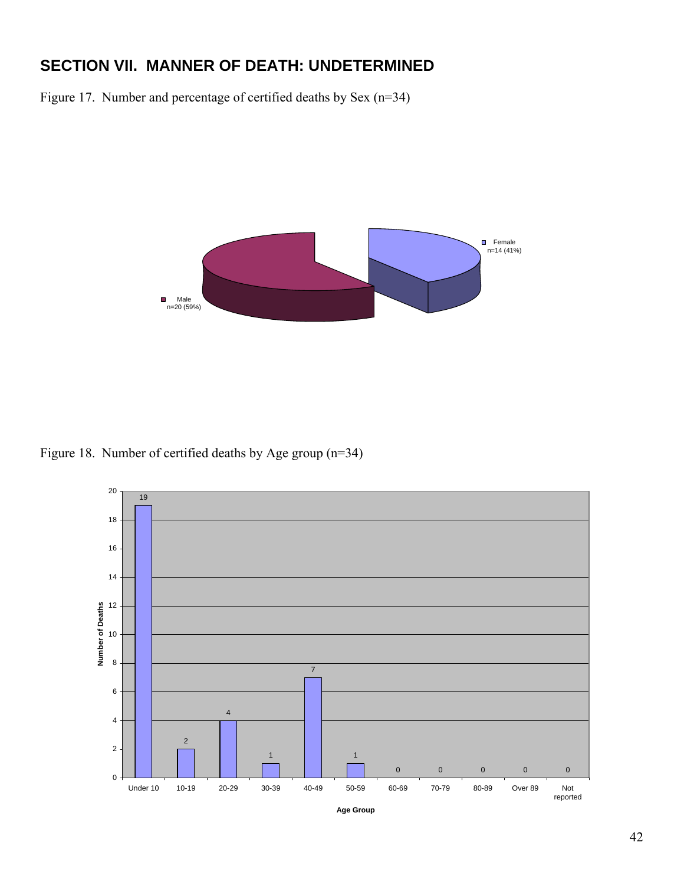# SECTION VII. MANNER OF DEATH: UNDETERMINED

Figure 17. Number and percentage of certified deaths by Sex (n=34)

Female
n=14 (41%)

Male
n=20 (59%)

Figure 18. Number of certified deaths by Age group (n=34)

| Age Group | Number of Deaths |
|---|---|
| Under 10 | 19 |
| 10-19 | 2 |
| 20-29 | 4 |
| 30-39 | 1 |
| 40-49 | 7 |
| 50-59 | 1 |
| 60-69 | 0 |
| 70-79 | 0 |
| 80-89 | 0 |
| Over 89 | 0 |
| Not reported | 0 |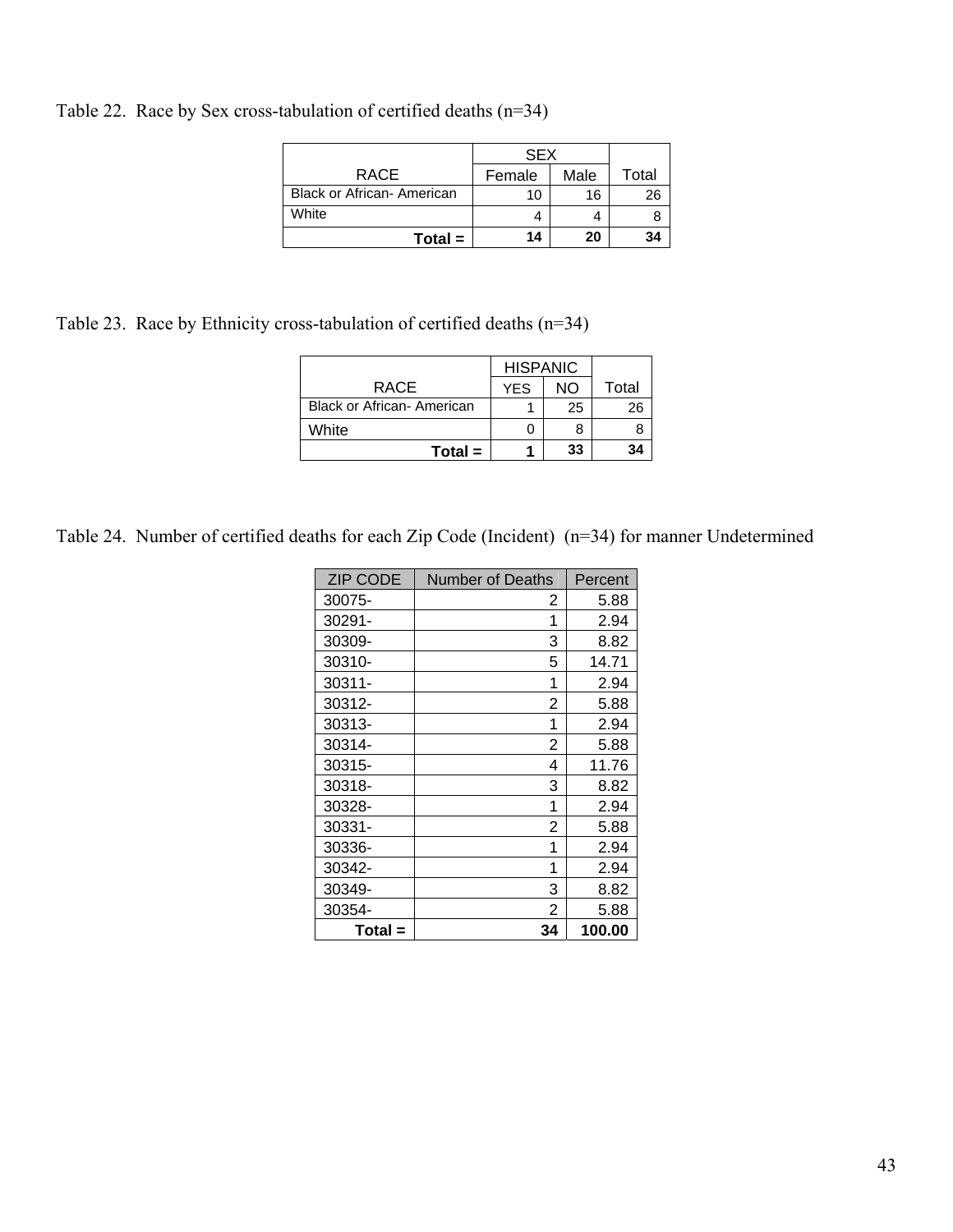Table 22. Race by Sex cross-tabulation of certified deaths (n=34)

| RACE | SEX | | Total |
|---|---|---|---|
| | Female | Male | |
| Black or African- American | 10 | 16 | 26 |
| White | 4 | 4 | 8 |
| **Total =** | **14** | **20** | **34** |

Table 23. Race by Ethnicity cross-tabulation of certified deaths (n=34)

| RACE | HISPANIC | | Total |
|---|---|---|---|
| | YES | NO | |
| Black or African- American | 1 | 25 | 26 |
| White | 0 | 8 | 8 |
| **Total =** | **1** | **33** | **34** |

Table 24. Number of certified deaths for each Zip Code (Incident) (n=34) for manner Undetermined

| ZIP CODE | Number of Deaths | Percent |
|---|---|---|
| 30075- | 2 | 5.88 |
| 30291- | 1 | 2.94 |
| 30309- | 3 | 8.82 |
| 30310- | 5 | 14.71 |
| 30311- | 1 | 2.94 |
| 30312- | 2 | 5.88 |
| 30313- | 1 | 2.94 |
| 30314- | 2 | 5.88 |
| 30315- | 4 | 11.76 |
| 30318- | 3 | 8.82 |
| 30328- | 1 | 2.94 |
| 30331- | 2 | 5.88 |
| 30336- | 1 | 2.94 |
| 30342- | 1 | 2.94 |
| 30349- | 3 | 8.82 |
| 30354- | 2 | 5.88 |
| **Total =** | **34** | **100.00** |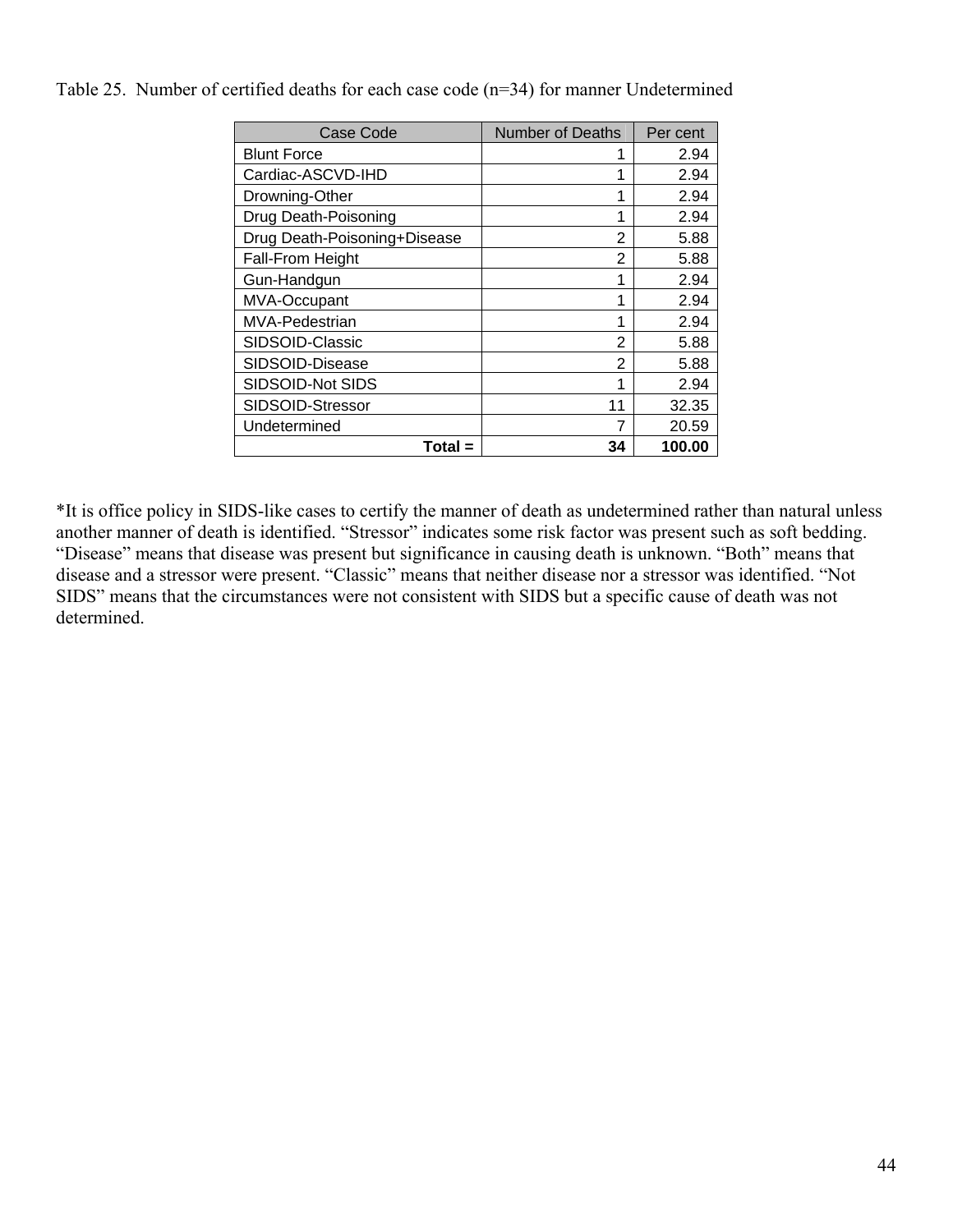Table 25. Number of certified deaths for each case code (n=34) for manner Undetermined

| Case Code | Number of Deaths | Per cent |
|---|---|---|
| Blunt Force | 1 | 2.94 |
| Cardiac-ASCVD-IHD | 1 | 2.94 |
| Drowning-Other | 1 | 2.94 |
| Drug Death-Poisoning | 1 | 2.94 |
| Drug Death-Poisoning+Disease | 2 | 5.88 |
| Fall-From Height | 2 | 5.88 |
| Gun-Handgun | 1 | 2.94 |
| MVA-Occupant | 1 | 2.94 |
| MVA-Pedestrian | 1 | 2.94 |
| SIDSOID-Classic | 2 | 5.88 |
| SIDSOID-Disease | 2 | 5.88 |
| SIDSOID-Not SIDS | 1 | 2.94 |
| SIDSOID-Stressor | 11 | 32.35 |
| Undetermined | 7 | 20.59 |
| **Total =** | **34** | **100.00** |

*It is office policy in SIDS-like cases to certify the manner of death as undetermined rather than natural unless another manner of death is identified. "Stressor" indicates some risk factor was present such as soft bedding. "Disease" means that disease was present but significance in causing death is unknown. "Both" means that disease and a stressor were present. "Classic" means that neither disease nor a stressor was identified. "Not SIDS" means that the circumstances were not consistent with SIDS but a specific cause of death was not determined.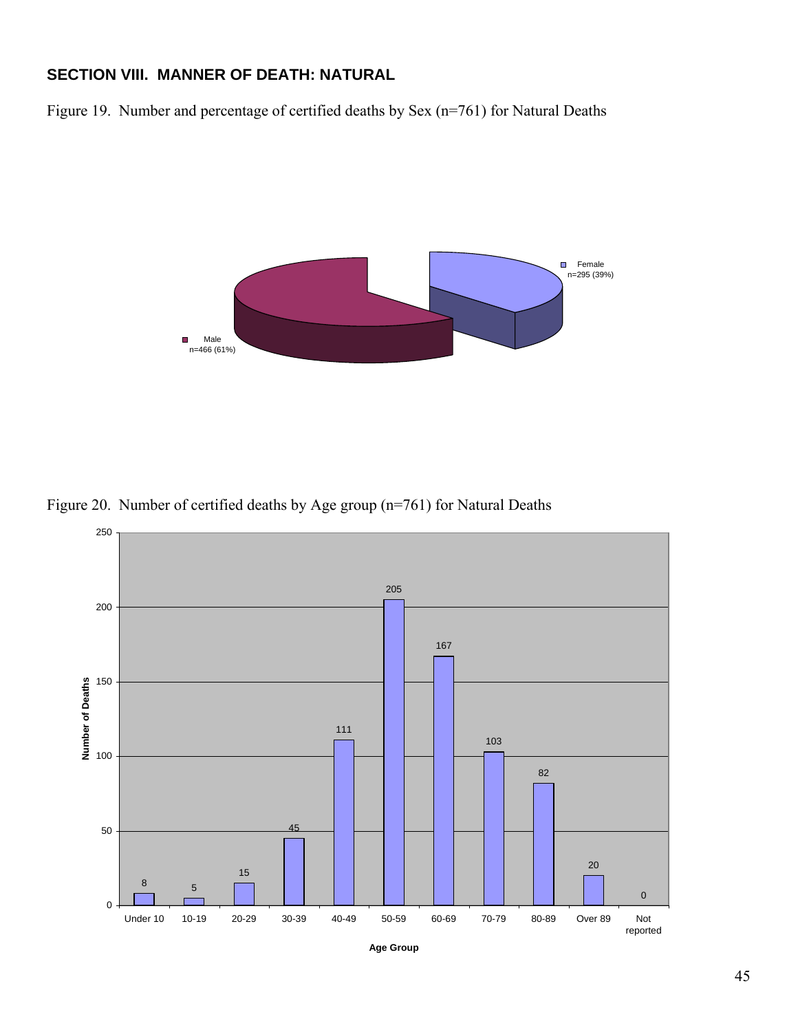## SECTION VIII. MANNER OF DEATH: NATURAL

Figure 19. Number and percentage of certified deaths by Sex (n=761) for Natural Deaths

| Sex | Number (Percentage) |
|---|---|
| Male | n=466 (61%) |
| Female | n=295 (39%) |

Figure 20. Number of certified deaths by Age group (n=761) for Natural Deaths

| Age Group | Number of Deaths |
|---|---|
| Under 10 | 8 |
| 10-19 | 5 |
| 20-29 | 15 |
| 30-39 | 45 |
| 40-49 | 111 |
| 50-59 | 205 |
| 60-69 | 167 |
| 70-79 | 103 |
| 80-89 | 82 |
| Over 89 | 20 |
| Not reported | 0 |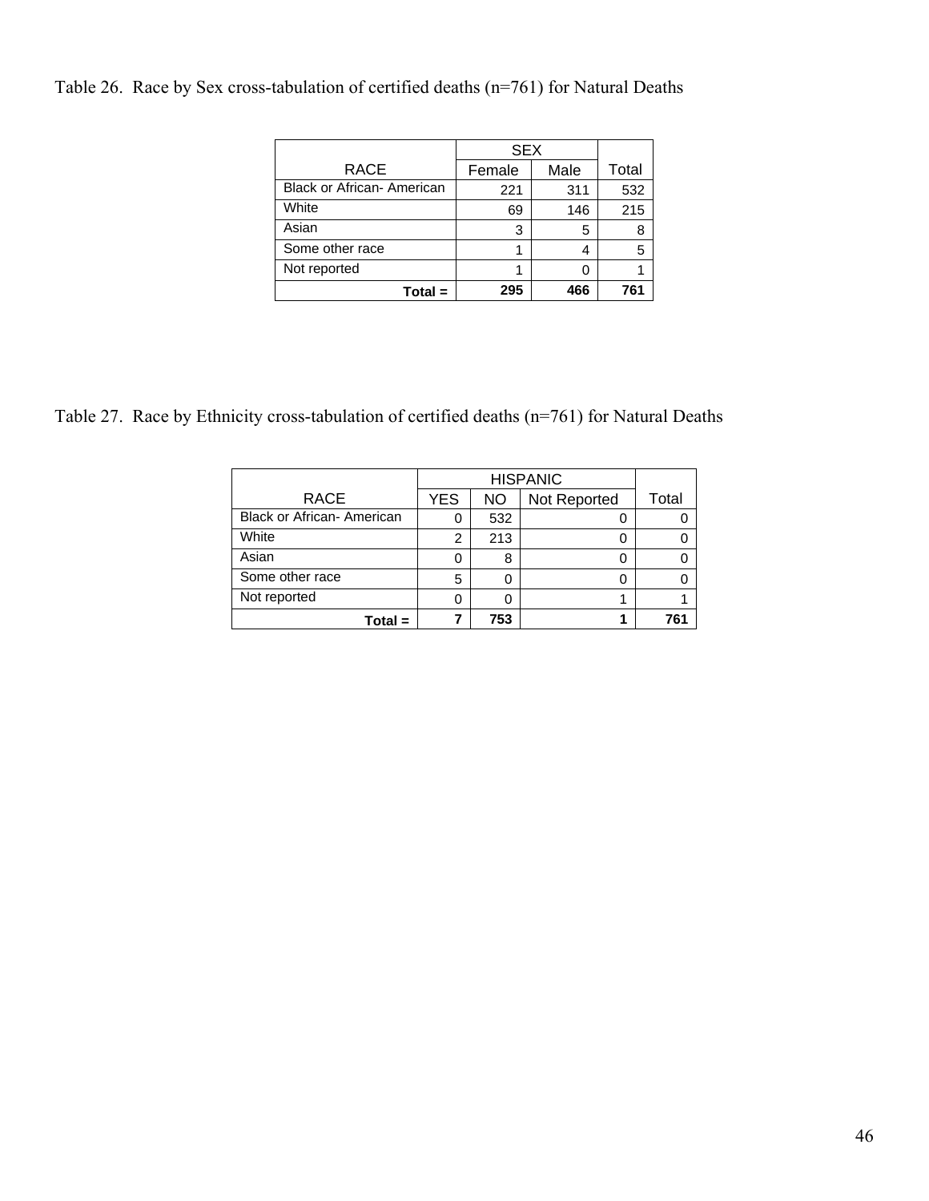Table 26. Race by Sex cross-tabulation of certified deaths (n=761) for Natural Deaths

| RACE | SEX | | Total |
|---|---|---|---|
| | Female | Male | |
| Black or African- American | 221 | 311 | 532 |
| White | 69 | 146 | 215 |
| Asian | 3 | 5 | 8 |
| Some other race | 1 | 4 | 5 |
| Not reported | 1 | 0 | 1 |
| **Total =** | **295** | **466** | **761** |

Table 27. Race by Ethnicity cross-tabulation of certified deaths (n=761) for Natural Deaths

| RACE | HISPANIC | | | Total |
|---|---|---|---|---|
| | YES | NO | Not Reported | |
| Black or African- American | 0 | 532 | 0 | 0 |
| White | 2 | 213 | 0 | 0 |
| Asian | 0 | 8 | 0 | 0 |
| Some other race | 5 | 0 | 0 | 0 |
| Not reported | 0 | 0 | 1 | 1 |
| **Total =** | **7** | **753** | **1** | **761** |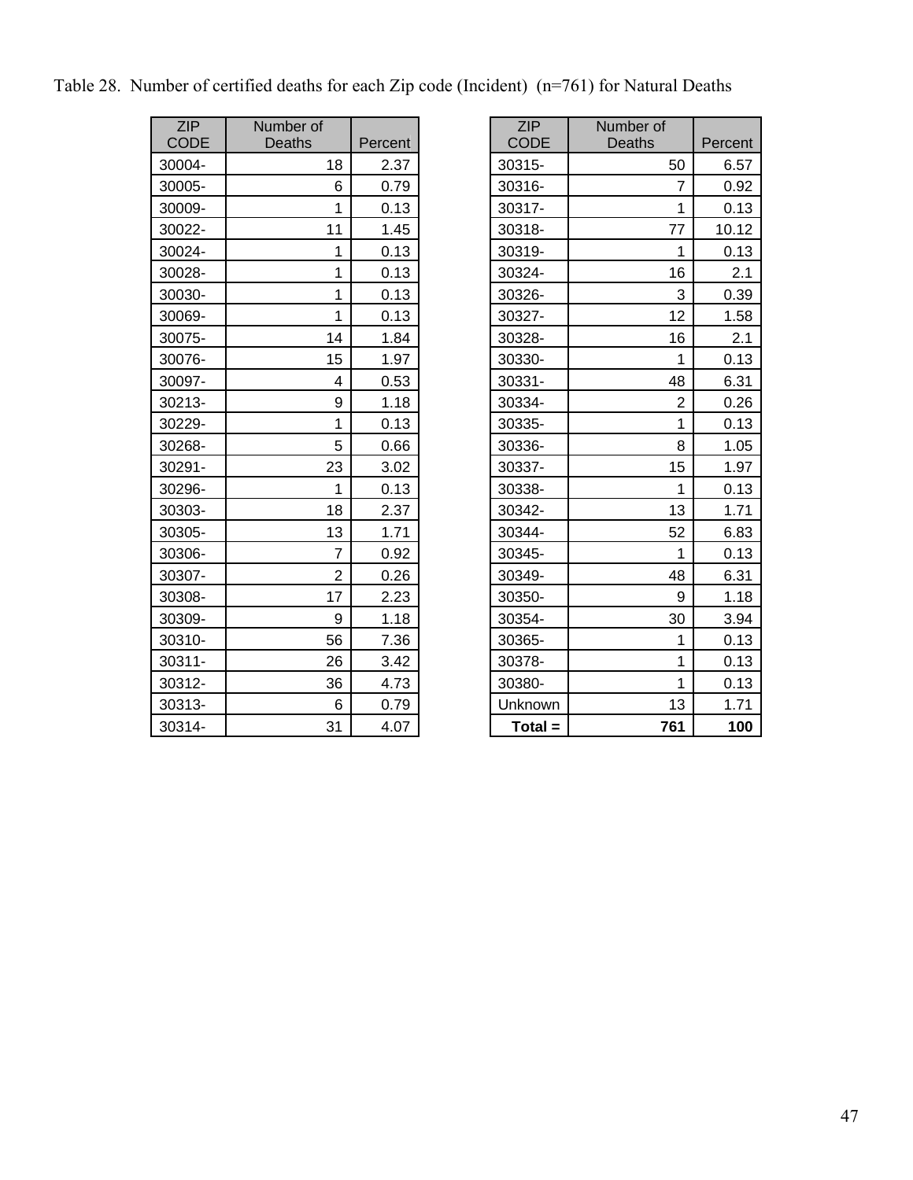Table 28. Number of certified deaths for each Zip code (Incident) (n=761) for Natural Deaths

| ZIP CODE | Number of Deaths | Percent |
|---|---|---|
| 30004- | 18 | 2.37 |
| 30005- | 6 | 0.79 |
| 30009- | 1 | 0.13 |
| 30022- | 11 | 1.45 |
| 30024- | 1 | 0.13 |
| 30028- | 1 | 0.13 |
| 30030- | 1 | 0.13 |
| 30069- | 1 | 0.13 |
| 30075- | 14 | 1.84 |
| 30076- | 15 | 1.97 |
| 30097- | 4 | 0.53 |
| 30213- | 9 | 1.18 |
| 30229- | 1 | 0.13 |
| 30268- | 5 | 0.66 |
| 30291- | 23 | 3.02 |
| 30296- | 1 | 0.13 |
| 30303- | 18 | 2.37 |
| 30305- | 13 | 1.71 |
| 30306- | 7 | 0.92 |
| 30307- | 2 | 0.26 |
| 30308- | 17 | 2.23 |
| 30309- | 9 | 1.18 |
| 30310- | 56 | 7.36 |
| 30311- | 26 | 3.42 |
| 30312- | 36 | 4.73 |
| 30313- | 6 | 0.79 |
| 30314- | 31 | 4.07 |
| 30315- | 50 | 6.57 |
| 30316- | 7 | 0.92 |
| 30317- | 1 | 0.13 |
| 30318- | 77 | 10.12 |
| 30319- | 1 | 0.13 |
| 30324- | 16 | 2.1 |
| 30326- | 3 | 0.39 |
| 30327- | 12 | 1.58 |
| 30328- | 16 | 2.1 |
| 30330- | 1 | 0.13 |
| 30331- | 48 | 6.31 |
| 30334- | 2 | 0.26 |
| 30335- | 1 | 0.13 |
| 30336- | 8 | 1.05 |
| 30337- | 15 | 1.97 |
| 30338- | 1 | 0.13 |
| 30342- | 13 | 1.71 |
| 30344- | 52 | 6.83 |
| 30345- | 1 | 0.13 |
| 30349- | 48 | 6.31 |
| 30350- | 9 | 1.18 |
| 30354- | 30 | 3.94 |
| 30365- | 1 | 0.13 |
| 30378- | 1 | 0.13 |
| 30380- | 1 | 0.13 |
| Unknown | 13 | 1.71 |
| **Total =** | **761** | **100** |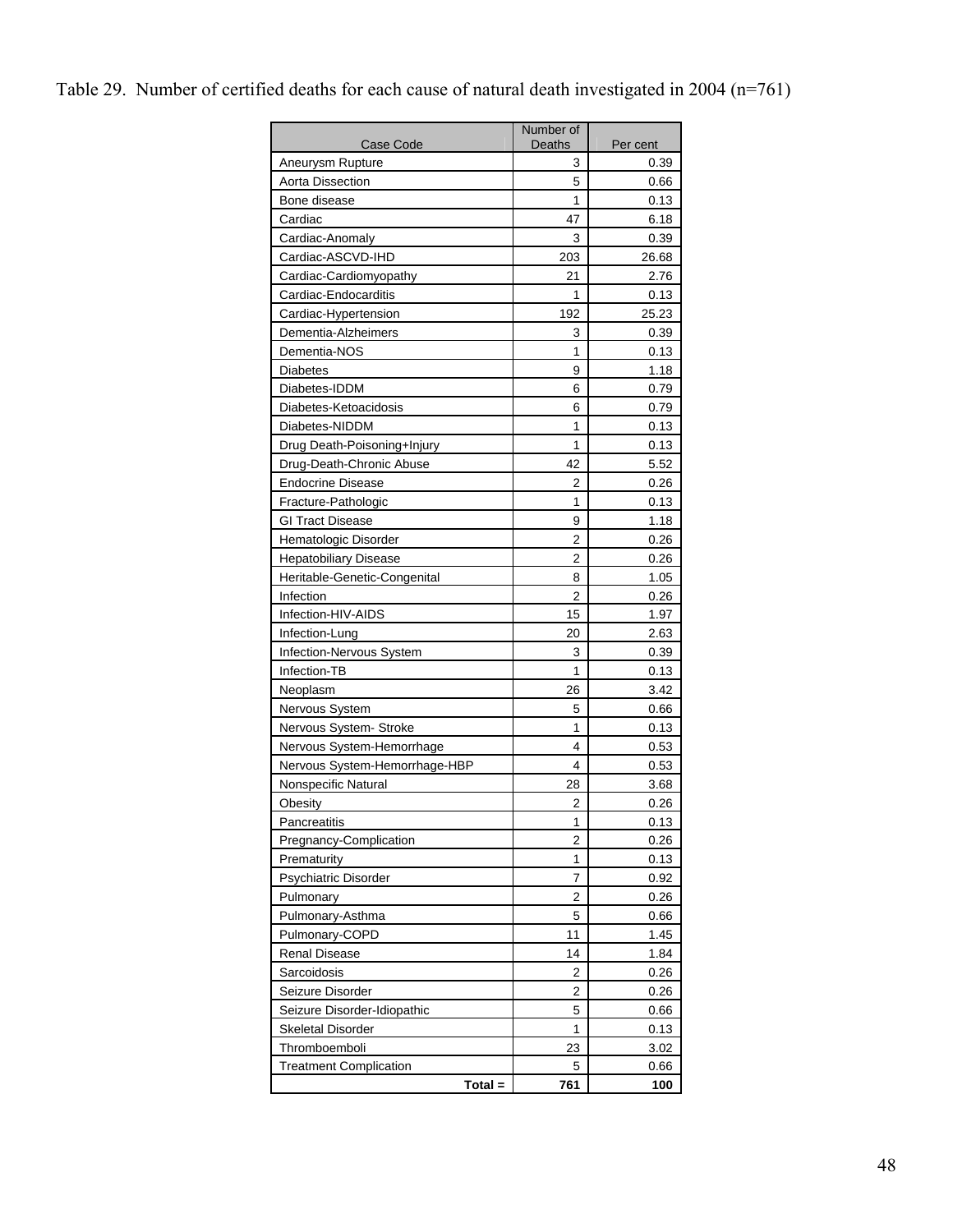Table 29. Number of certified deaths for each cause of natural death investigated in 2004 (n=761)

| Case Code | Number of Deaths | Per cent |
|---|---|---|
| Aneurysm Rupture | 3 | 0.39 |
| Aorta Dissection | 5 | 0.66 |
| Bone disease | 1 | 0.13 |
| Cardiac | 47 | 6.18 |
| Cardiac-Anomaly | 3 | 0.39 |
| Cardiac-ASCVD-IHD | 203 | 26.68 |
| Cardiac-Cardiomyopathy | 21 | 2.76 |
| Cardiac-Endocarditis | 1 | 0.13 |
| Cardiac-Hypertension | 192 | 25.23 |
| Dementia-Alzheimers | 3 | 0.39 |
| Dementia-NOS | 1 | 0.13 |
| Diabetes | 9 | 1.18 |
| Diabetes-IDDM | 6 | 0.79 |
| Diabetes-Ketoacidosis | 6 | 0.79 |
| Diabetes-NIDDM | 1 | 0.13 |
| Drug Death-Poisoning+Injury | 1 | 0.13 |
| Drug-Death-Chronic Abuse | 42 | 5.52 |
| Endocrine Disease | 2 | 0.26 |
| Fracture-Pathologic | 1 | 0.13 |
| GI Tract Disease | 9 | 1.18 |
| Hematologic Disorder | 2 | 0.26 |
| Hepatobiliary Disease | 2 | 0.26 |
| Heritable-Genetic-Congenital | 8 | 1.05 |
| Infection | 2 | 0.26 |
| Infection-HIV-AIDS | 15 | 1.97 |
| Infection-Lung | 20 | 2.63 |
| Infection-Nervous System | 3 | 0.39 |
| Infection-TB | 1 | 0.13 |
| Neoplasm | 26 | 3.42 |
| Nervous System | 5 | 0.66 |
| Nervous System- Stroke | 1 | 0.13 |
| Nervous System-Hemorrhage | 4 | 0.53 |
| Nervous System-Hemorrhage-HBP | 4 | 0.53 |
| Nonspecific Natural | 28 | 3.68 |
| Obesity | 2 | 0.26 |
| Pancreatitis | 1 | 0.13 |
| Pregnancy-Complication | 2 | 0.26 |
| Prematurity | 1 | 0.13 |
| Psychiatric Disorder | 7 | 0.92 |
| Pulmonary | 2 | 0.26 |
| Pulmonary-Asthma | 5 | 0.66 |
| Pulmonary-COPD | 11 | 1.45 |
| Renal Disease | 14 | 1.84 |
| Sarcoidosis | 2 | 0.26 |
| Seizure Disorder | 2 | 0.26 |
| Seizure Disorder-Idiopathic | 5 | 0.66 |
| Skeletal Disorder | 1 | 0.13 |
| Thromboemboli | 23 | 3.02 |
| Treatment Complication | 5 | 0.66 |
| **Total =** | **761** | **100** |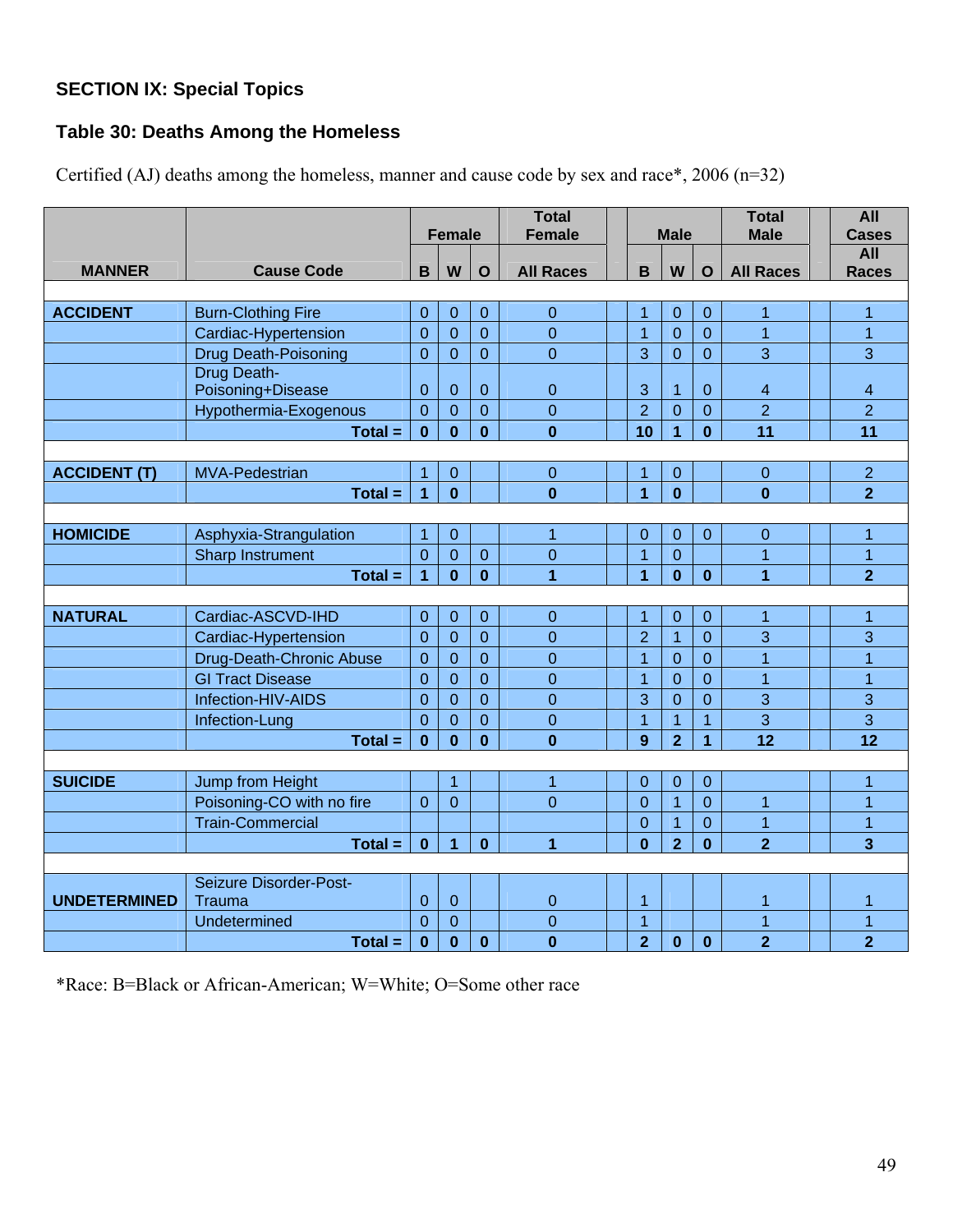## SECTION IX: Special Topics

### Table 30: Deaths Among the Homeless

Certified (AJ) deaths among the homeless, manner and cause code by sex and race*, 2006 (n=32)

| MANNER | Cause Code | Female B | Female W | Female O | Total Female All Races | Male B | Male W | Male O | Total Male All Races | All Cases All Races |
|---|---|---|---|---|---|---|---|---|---|---|
| ACCIDENT | Burn-Clothing Fire | 0 | 0 | 0 | 0 | 1 | 0 | 0 | 1 | 1 |
| | Cardiac-Hypertension | 0 | 0 | 0 | 0 | 1 | 0 | 0 | 1 | 1 |
| | Drug Death-Poisoning | 0 | 0 | 0 | 0 | 3 | 0 | 0 | 3 | 3 |
| | Drug Death-Poisoning+Disease | 0 | 0 | 0 | 0 | 3 | 1 | 0 | 4 | 4 |
| | Hypothermia-Exogenous | 0 | 0 | 0 | 0 | 2 | 0 | 0 | 2 | 2 |
| | **Total =** | **0** | **0** | **0** | **0** | **10** | **1** | **0** | **11** | **11** |
| ACCIDENT (T) | MVA-Pedestrian | 1 | 0 | | 0 | 1 | 0 | | 0 | 2 |
| | **Total =** | **1** | **0** | | **0** | **1** | **0** | | **0** | **2** |
| HOMICIDE | Asphyxia-Strangulation | 1 | 0 | | 1 | 0 | 0 | 0 | 0 | 1 |
| | Sharp Instrument | 0 | 0 | 0 | 0 | 1 | 0 | | 1 | 1 |
| | **Total =** | **1** | **0** | **0** | **1** | **1** | **0** | **0** | **1** | **2** |
| NATURAL | Cardiac-ASCVD-IHD | 0 | 0 | 0 | 0 | 1 | 0 | 0 | 1 | 1 |
| | Cardiac-Hypertension | 0 | 0 | 0 | 0 | 2 | 1 | 0 | 3 | 3 |
| | Drug-Death-Chronic Abuse | 0 | 0 | 0 | 0 | 1 | 0 | 0 | 1 | 1 |
| | GI Tract Disease | 0 | 0 | 0 | 0 | 1 | 0 | 0 | 1 | 1 |
| | Infection-HIV-AIDS | 0 | 0 | 0 | 0 | 3 | 0 | 0 | 3 | 3 |
| | Infection-Lung | 0 | 0 | 0 | 0 | 1 | 1 | 1 | 3 | 3 |
| | **Total =** | **0** | **0** | **0** | **0** | **9** | **2** | **1** | **12** | **12** |
| SUICIDE | Jump from Height | | 1 | | 1 | 0 | 0 | 0 | | 1 |
| | Poisoning-CO with no fire | 0 | 0 | | 0 | 0 | 1 | 0 | 1 | 1 |
| | Train-Commercial | | | | | 0 | 1 | 0 | 1 | 1 |
| | **Total =** | **0** | **1** | **0** | **1** | **0** | **2** | **0** | **2** | **3** |
| UNDETERMINED | Seizure Disorder-Post-Trauma | 0 | 0 | | 0 | 1 | | | 1 | 1 |
| | Undetermined | 0 | 0 | | 0 | 1 | | | 1 | 1 |
| | **Total =** | **0** | **0** | **0** | **0** | **2** | **0** | **0** | **2** | **2** |

*Race: B=Black or African-American; W=White; O=Some other race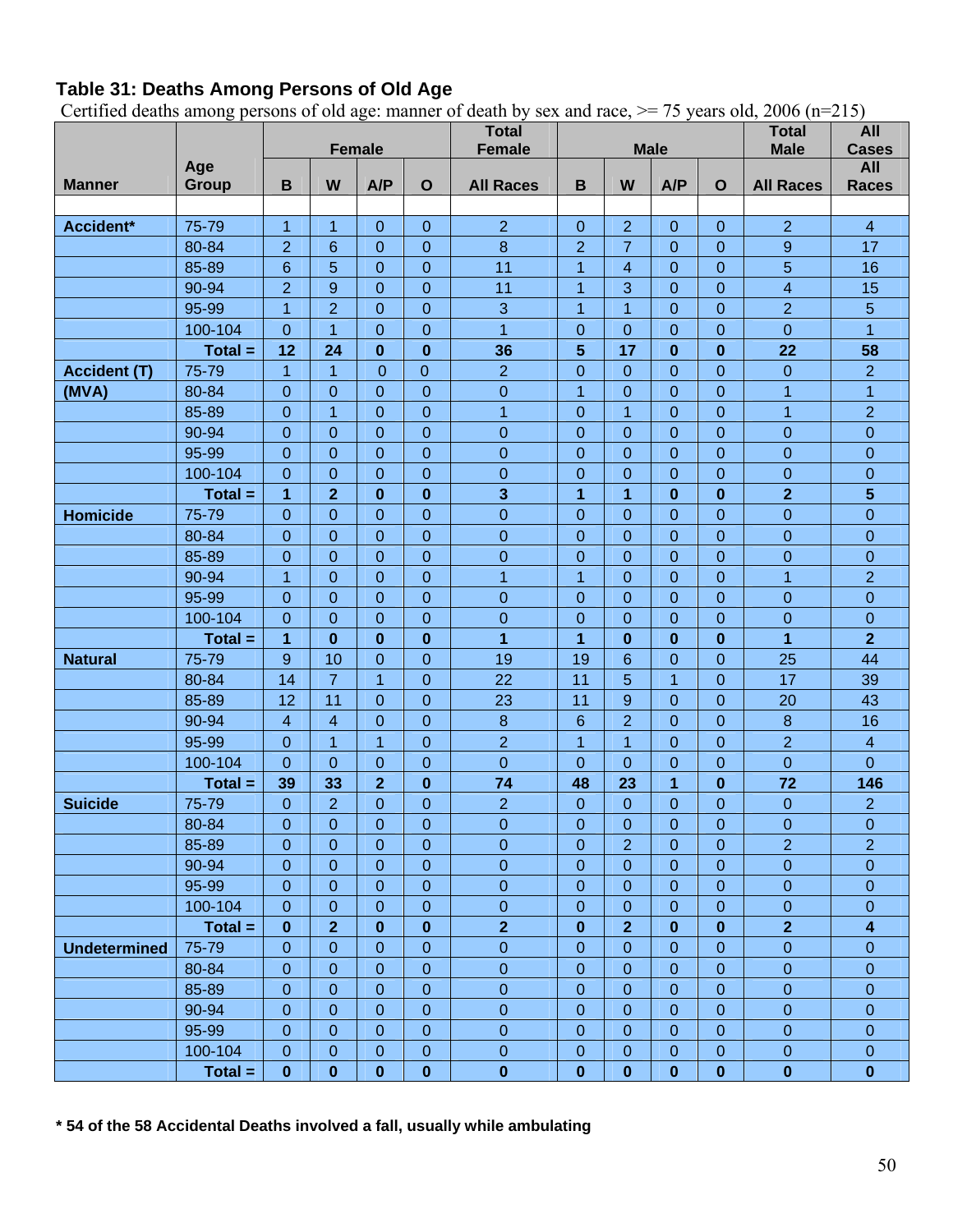## Table 31: Deaths Among Persons of Old Age

Certified deaths among persons of old age: manner of death by sex and race, >= 75 years old, 2006 (n=215)

| | | Female | | | | Total Female | Male | | | | Total Male | All Cases |
|---|---|---|---|---|---|---|---|---|---|---|---|---|
| **Manner** | **Age Group** | **B** | **W** | **A/P** | **O** | **All Races** | **B** | **W** | **A/P** | **O** | **All Races** | **All Races** |
| **Accident*** | 75-79 | 1 | 1 | 0 | 0 | 2 | 0 | 2 | 0 | 0 | 2 | 4 |
| | 80-84 | 2 | 6 | 0 | 0 | 8 | 2 | 7 | 0 | 0 | 9 | 17 |
| | 85-89 | 6 | 5 | 0 | 0 | 11 | 1 | 4 | 0 | 0 | 5 | 16 |
| | 90-94 | 2 | 9 | 0 | 0 | 11 | 1 | 3 | 0 | 0 | 4 | 15 |
| | 95-99 | 1 | 2 | 0 | 0 | 3 | 1 | 1 | 0 | 0 | 2 | 5 |
| | 100-104 | 0 | 1 | 0 | 0 | 1 | 0 | 0 | 0 | 0 | 0 | 1 |
| | **Total =** | **12** | **24** | **0** | **0** | **36** | **5** | **17** | **0** | **0** | **22** | **58** |
| **Accident (T) (MVA)** | 75-79 | 1 | 1 | 0 | 0 | 2 | 0 | 0 | 0 | 0 | 0 | 2 |
| | 80-84 | 0 | 0 | 0 | 0 | 0 | 1 | 0 | 0 | 0 | 1 | 1 |
| | 85-89 | 0 | 1 | 0 | 0 | 1 | 0 | 1 | 0 | 0 | 1 | 2 |
| | 90-94 | 0 | 0 | 0 | 0 | 0 | 0 | 0 | 0 | 0 | 0 | 0 |
| | 95-99 | 0 | 0 | 0 | 0 | 0 | 0 | 0 | 0 | 0 | 0 | 0 |
| | 100-104 | 0 | 0 | 0 | 0 | 0 | 0 | 0 | 0 | 0 | 0 | 0 |
| | **Total =** | **1** | **2** | **0** | **0** | **3** | **1** | **1** | **0** | **0** | **2** | **5** |
| **Homicide** | 75-79 | 0 | 0 | 0 | 0 | 0 | 0 | 0 | 0 | 0 | 0 | 0 |
| | 80-84 | 0 | 0 | 0 | 0 | 0 | 0 | 0 | 0 | 0 | 0 | 0 |
| | 85-89 | 0 | 0 | 0 | 0 | 0 | 0 | 0 | 0 | 0 | 0 | 0 |
| | 90-94 | 1 | 0 | 0 | 0 | 1 | 1 | 0 | 0 | 0 | 1 | 2 |
| | 95-99 | 0 | 0 | 0 | 0 | 0 | 0 | 0 | 0 | 0 | 0 | 0 |
| | 100-104 | 0 | 0 | 0 | 0 | 0 | 0 | 0 | 0 | 0 | 0 | 0 |
| | **Total =** | **1** | **0** | **0** | **0** | **1** | **1** | **0** | **0** | **0** | **1** | **2** |
| **Natural** | 75-79 | 9 | 10 | 0 | 0 | 19 | 19 | 6 | 0 | 0 | 25 | 44 |
| | 80-84 | 14 | 7 | 1 | 0 | 22 | 11 | 5 | 1 | 0 | 17 | 39 |
| | 85-89 | 12 | 11 | 0 | 0 | 23 | 11 | 9 | 0 | 0 | 20 | 43 |
| | 90-94 | 4 | 4 | 0 | 0 | 8 | 6 | 2 | 0 | 0 | 8 | 16 |
| | 95-99 | 0 | 1 | 1 | 0 | 2 | 1 | 1 | 0 | 0 | 2 | 4 |
| | 100-104 | 0 | 0 | 0 | 0 | 0 | 0 | 0 | 0 | 0 | 0 | 0 |
| | **Total =** | **39** | **33** | **2** | **0** | **74** | **48** | **23** | **1** | **0** | **72** | **146** |
| **Suicide** | 75-79 | 0 | 2 | 0 | 0 | 2 | 0 | 0 | 0 | 0 | 0 | 2 |
| | 80-84 | 0 | 0 | 0 | 0 | 0 | 0 | 0 | 0 | 0 | 0 | 0 |
| | 85-89 | 0 | 0 | 0 | 0 | 0 | 0 | 2 | 0 | 0 | 2 | 2 |
| | 90-94 | 0 | 0 | 0 | 0 | 0 | 0 | 0 | 0 | 0 | 0 | 0 |
| | 95-99 | 0 | 0 | 0 | 0 | 0 | 0 | 0 | 0 | 0 | 0 | 0 |
| | 100-104 | 0 | 0 | 0 | 0 | 0 | 0 | 0 | 0 | 0 | 0 | 0 |
| | **Total =** | **0** | **2** | **0** | **0** | **2** | **0** | **2** | **0** | **0** | **2** | **4** |
| **Undetermined** | 75-79 | 0 | 0 | 0 | 0 | 0 | 0 | 0 | 0 | 0 | 0 | 0 |
| | 80-84 | 0 | 0 | 0 | 0 | 0 | 0 | 0 | 0 | 0 | 0 | 0 |
| | 85-89 | 0 | 0 | 0 | 0 | 0 | 0 | 0 | 0 | 0 | 0 | 0 |
| | 90-94 | 0 | 0 | 0 | 0 | 0 | 0 | 0 | 0 | 0 | 0 | 0 |
| | 95-99 | 0 | 0 | 0 | 0 | 0 | 0 | 0 | 0 | 0 | 0 | 0 |
| | 100-104 | 0 | 0 | 0 | 0 | 0 | 0 | 0 | 0 | 0 | 0 | 0 |
| | **Total =** | **0** | **0** | **0** | **0** | **0** | **0** | **0** | **0** | **0** | **0** | **0** |

**\* 54 of the 58 Accidental Deaths involved a fall, usually while ambulating**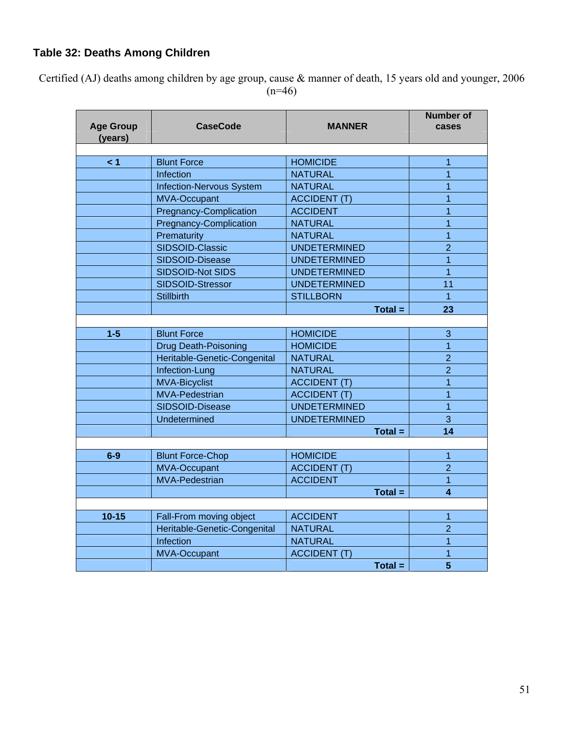### Table 32: Deaths Among Children

Certified (AJ) deaths among children by age group, cause & manner of death, 15 years old and younger, 2006 (n=46)

| Age Group (years) | CaseCode | MANNER | Number of cases |
|---|---|---|---|
| < 1 | Blunt Force | HOMICIDE | 1 |
| | Infection | NATURAL | 1 |
| | Infection-Nervous System | NATURAL | 1 |
| | MVA-Occupant | ACCIDENT (T) | 1 |
| | Pregnancy-Complication | ACCIDENT | 1 |
| | Pregnancy-Complication | NATURAL | 1 |
| | Prematurity | NATURAL | 1 |
| | SIDSOID-Classic | UNDETERMINED | 2 |
| | SIDSOID-Disease | UNDETERMINED | 1 |
| | SIDSOID-Not SIDS | UNDETERMINED | 1 |
| | SIDSOID-Stressor | UNDETERMINED | 11 |
| | Stillbirth | STILLBORN | 1 |
| | | **Total =** | **23** |
| 1-5 | Blunt Force | HOMICIDE | 3 |
| | Drug Death-Poisoning | HOMICIDE | 1 |
| | Heritable-Genetic-Congenital | NATURAL | 2 |
| | Infection-Lung | NATURAL | 2 |
| | MVA-Bicyclist | ACCIDENT (T) | 1 |
| | MVA-Pedestrian | ACCIDENT (T) | 1 |
| | SIDSOID-Disease | UNDETERMINED | 1 |
| | Undetermined | UNDETERMINED | 3 |
| | | **Total =** | **14** |
| 6-9 | Blunt Force-Chop | HOMICIDE | 1 |
| | MVA-Occupant | ACCIDENT (T) | 2 |
| | MVA-Pedestrian | ACCIDENT | 1 |
| | | **Total =** | **4** |
| 10-15 | Fall-From moving object | ACCIDENT | 1 |
| | Heritable-Genetic-Congenital | NATURAL | 2 |
| | Infection | NATURAL | 1 |
| | MVA-Occupant | ACCIDENT (T) | 1 |
| | | **Total =** | **5** |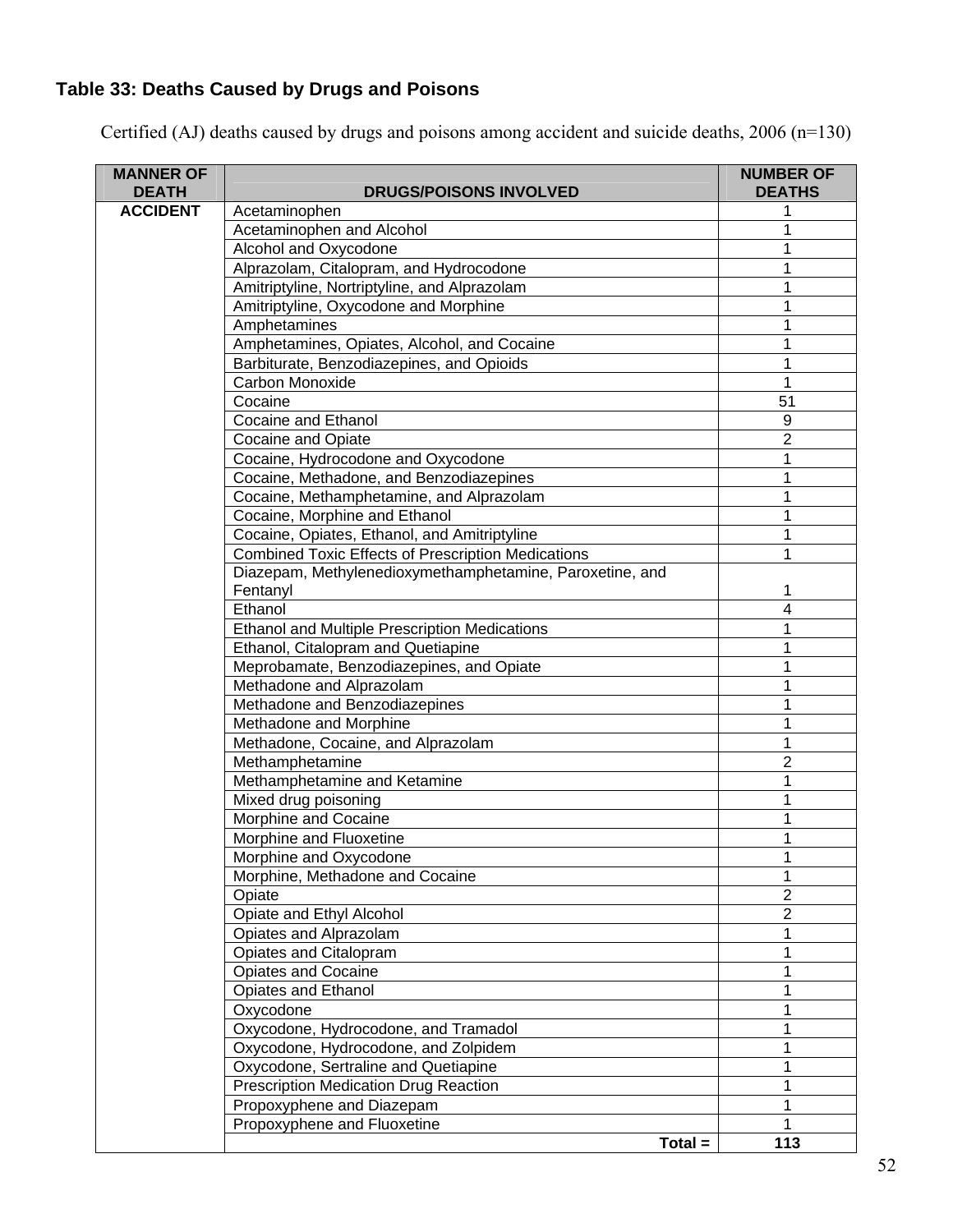### Table 33: Deaths Caused by Drugs and Poisons

Certified (AJ) deaths caused by drugs and poisons among accident and suicide deaths, 2006 (n=130)

| MANNER OF DEATH | DRUGS/POISONS INVOLVED | NUMBER OF DEATHS |
|---|---|---|
| ACCIDENT | Acetaminophen | 1 |
| | Acetaminophen and Alcohol | 1 |
| | Alcohol and Oxycodone | 1 |
| | Alprazolam, Citalopram, and Hydrocodone | 1 |
| | Amitriptyline, Nortriptyline, and Alprazolam | 1 |
| | Amitriptyline, Oxycodone and Morphine | 1 |
| | Amphetamines | 1 |
| | Amphetamines, Opiates, Alcohol, and Cocaine | 1 |
| | Barbiturate, Benzodiazepines, and Opioids | 1 |
| | Carbon Monoxide | 1 |
| | Cocaine | 51 |
| | Cocaine and Ethanol | 9 |
| | Cocaine and Opiate | 2 |
| | Cocaine, Hydrocodone and Oxycodone | 1 |
| | Cocaine, Methadone, and Benzodiazepines | 1 |
| | Cocaine, Methamphetamine, and Alprazolam | 1 |
| | Cocaine, Morphine and Ethanol | 1 |
| | Cocaine, Opiates, Ethanol, and Amitriptyline | 1 |
| | Combined Toxic Effects of Prescription Medications | 1 |
| | Diazepam, Methylenedioxymethamphetamine, Paroxetine, and Fentanyl | 1 |
| | Ethanol | 4 |
| | Ethanol and Multiple Prescription Medications | 1 |
| | Ethanol, Citalopram and Quetiapine | 1 |
| | Meprobamate, Benzodiazepines, and Opiate | 1 |
| | Methadone and Alprazolam | 1 |
| | Methadone and Benzodiazepines | 1 |
| | Methadone and Morphine | 1 |
| | Methadone, Cocaine, and Alprazolam | 1 |
| | Methamphetamine | 2 |
| | Methamphetamine and Ketamine | 1 |
| | Mixed drug poisoning | 1 |
| | Morphine and Cocaine | 1 |
| | Morphine and Fluoxetine | 1 |
| | Morphine and Oxycodone | 1 |
| | Morphine, Methadone and Cocaine | 1 |
| | Opiate | 2 |
| | Opiate and Ethyl Alcohol | 2 |
| | Opiates and Alprazolam | 1 |
| | Opiates and Citalopram | 1 |
| | Opiates and Cocaine | 1 |
| | Opiates and Ethanol | 1 |
| | Oxycodone | 1 |
| | Oxycodone, Hydrocodone, and Tramadol | 1 |
| | Oxycodone, Hydrocodone, and Zolpidem | 1 |
| | Oxycodone, Sertraline and Quetiapine | 1 |
| | Prescription Medication Drug Reaction | 1 |
| | Propoxyphene and Diazepam | 1 |
| | Propoxyphene and Fluoxetine | 1 |
| | **Total =** | **113** |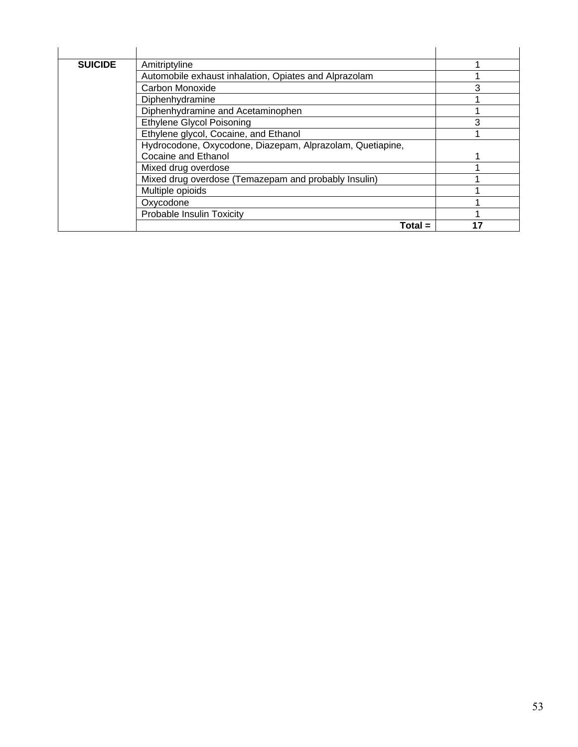| | | |
|---|---|---|
| **SUICIDE** | Amitriptyline | 1 |
| | Automobile exhaust inhalation, Opiates and Alprazolam | 1 |
| | Carbon Monoxide | 3 |
| | Diphenhydramine | 1 |
| | Diphenhydramine and Acetaminophen | 1 |
| | Ethylene Glycol Poisoning | 3 |
| | Ethylene glycol, Cocaine, and Ethanol | 1 |
| | Hydrocodone, Oxycodone, Diazepam, Alprazolam, Quetiapine, Cocaine and Ethanol | 1 |
| | Mixed drug overdose | 1 |
| | Mixed drug overdose (Temazepam and probably Insulin) | 1 |
| | Multiple opioids | 1 |
| | Oxycodone | 1 |
| | Probable Insulin Toxicity | 1 |
| | **Total =** | **17** |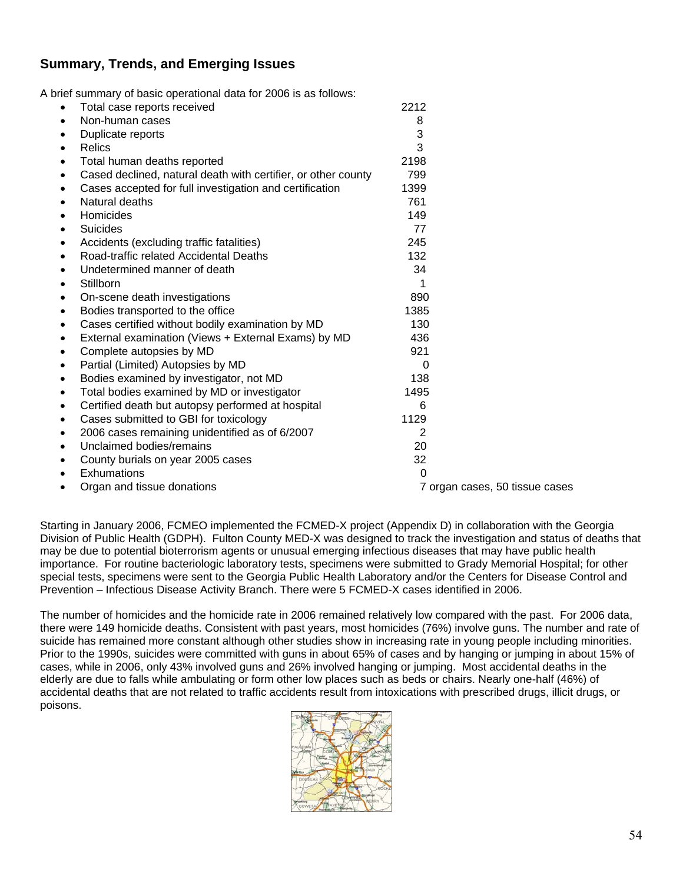## Summary, Trends, and Emerging Issues

A brief summary of basic operational data for 2006 is as follows:

| | |
|---|---|
| Total case reports received | 2212 |
| Non-human cases | 8 |
| Duplicate reports | 3 |
| Relics | 3 |
| Total human deaths reported | 2198 |
| Cased declined, natural death with certifier, or other county | 799 |
| Cases accepted for full investigation and certification | 1399 |
| Natural deaths | 761 |
| Homicides | 149 |
| Suicides | 77 |
| Accidents (excluding traffic fatalities) | 245 |
| Road-traffic related Accidental Deaths | 132 |
| Undetermined manner of death | 34 |
| Stillborn | 1 |
| On-scene death investigations | 890 |
| Bodies transported to the office | 1385 |
| Cases certified without bodily examination by MD | 130 |
| External examination (Views + External Exams) by MD | 436 |
| Complete autopsies by MD | 921 |
| Partial (Limited) Autopsies by MD | 0 |
| Bodies examined by investigator, not MD | 138 |
| Total bodies examined by MD or investigator | 1495 |
| Certified death but autopsy performed at hospital | 6 |
| Cases submitted to GBI for toxicology | 1129 |
| 2006 cases remaining unidentified as of 6/2007 | 2 |
| Unclaimed bodies/remains | 20 |
| County burials on year 2005 cases | 32 |
| Exhumations | 0 |
| Organ and tissue donations | 7 organ cases, 50 tissue cases |

Starting in January 2006, FCMEO implemented the FCMED-X project (Appendix D) in collaboration with the Georgia Division of Public Health (GDPH). Fulton County MED-X was designed to track the investigation and status of deaths that may be due to potential bioterrorism agents or unusual emerging infectious diseases that may have public health importance. For routine bacteriologic laboratory tests, specimens were submitted to Grady Memorial Hospital; for other special tests, specimens were sent to the Georgia Public Health Laboratory and/or the Centers for Disease Control and Prevention – Infectious Disease Activity Branch. There were 5 FCMED-X cases identified in 2006.

The number of homicides and the homicide rate in 2006 remained relatively low compared with the past. For 2006 data, there were 149 homicide deaths. Consistent with past years, most homicides (76%) involve guns. The number and rate of suicide has remained more constant although other studies show in increasing rate in young people including minorities. Prior to the 1990s, suicides were committed with guns in about 65% of cases and by hanging or jumping in about 15% of cases, while in 2006, only 43% involved guns and 26% involved hanging or jumping. Most accidental deaths in the elderly are due to falls while ambulating or form other low places such as beds or chairs. Nearly one-half (46%) of accidental deaths that are not related to traffic accidents result from intoxications with prescribed drugs, illicit drugs, or poisons.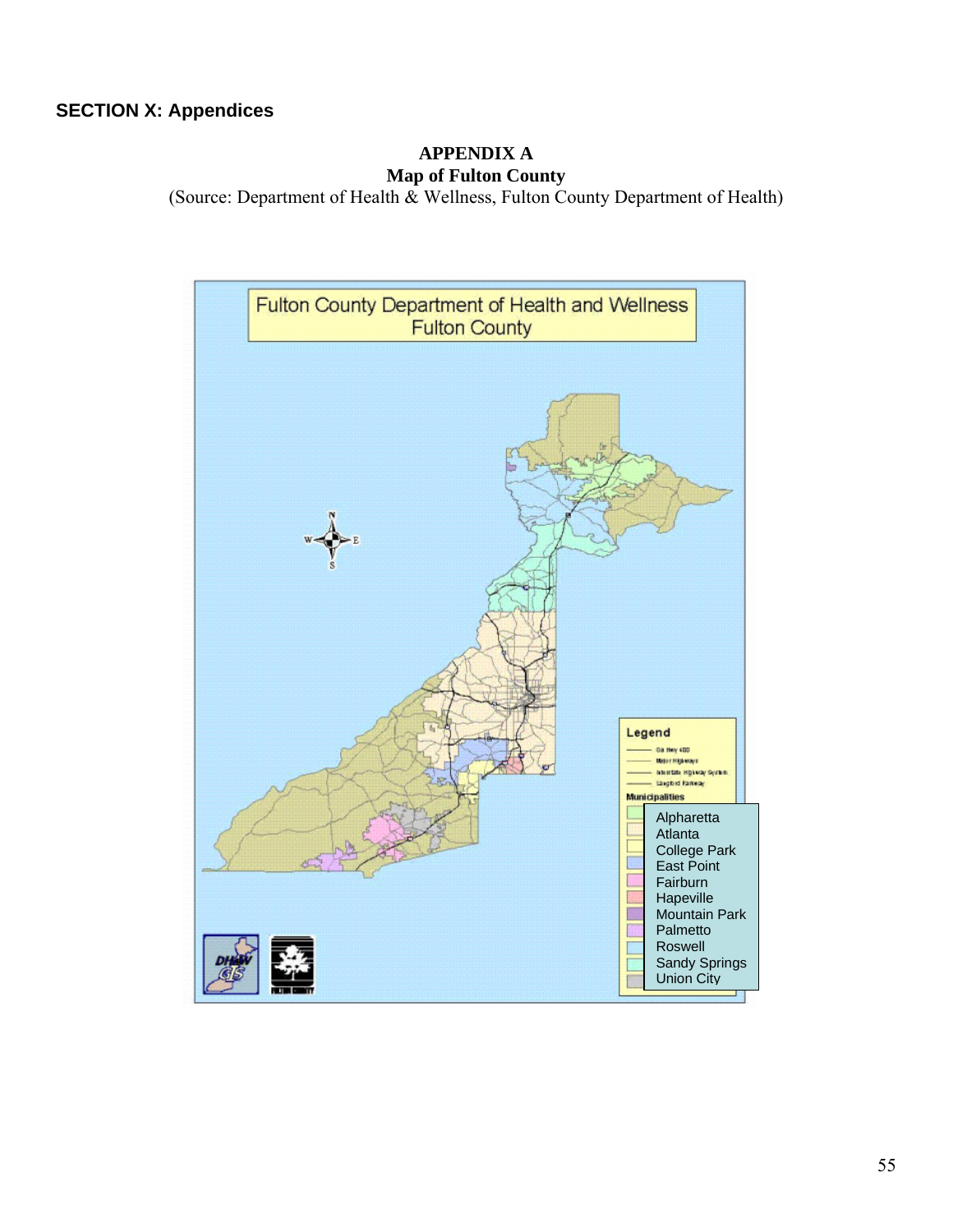## SECTION X: Appendices

**APPENDIX A**
**Map of Fulton County**
(Source: Department of Health & Wellness, Fulton County Department of Health)

Fulton County Department of Health and Wellness
Fulton County

Legend

Municipalities

- Alpharetta
- Atlanta
- College Park
- East Point
- Fairburn
- Hapeville
- Mountain Park
- Palmetto
- Roswell
- Sandy Springs
- Union City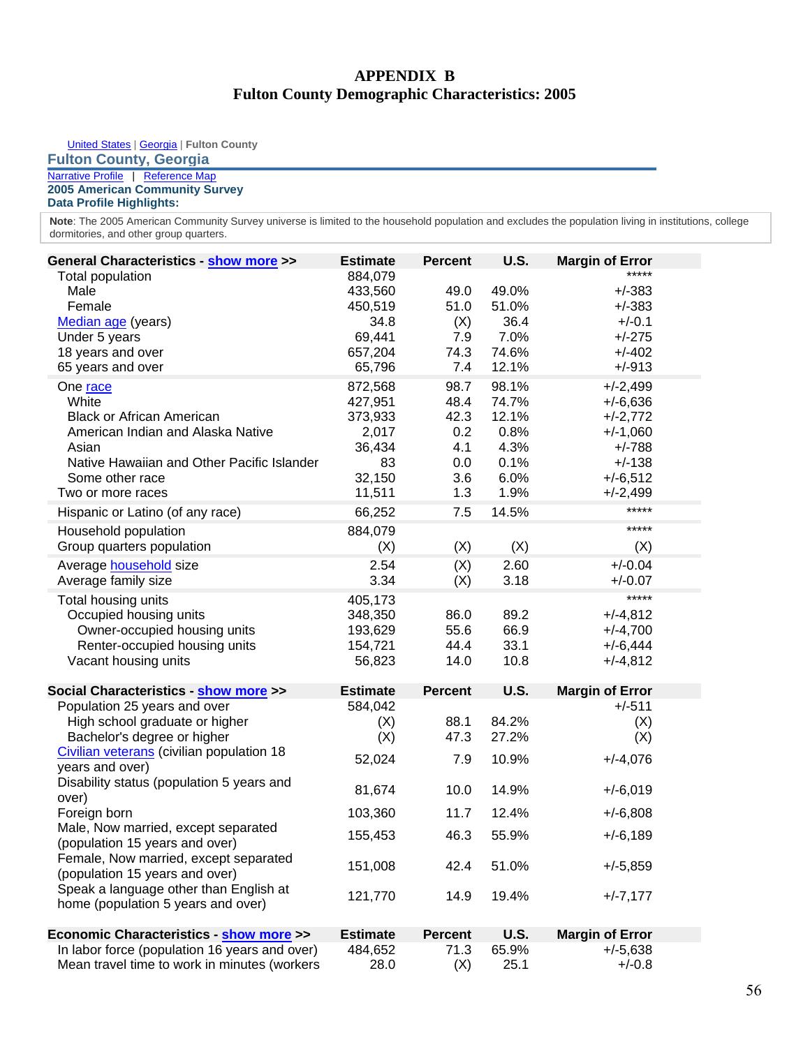# APPENDIX B
## Fulton County Demographic Characteristics: 2005

United States | Georgia | Fulton County

### Fulton County, Georgia

Narrative Profile | Reference Map

**2005 American Community Survey**
**Data Profile Highlights:**

**Note**: The 2005 American Community Survey universe is limited to the household population and excludes the population living in institutions, college dormitories, and other group quarters.

| General Characteristics - show more >> | Estimate | Percent | U.S. | Margin of Error |
|---|---|---|---|---|
| Total population | 884,079 | | | ***** |
| Male | 433,560 | 49.0 | 49.0% | +/-383 |
| Female | 450,519 | 51.0 | 51.0% | +/-383 |
| Median age (years) | 34.8 | (X) | 36.4 | +/-0.1 |
| Under 5 years | 69,441 | 7.9 | 7.0% | +/-275 |
| 18 years and over | 657,204 | 74.3 | 74.6% | +/-402 |
| 65 years and over | 65,796 | 7.4 | 12.1% | +/-913 |
| One race | 872,568 | 98.7 | 98.1% | +/-2,499 |
| White | 427,951 | 48.4 | 74.7% | +/-6,636 |
| Black or African American | 373,933 | 42.3 | 12.1% | +/-2,772 |
| American Indian and Alaska Native | 2,017 | 0.2 | 0.8% | +/-1,060 |
| Asian | 36,434 | 4.1 | 4.3% | +/-788 |
| Native Hawaiian and Other Pacific Islander | 83 | 0.0 | 0.1% | +/-138 |
| Some other race | 32,150 | 3.6 | 6.0% | +/-6,512 |
| Two or more races | 11,511 | 1.3 | 1.9% | +/-2,499 |
| Hispanic or Latino (of any race) | 66,252 | 7.5 | 14.5% | ***** |
| Household population | 884,079 | | | ***** |
| Group quarters population | (X) | (X) | (X) | (X) |
| Average household size | 2.54 | (X) | 2.60 | +/-0.04 |
| Average family size | 3.34 | (X) | 3.18 | +/-0.07 |
| Total housing units | 405,173 | | | ***** |
| Occupied housing units | 348,350 | 86.0 | 89.2 | +/-4,812 |
| Owner-occupied housing units | 193,629 | 55.6 | 66.9 | +/-4,700 |
| Renter-occupied housing units | 154,721 | 44.4 | 33.1 | +/-6,444 |
| Vacant housing units | 56,823 | 14.0 | 10.8 | +/-4,812 |

| Social Characteristics - show more >> | Estimate | Percent | U.S. | Margin of Error |
|---|---|---|---|---|
| Population 25 years and over | 584,042 | | | +/-511 |
| High school graduate or higher | (X) | 88.1 | 84.2% | (X) |
| Bachelor's degree or higher | (X) | 47.3 | 27.2% | (X) |
| Civilian veterans (civilian population 18 years and over) | 52,024 | 7.9 | 10.9% | +/-4,076 |
| Disability status (population 5 years and over) | 81,674 | 10.0 | 14.9% | +/-6,019 |
| Foreign born | 103,360 | 11.7 | 12.4% | +/-6,808 |
| Male, Now married, except separated (population 15 years and over) | 155,453 | 46.3 | 55.9% | +/-6,189 |
| Female, Now married, except separated (population 15 years and over) | 151,008 | 42.4 | 51.0% | +/-5,859 |
| Speak a language other than English at home (population 5 years and over) | 121,770 | 14.9 | 19.4% | +/-7,177 |

| Economic Characteristics - show more >> | Estimate | Percent | U.S. | Margin of Error |
|---|---|---|---|---|
| In labor force (population 16 years and over) | 484,652 | 71.3 | 65.9% | +/-5,638 |
| Mean travel time to work in minutes (workers | 28.0 | (X) | 25.1 | +/-0.8 |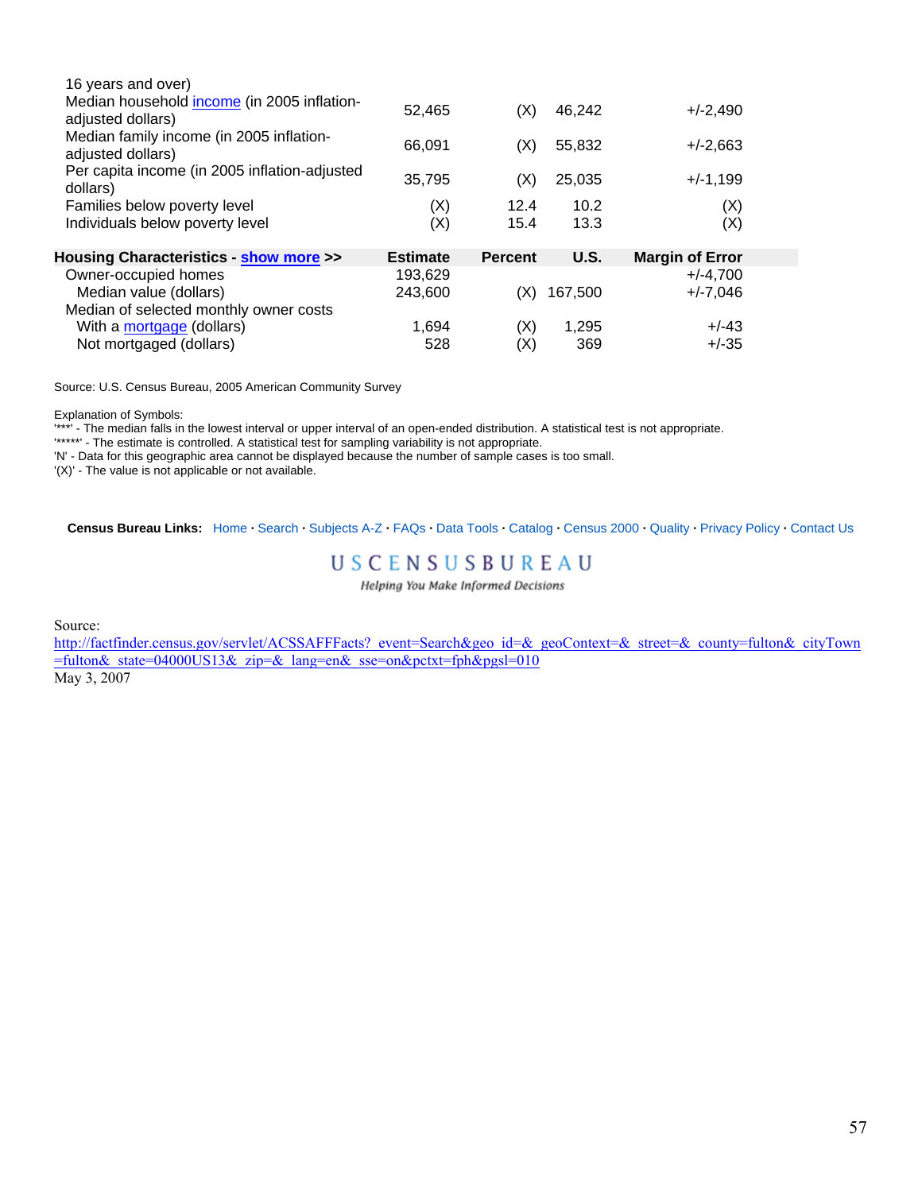| | Estimate | Percent | U.S. | Margin of Error |
|---|---|---|---|---|
| 16 years and over) | | | | |
| Median household income (in 2005 inflation-adjusted dollars) | 52,465 | (X) | 46,242 | +/-2,490 |
| Median family income (in 2005 inflation-adjusted dollars) | 66,091 | (X) | 55,832 | +/-2,663 |
| Per capita income (in 2005 inflation-adjusted dollars) | 35,795 | (X) | 25,035 | +/-1,199 |
| Families below poverty level | (X) | 12.4 | 10.2 | (X) |
| Individuals below poverty level | (X) | 15.4 | 13.3 | (X) |

| **Housing Characteristics - show more >>** | **Estimate** | **Percent** | **U.S.** | **Margin of Error** |
|---|---|---|---|---|
| Owner-occupied homes | 193,629 | | | +/-4,700 |
| Median value (dollars) | 243,600 | (X) | 167,500 | +/-7,046 |
| Median of selected monthly owner costs | | | | |
| With a mortgage (dollars) | 1,694 | (X) | 1,295 | +/-43 |
| Not mortgaged (dollars) | 528 | (X) | 369 | +/-35 |

Source: U.S. Census Bureau, 2005 American Community Survey

Explanation of Symbols:
'***' - The median falls in the lowest interval or upper interval of an open-ended distribution. A statistical test is not appropriate.
'*****' - The estimate is controlled. A statistical test for sampling variability is not appropriate.
'N' - Data for this geographic area cannot be displayed because the number of sample cases is too small.
'(X)' - The value is not applicable or not available.

**Census Bureau Links:** Home · Search · Subjects A-Z · FAQs · Data Tools · Catalog · Census 2000 · Quality · Privacy Policy · Contact Us

USCENSUSBUREAU
*Helping You Make Informed Decisions*

Source:
http://factfinder.census.gov/servlet/ACSSAFFFacts?_event=Search&geo_id=&_geoContext=&_street=&_county=fulton&_cityTown=fulton&_state=04000US13&_zip=&_lang=en&_sse=on&pctxt=fph&pgsl=010
May 3, 2007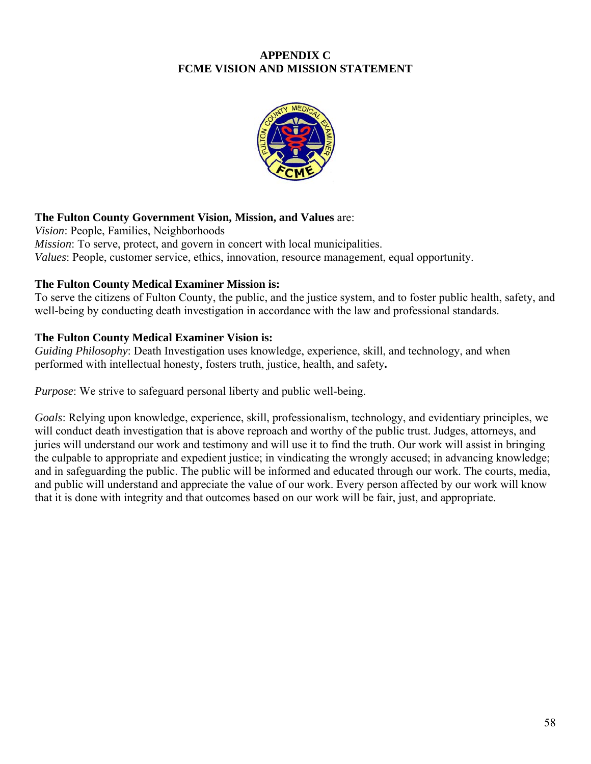# APPENDIX C
# FCME VISION AND MISSION STATEMENT

**The Fulton County Government Vision, Mission, and Values** are:
*Vision*: People, Families, Neighborhoods
*Mission*: To serve, protect, and govern in concert with local municipalities.
*Values*: People, customer service, ethics, innovation, resource management, equal opportunity.

**The Fulton County Medical Examiner Mission is:**
To serve the citizens of Fulton County, the public, and the justice system, and to foster public health, safety, and well-being by conducting death investigation in accordance with the law and professional standards.

**The Fulton County Medical Examiner Vision is:**
*Guiding Philosophy*: Death Investigation uses knowledge, experience, skill, and technology, and when performed with intellectual honesty, fosters truth, justice, health, and safety**.**

*Purpose*: We strive to safeguard personal liberty and public well-being.

*Goals*: Relying upon knowledge, experience, skill, professionalism, technology, and evidentiary principles, we will conduct death investigation that is above reproach and worthy of the public trust. Judges, attorneys, and juries will understand our work and testimony and will use it to find the truth. Our work will assist in bringing the culpable to appropriate and expedient justice; in vindicating the wrongly accused; in advancing knowledge; and in safeguarding the public. The public will be informed and educated through our work. The courts, media, and public will understand and appreciate the value of our work. Every person affected by our work will know that it is done with integrity and that outcomes based on our work will be fair, just, and appropriate.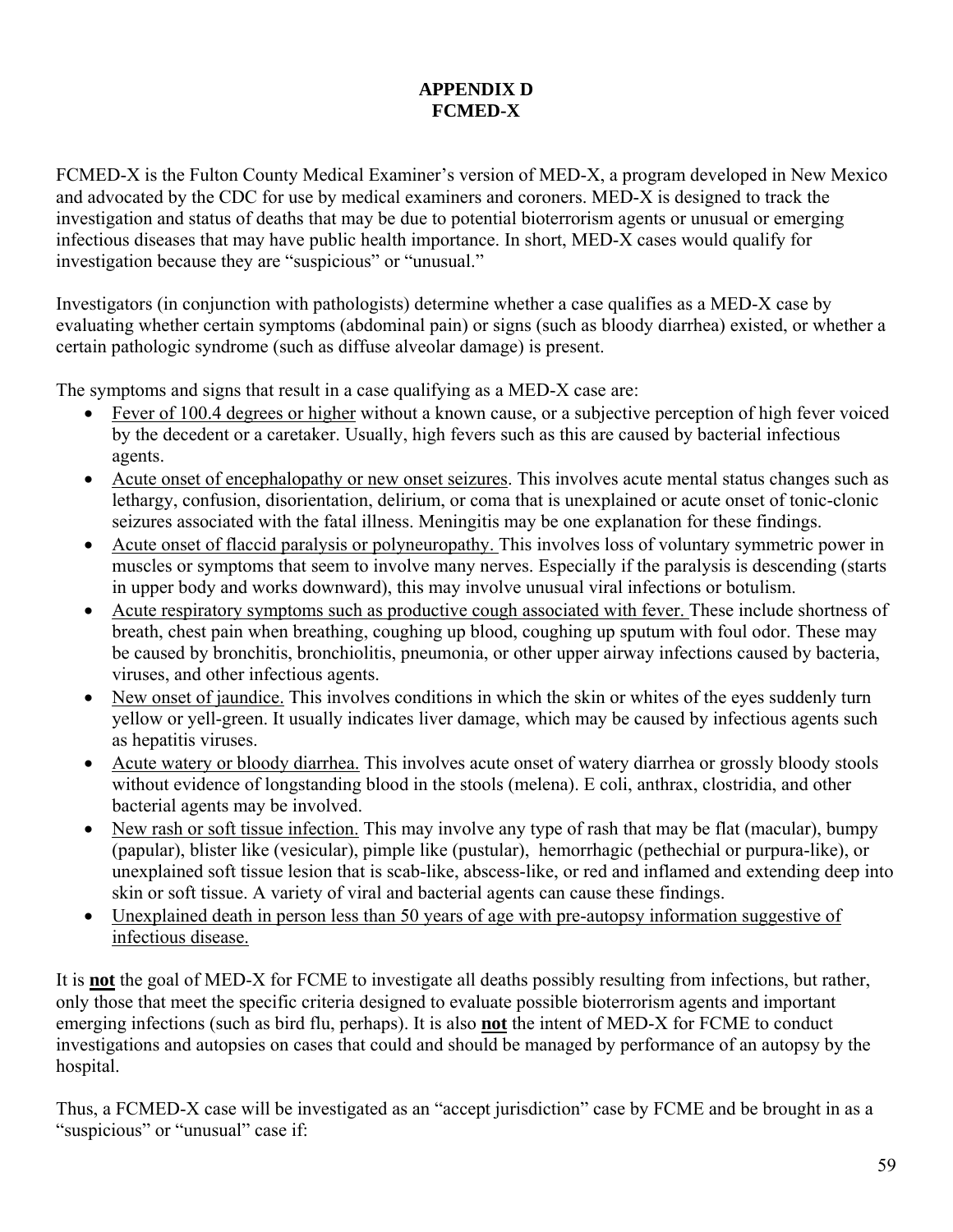# APPENDIX D
# FCMED-X

FCMED-X is the Fulton County Medical Examiner's version of MED-X, a program developed in New Mexico and advocated by the CDC for use by medical examiners and coroners. MED-X is designed to track the investigation and status of deaths that may be due to potential bioterrorism agents or unusual or emerging infectious diseases that may have public health importance. In short, MED-X cases would qualify for investigation because they are "suspicious" or "unusual."

Investigators (in conjunction with pathologists) determine whether a case qualifies as a MED-X case by evaluating whether certain symptoms (abdominal pain) or signs (such as bloody diarrhea) existed, or whether a certain pathologic syndrome (such as diffuse alveolar damage) is present.

The symptoms and signs that result in a case qualifying as a MED-X case are:

- <u>Fever of 100.4 degrees or higher</u> without a known cause, or a subjective perception of high fever voiced by the decedent or a caretaker. Usually, high fevers such as this are caused by bacterial infectious agents.
- <u>Acute onset of encephalopathy or new onset seizures</u>. This involves acute mental status changes such as lethargy, confusion, disorientation, delirium, or coma that is unexplained or acute onset of tonic-clonic seizures associated with the fatal illness. Meningitis may be one explanation for these findings.
- <u>Acute onset of flaccid paralysis or polyneuropathy.</u> This involves loss of voluntary symmetric power in muscles or symptoms that seem to involve many nerves. Especially if the paralysis is descending (starts in upper body and works downward), this may involve unusual viral infections or botulism.
- <u>Acute respiratory symptoms such as productive cough associated with fever.</u> These include shortness of breath, chest pain when breathing, coughing up blood, coughing up sputum with foul odor. These may be caused by bronchitis, bronchiolitis, pneumonia, or other upper airway infections caused by bacteria, viruses, and other infectious agents.
- <u>New onset of jaundice.</u> This involves conditions in which the skin or whites of the eyes suddenly turn yellow or yell-green. It usually indicates liver damage, which may be caused by infectious agents such as hepatitis viruses.
- <u>Acute watery or bloody diarrhea.</u> This involves acute onset of watery diarrhea or grossly bloody stools without evidence of longstanding blood in the stools (melena). E coli, anthrax, clostridia, and other bacterial agents may be involved.
- <u>New rash or soft tissue infection.</u> This may involve any type of rash that may be flat (macular), bumpy (papular), blister like (vesicular), pimple like (pustular), hemorrhagic (pethechial or purpura-like), or unexplained soft tissue lesion that is scab-like, abscess-like, or red and inflamed and extending deep into skin or soft tissue. A variety of viral and bacterial agents can cause these findings.
- <u>Unexplained death in person less than 50 years of age with pre-autopsy information suggestive of infectious disease.</u>

It is **<u>not</u>** the goal of MED-X for FCME to investigate all deaths possibly resulting from infections, but rather, only those that meet the specific criteria designed to evaluate possible bioterrorism agents and important emerging infections (such as bird flu, perhaps). It is also **<u>not</u>** the intent of MED-X for FCME to conduct investigations and autopsies on cases that could and should be managed by performance of an autopsy by the hospital.

Thus, a FCMED-X case will be investigated as an "accept jurisdiction" case by FCME and be brought in as a "suspicious" or "unusual" case if: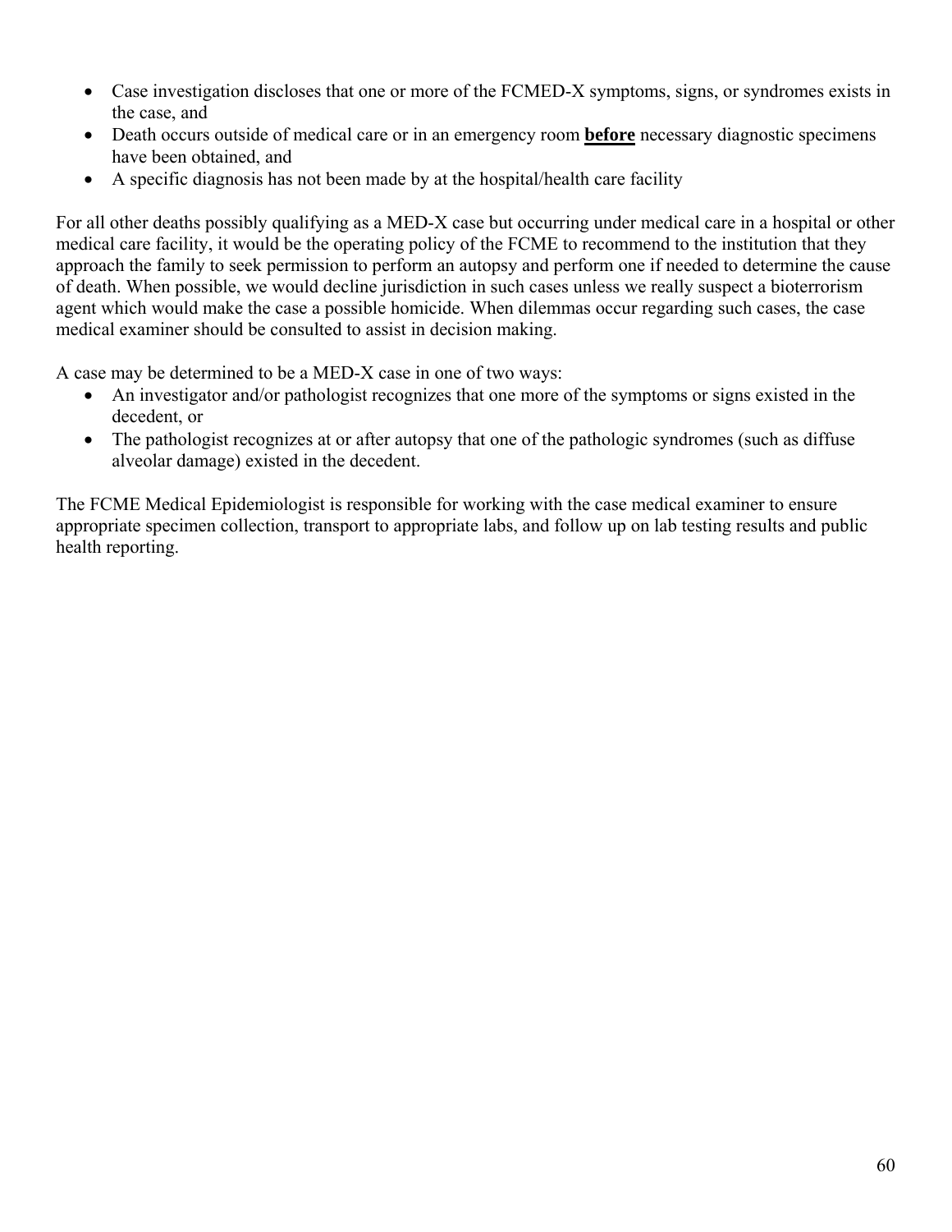- Case investigation discloses that one or more of the FCMED-X symptoms, signs, or syndromes exists in the case, and
- Death occurs outside of medical care or in an emergency room **<u>before</u>** necessary diagnostic specimens have been obtained, and
- A specific diagnosis has not been made by at the hospital/health care facility

For all other deaths possibly qualifying as a MED-X case but occurring under medical care in a hospital or other medical care facility, it would be the operating policy of the FCME to recommend to the institution that they approach the family to seek permission to perform an autopsy and perform one if needed to determine the cause of death. When possible, we would decline jurisdiction in such cases unless we really suspect a bioterrorism agent which would make the case a possible homicide. When dilemmas occur regarding such cases, the case medical examiner should be consulted to assist in decision making.

A case may be determined to be a MED-X case in one of two ways:

- An investigator and/or pathologist recognizes that one more of the symptoms or signs existed in the decedent, or
- The pathologist recognizes at or after autopsy that one of the pathologic syndromes (such as diffuse alveolar damage) existed in the decedent.

The FCME Medical Epidemiologist is responsible for working with the case medical examiner to ensure appropriate specimen collection, transport to appropriate labs, and follow up on lab testing results and public health reporting.